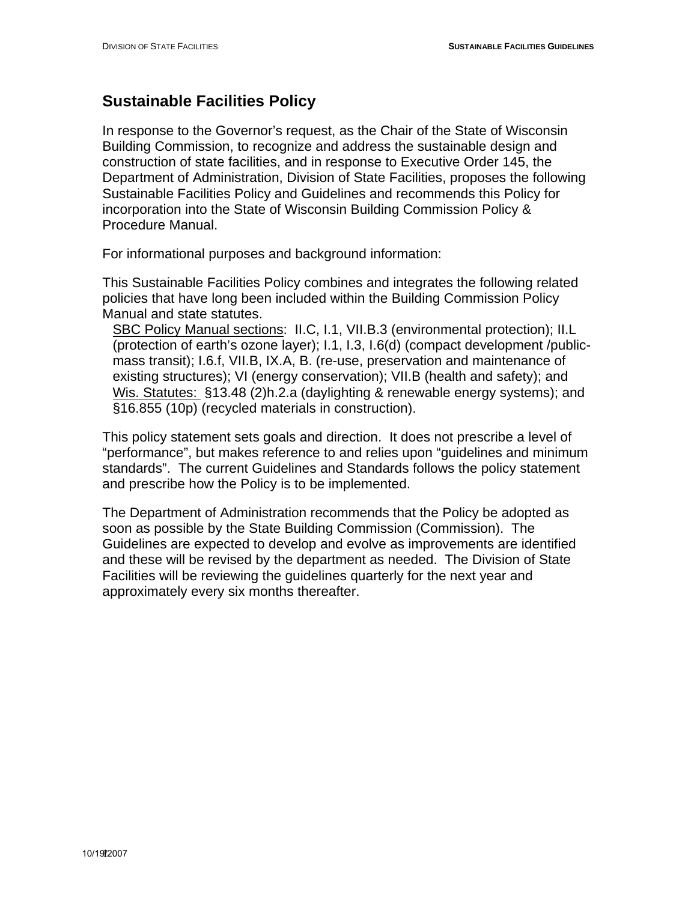## Sustainable Facilities Policy

In response to the Governor's request, as the Chair of the State of Wisconsin Building Commission, to recognize and address the sustainable design and construction of state facilities, and in response to Executive Order 145, the Department of Administration, Division of State Facilities, proposes the following Sustainable Facilities Policy and Guidelines and recommends this Policy for incorporation into the State of Wisconsin Building Commission Policy & Procedure Manual.

For informational purposes and background information:

This Sustainable Facilities Policy combines and integrates the following related policies that have long been included within the Building Commission Policy Manual and state statutes.

SBC Policy Manual sections: II.C, I.1, VII.B.3 (environmental protection); II.L (protection of earth's ozone layer); I.1, I.3, I.6(d) (compact development /public-mass transit); I.6.f, VII.B, IX.A, B. (re-use, preservation and maintenance of existing structures); VI (energy conservation); VII.B (health and safety); and Wis. Statutes: §13.48 (2)h.2.a (daylighting & renewable energy systems); and §16.855 (10p) (recycled materials in construction).

This policy statement sets goals and direction. It does not prescribe a level of "performance", but makes reference to and relies upon "guidelines and minimum standards". The current Guidelines and Standards follows the policy statement and prescribe how the Policy is to be implemented.

The Department of Administration recommends that the Policy be adopted as soon as possible by the State Building Commission (Commission). The Guidelines are expected to develop and evolve as improvements are identified and these will be revised by the department as needed. The Division of State Facilities will be reviewing the guidelines quarterly for the next year and approximately every six months thereafter.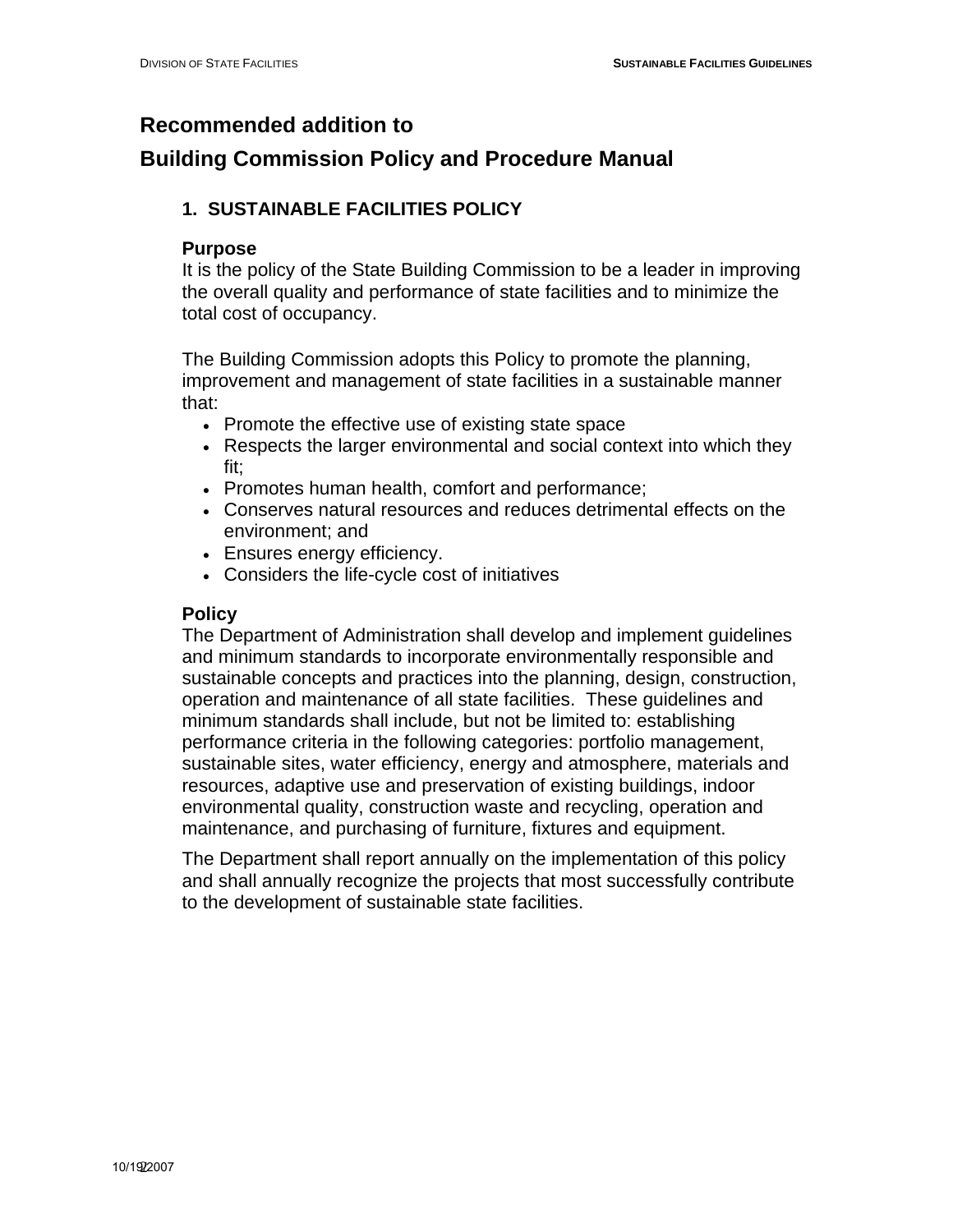# Recommended addition to

# Building Commission Policy and Procedure Manual

## 1. SUSTAINABLE FACILITIES POLICY

### Purpose

It is the policy of the State Building Commission to be a leader in improving the overall quality and performance of state facilities and to minimize the total cost of occupancy.

The Building Commission adopts this Policy to promote the planning, improvement and management of state facilities in a sustainable manner that:

- Promote the effective use of existing state space
- Respects the larger environmental and social context into which they fit;
- Promotes human health, comfort and performance;
- Conserves natural resources and reduces detrimental effects on the environment; and
- Ensures energy efficiency.
- Considers the life-cycle cost of initiatives

### Policy

The Department of Administration shall develop and implement guidelines and minimum standards to incorporate environmentally responsible and sustainable concepts and practices into the planning, design, construction, operation and maintenance of all state facilities. These guidelines and minimum standards shall include, but not be limited to: establishing performance criteria in the following categories: portfolio management, sustainable sites, water efficiency, energy and atmosphere, materials and resources, adaptive use and preservation of existing buildings, indoor environmental quality, construction waste and recycling, operation and maintenance, and purchasing of furniture, fixtures and equipment.

The Department shall report annually on the implementation of this policy and shall annually recognize the projects that most successfully contribute to the development of sustainable state facilities.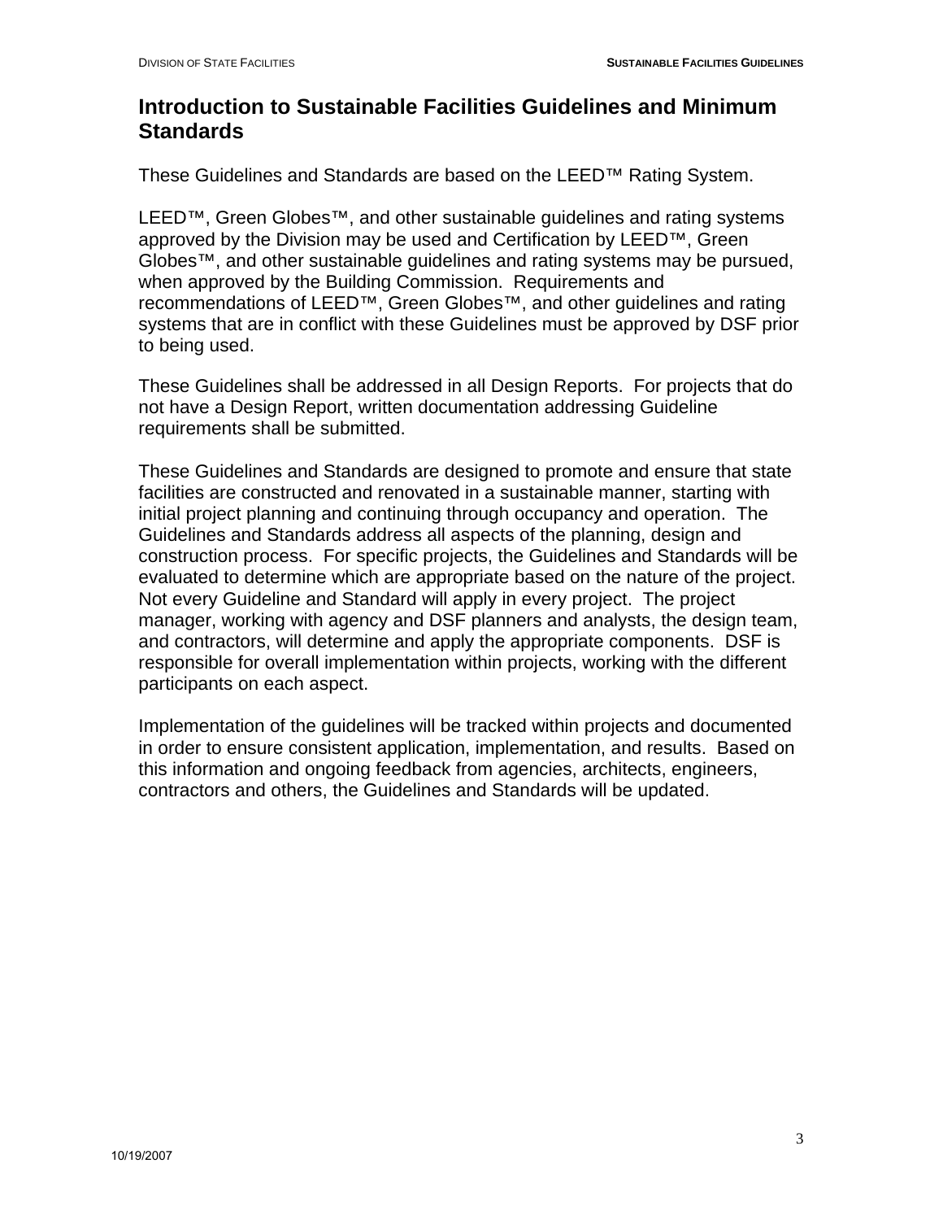# Introduction to Sustainable Facilities Guidelines and Minimum Standards

These Guidelines and Standards are based on the LEED™ Rating System.

LEED™, Green Globes™, and other sustainable guidelines and rating systems approved by the Division may be used and Certification by LEED™, Green Globes™, and other sustainable guidelines and rating systems may be pursued, when approved by the Building Commission. Requirements and recommendations of LEED™, Green Globes™, and other guidelines and rating systems that are in conflict with these Guidelines must be approved by DSF prior to being used.

These Guidelines shall be addressed in all Design Reports. For projects that do not have a Design Report, written documentation addressing Guideline requirements shall be submitted.

These Guidelines and Standards are designed to promote and ensure that state facilities are constructed and renovated in a sustainable manner, starting with initial project planning and continuing through occupancy and operation. The Guidelines and Standards address all aspects of the planning, design and construction process. For specific projects, the Guidelines and Standards will be evaluated to determine which are appropriate based on the nature of the project. Not every Guideline and Standard will apply in every project. The project manager, working with agency and DSF planners and analysts, the design team, and contractors, will determine and apply the appropriate components. DSF is responsible for overall implementation within projects, working with the different participants on each aspect.

Implementation of the guidelines will be tracked within projects and documented in order to ensure consistent application, implementation, and results. Based on this information and ongoing feedback from agencies, architects, engineers, contractors and others, the Guidelines and Standards will be updated.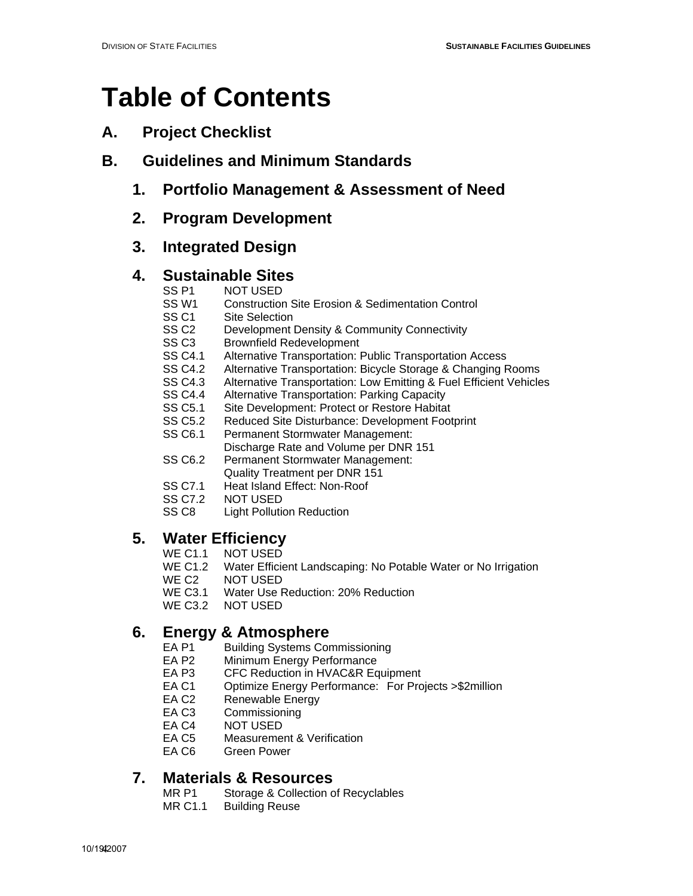# Table of Contents

## A. Project Checklist

## B. Guidelines and Minimum Standards

### 1. Portfolio Management & Assessment of Need

### 2. Program Development

### 3. Integrated Design

### 4. Sustainable Sites

- SS P1 NOT USED
- SS W1 Construction Site Erosion & Sedimentation Control
- SS C1 Site Selection
- SS C2 Development Density & Community Connectivity
- SS C3 Brownfield Redevelopment
- SS C4.1 Alternative Transportation: Public Transportation Access
- SS C4.2 Alternative Transportation: Bicycle Storage & Changing Rooms
- SS C4.3 Alternative Transportation: Low Emitting & Fuel Efficient Vehicles
- SS C4.4 Alternative Transportation: Parking Capacity
- SS C5.1 Site Development: Protect or Restore Habitat
- SS C5.2 Reduced Site Disturbance: Development Footprint
- SS C6.1 Permanent Stormwater Management: Discharge Rate and Volume per DNR 151
- SS C6.2 Permanent Stormwater Management: Quality Treatment per DNR 151
- SS C7.1 Heat Island Effect: Non-Roof
- SS C7.2 NOT USED
- SS C8 Light Pollution Reduction

### 5. Water Efficiency

- WE C1.1 NOT USED
- WE C1.2 Water Efficient Landscaping: No Potable Water or No Irrigation
- WE C2 NOT USED
- WE C3.1 Water Use Reduction: 20% Reduction
- WE C3.2 NOT USED

### 6. Energy & Atmosphere

- EA P1 Building Systems Commissioning
- EA P2 Minimum Energy Performance
- EA P3 CFC Reduction in HVAC&R Equipment
- EA C1 Optimize Energy Performance: For Projects >$2million
- EA C2 Renewable Energy
- EA C3 Commissioning
- EA C4 NOT USED
- EA C5 Measurement & Verification
- EA C6 Green Power

### 7. Materials & Resources

- MR P1 Storage & Collection of Recyclables
- MR C1.1 Building Reuse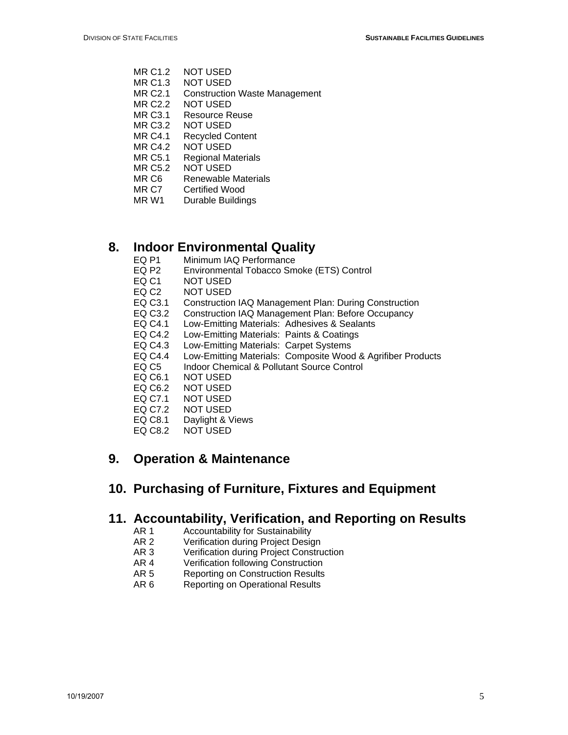MR C1.2 NOT USED
MR C1.3 NOT USED
MR C2.1 Construction Waste Management
MR C2.2 NOT USED
MR C3.1 Resource Reuse
MR C3.2 NOT USED
MR C4.1 Recycled Content
MR C4.2 NOT USED
MR C5.1 Regional Materials
MR C5.2 NOT USED
MR C6 Renewable Materials
MR C7 Certified Wood
MR W1 Durable Buildings

## 8. Indoor Environmental Quality

EQ P1 Minimum IAQ Performance
EQ P2 Environmental Tobacco Smoke (ETS) Control
EQ C1 NOT USED
EQ C2 NOT USED
EQ C3.1 Construction IAQ Management Plan: During Construction
EQ C3.2 Construction IAQ Management Plan: Before Occupancy
EQ C4.1 Low-Emitting Materials: Adhesives & Sealants
EQ C4.2 Low-Emitting Materials: Paints & Coatings
EQ C4.3 Low-Emitting Materials: Carpet Systems
EQ C4.4 Low-Emitting Materials: Composite Wood & Agrifiber Products
EQ C5 Indoor Chemical & Pollutant Source Control
EQ C6.1 NOT USED
EQ C6.2 NOT USED
EQ C7.1 NOT USED
EQ C7.2 NOT USED
EQ C8.1 Daylight & Views
EQ C8.2 NOT USED

## 9. Operation & Maintenance

## 10. Purchasing of Furniture, Fixtures and Equipment

## 11. Accountability, Verification, and Reporting on Results

AR 1 Accountability for Sustainability
AR 2 Verification during Project Design
AR 3 Verification during Project Construction
AR 4 Verification following Construction
AR 5 Reporting on Construction Results
AR 6 Reporting on Operational Results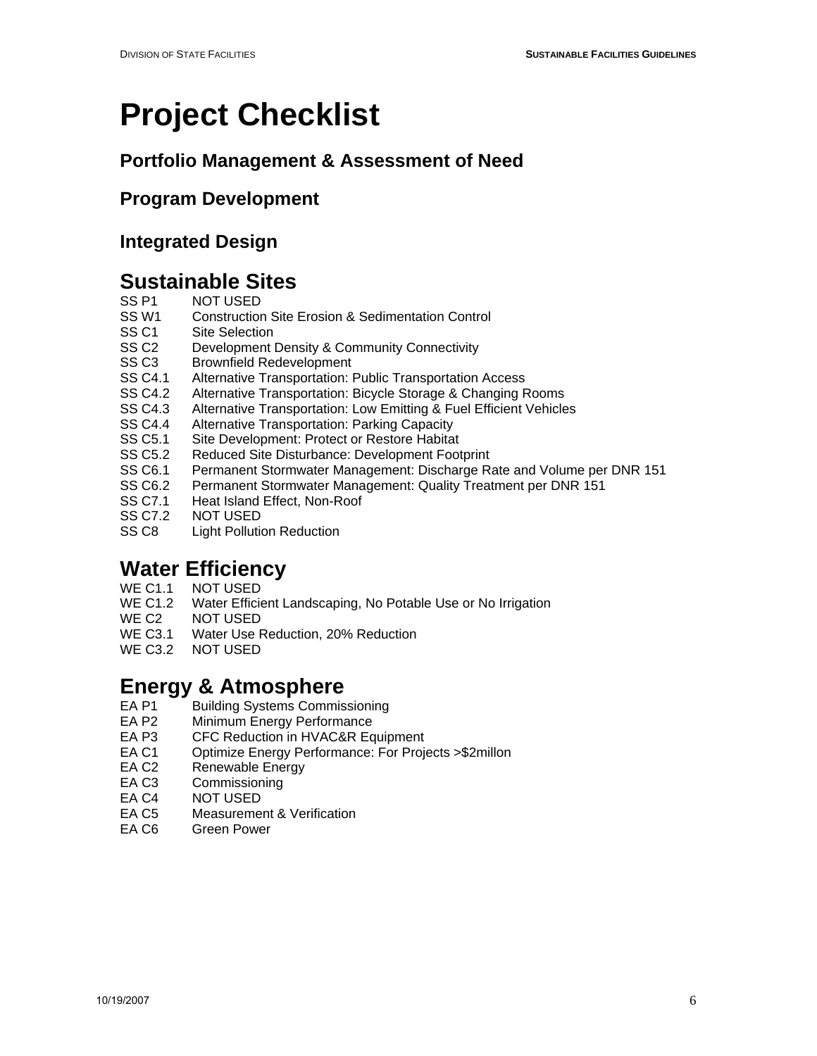# Project Checklist

### Portfolio Management & Assessment of Need

### Program Development

### Integrated Design

## Sustainable Sites

| | |
|---|---|
| SS P1 | NOT USED |
| SS W1 | Construction Site Erosion & Sedimentation Control |
| SS C1 | Site Selection |
| SS C2 | Development Density & Community Connectivity |
| SS C3 | Brownfield Redevelopment |
| SS C4.1 | Alternative Transportation: Public Transportation Access |
| SS C4.2 | Alternative Transportation: Bicycle Storage & Changing Rooms |
| SS C4.3 | Alternative Transportation: Low Emitting & Fuel Efficient Vehicles |
| SS C4.4 | Alternative Transportation: Parking Capacity |
| SS C5.1 | Site Development: Protect or Restore Habitat |
| SS C5.2 | Reduced Site Disturbance: Development Footprint |
| SS C6.1 | Permanent Stormwater Management: Discharge Rate and Volume per DNR 151 |
| SS C6.2 | Permanent Stormwater Management: Quality Treatment per DNR 151 |
| SS C7.1 | Heat Island Effect, Non-Roof |
| SS C7.2 | NOT USED |
| SS C8 | Light Pollution Reduction |

## Water Efficiency

| | |
|---|---|
| WE C1.1 | NOT USED |
| WE C1.2 | Water Efficient Landscaping, No Potable Use or No Irrigation |
| WE C2 | NOT USED |
| WE C3.1 | Water Use Reduction, 20% Reduction |
| WE C3.2 | NOT USED |

## Energy & Atmosphere

| | |
|---|---|
| EA P1 | Building Systems Commissioning |
| EA P2 | Minimum Energy Performance |
| EA P3 | CFC Reduction in HVAC&R Equipment |
| EA C1 | Optimize Energy Performance: For Projects >$2millon |
| EA C2 | Renewable Energy |
| EA C3 | Commissioning |
| EA C4 | NOT USED |
| EA C5 | Measurement & Verification |
| EA C6 | Green Power |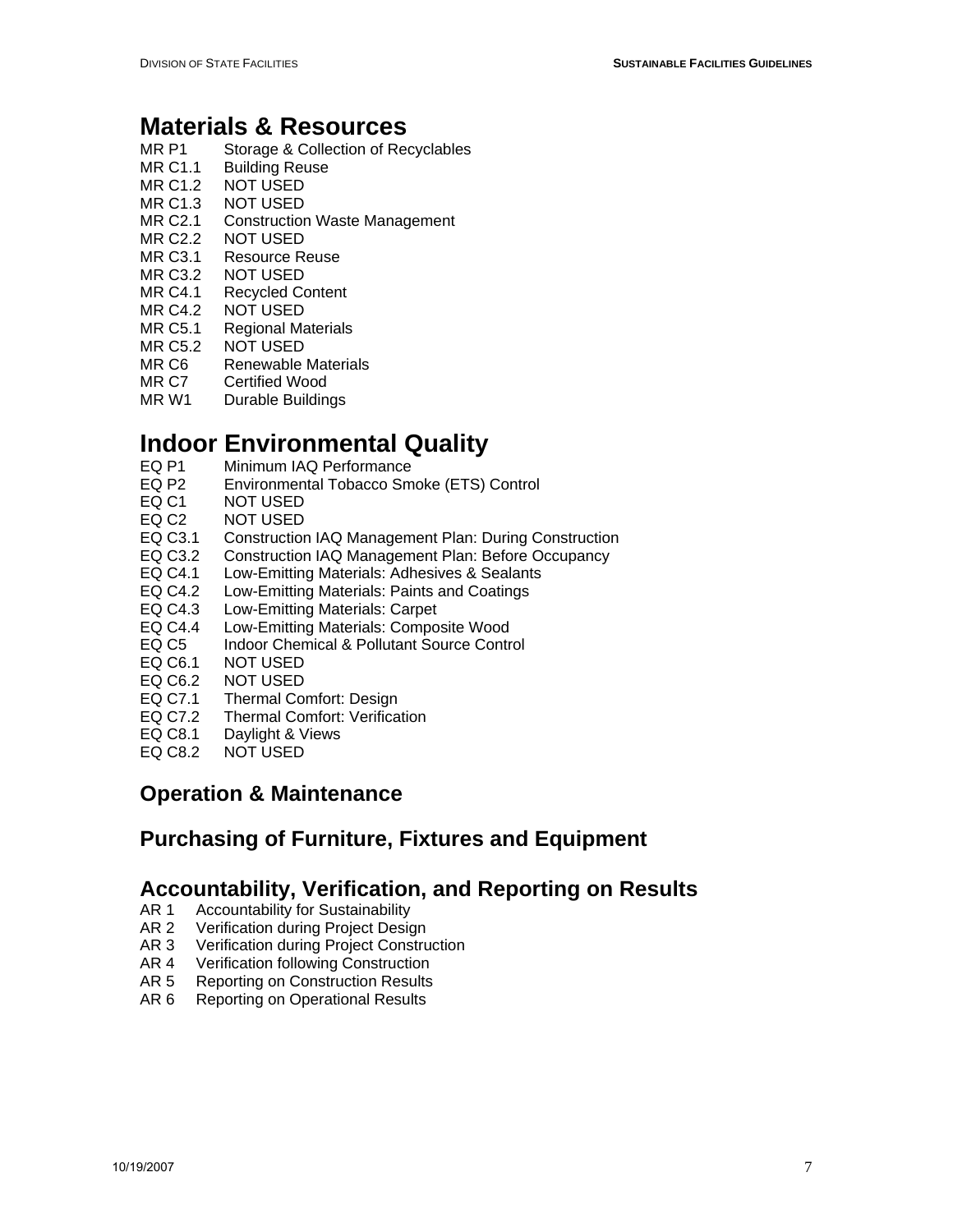# Materials & Resources

MR P1 Storage & Collection of Recyclables
MR C1.1 Building Reuse
MR C1.2 NOT USED
MR C1.3 NOT USED
MR C2.1 Construction Waste Management
MR C2.2 NOT USED
MR C3.1 Resource Reuse
MR C3.2 NOT USED
MR C4.1 Recycled Content
MR C4.2 NOT USED
MR C5.1 Regional Materials
MR C5.2 NOT USED
MR C6 Renewable Materials
MR C7 Certified Wood
MR W1 Durable Buildings

# Indoor Environmental Quality

EQ P1 Minimum IAQ Performance
EQ P2 Environmental Tobacco Smoke (ETS) Control
EQ C1 NOT USED
EQ C2 NOT USED
EQ C3.1 Construction IAQ Management Plan: During Construction
EQ C3.2 Construction IAQ Management Plan: Before Occupancy
EQ C4.1 Low-Emitting Materials: Adhesives & Sealants
EQ C4.2 Low-Emitting Materials: Paints and Coatings
EQ C4.3 Low-Emitting Materials: Carpet
EQ C4.4 Low-Emitting Materials: Composite Wood
EQ C5 Indoor Chemical & Pollutant Source Control
EQ C6.1 NOT USED
EQ C6.2 NOT USED
EQ C7.1 Thermal Comfort: Design
EQ C7.2 Thermal Comfort: Verification
EQ C8.1 Daylight & Views
EQ C8.2 NOT USED

## Operation & Maintenance

## Purchasing of Furniture, Fixtures and Equipment

## Accountability, Verification, and Reporting on Results

AR 1 Accountability for Sustainability
AR 2 Verification during Project Design
AR 3 Verification during Project Construction
AR 4 Verification following Construction
AR 5 Reporting on Construction Results
AR 6 Reporting on Operational Results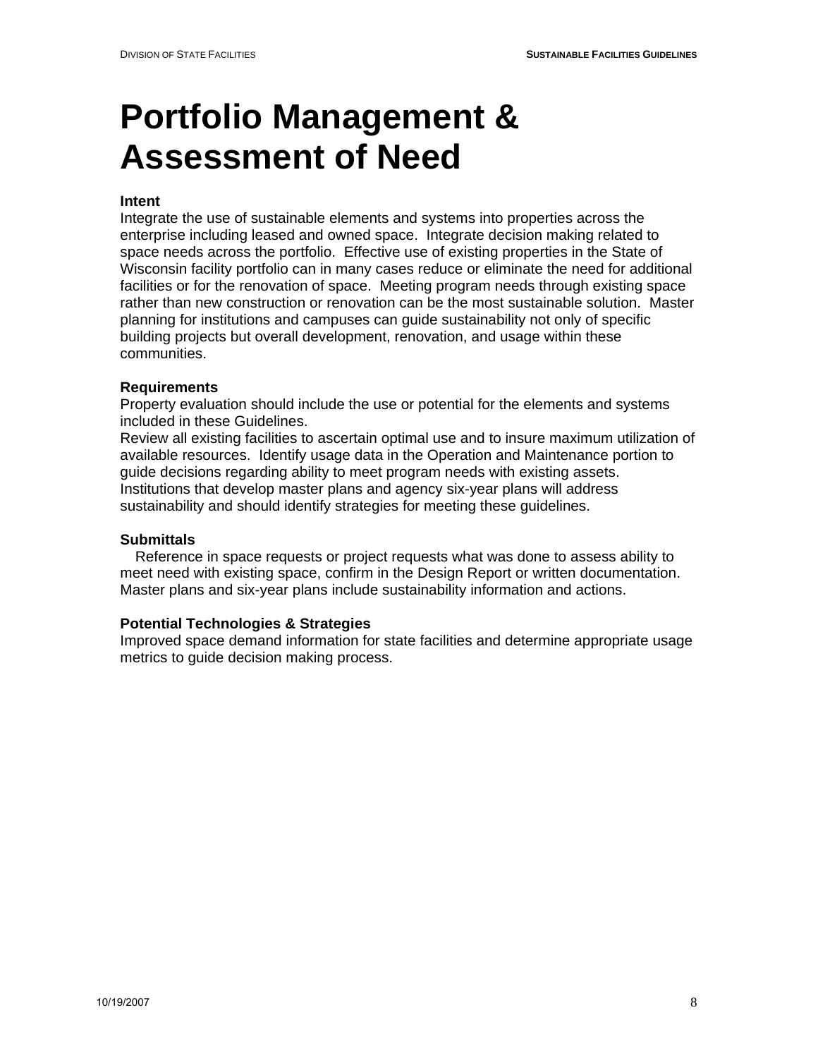# Portfolio Management & Assessment of Need

**Intent**

Integrate the use of sustainable elements and systems into properties across the enterprise including leased and owned space. Integrate decision making related to space needs across the portfolio. Effective use of existing properties in the State of Wisconsin facility portfolio can in many cases reduce or eliminate the need for additional facilities or for the renovation of space. Meeting program needs through existing space rather than new construction or renovation can be the most sustainable solution. Master planning for institutions and campuses can guide sustainability not only of specific building projects but overall development, renovation, and usage within these communities.

**Requirements**

Property evaluation should include the use or potential for the elements and systems included in these Guidelines.
Review all existing facilities to ascertain optimal use and to insure maximum utilization of available resources. Identify usage data in the Operation and Maintenance portion to guide decisions regarding ability to meet program needs with existing assets.
Institutions that develop master plans and agency six-year plans will address sustainability and should identify strategies for meeting these guidelines.

**Submittals**

Reference in space requests or project requests what was done to assess ability to meet need with existing space, confirm in the Design Report or written documentation. Master plans and six-year plans include sustainability information and actions.

**Potential Technologies & Strategies**

Improved space demand information for state facilities and determine appropriate usage metrics to guide decision making process.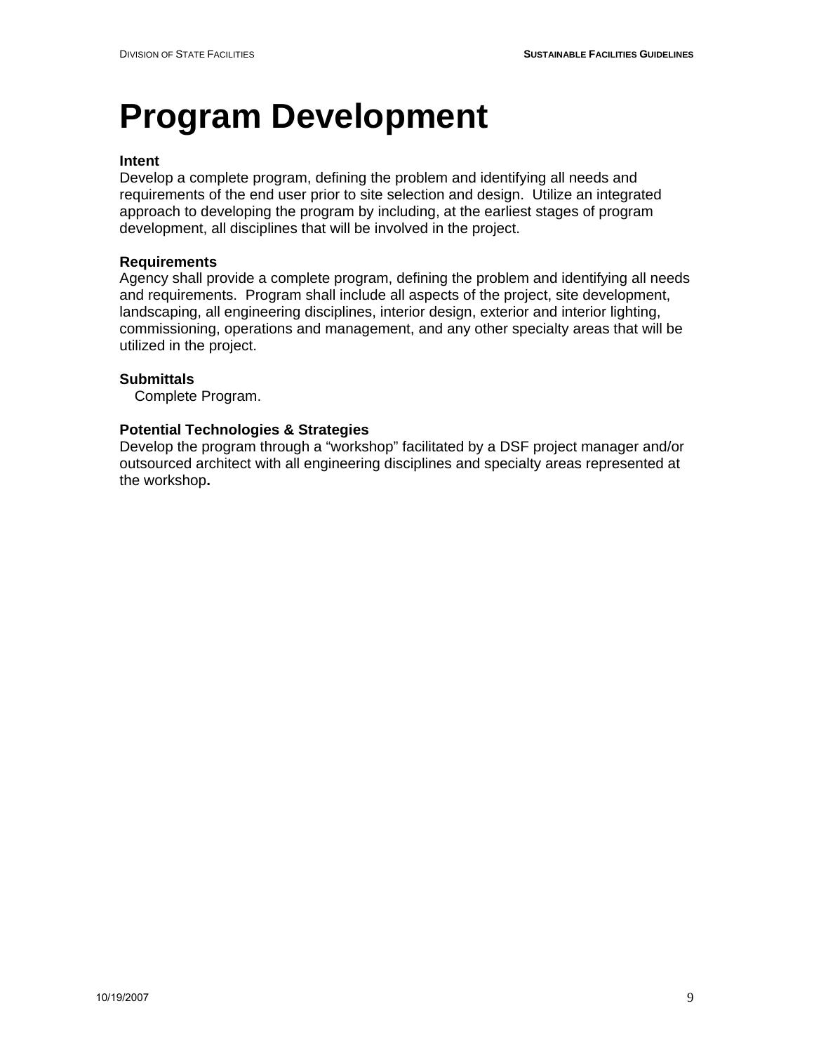# Program Development

**Intent**
Develop a complete program, defining the problem and identifying all needs and requirements of the end user prior to site selection and design. Utilize an integrated approach to developing the program by including, at the earliest stages of program development, all disciplines that will be involved in the project.

**Requirements**
Agency shall provide a complete program, defining the problem and identifying all needs and requirements. Program shall include all aspects of the project, site development, landscaping, all engineering disciplines, interior design, exterior and interior lighting, commissioning, operations and management, and any other specialty areas that will be utilized in the project.

**Submittals**
Complete Program.

**Potential Technologies & Strategies**
Develop the program through a “workshop” facilitated by a DSF project manager and/or outsourced architect with all engineering disciplines and specialty areas represented at the workshop.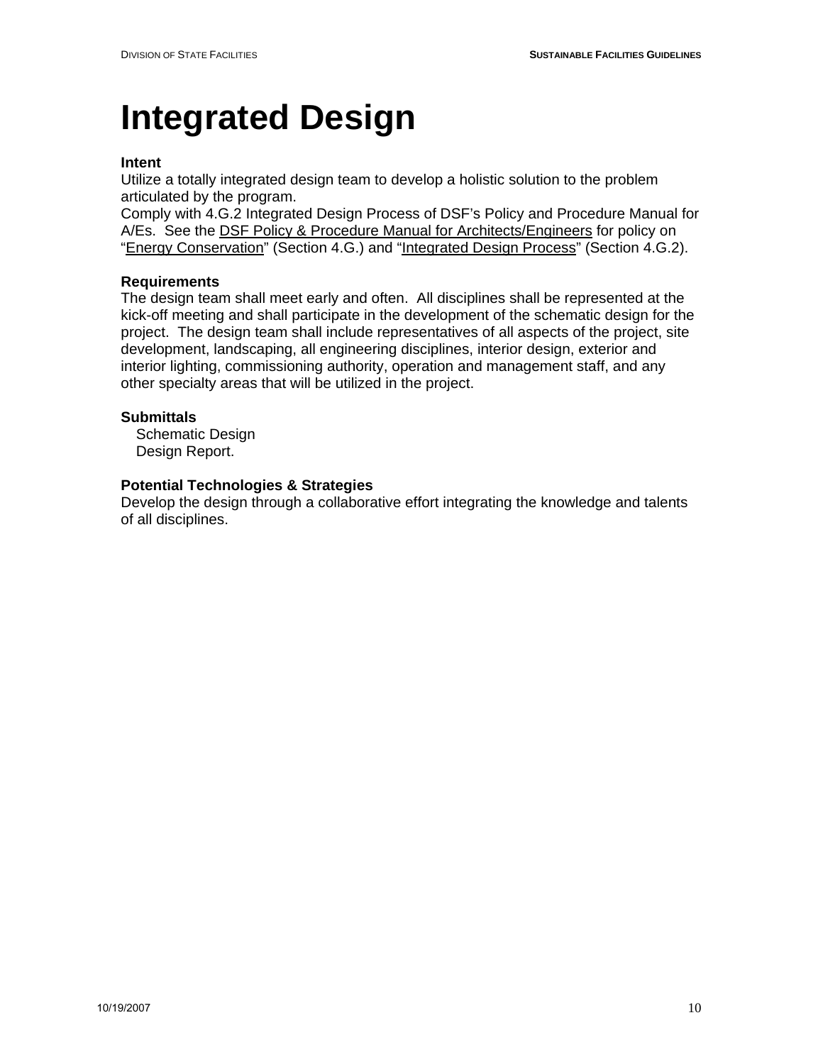# Integrated Design

**Intent**

Utilize a totally integrated design team to develop a holistic solution to the problem articulated by the program.

Comply with 4.G.2 Integrated Design Process of DSF's Policy and Procedure Manual for A/Es. See the DSF Policy & Procedure Manual for Architects/Engineers for policy on "Energy Conservation" (Section 4.G.) and "Integrated Design Process" (Section 4.G.2).

**Requirements**

The design team shall meet early and often. All disciplines shall be represented at the kick-off meeting and shall participate in the development of the schematic design for the project. The design team shall include representatives of all aspects of the project, site development, landscaping, all engineering disciplines, interior design, exterior and interior lighting, commissioning authority, operation and management staff, and any other specialty areas that will be utilized in the project.

**Submittals**

Schematic Design
Design Report.

**Potential Technologies & Strategies**

Develop the design through a collaborative effort integrating the knowledge and talents of all disciplines.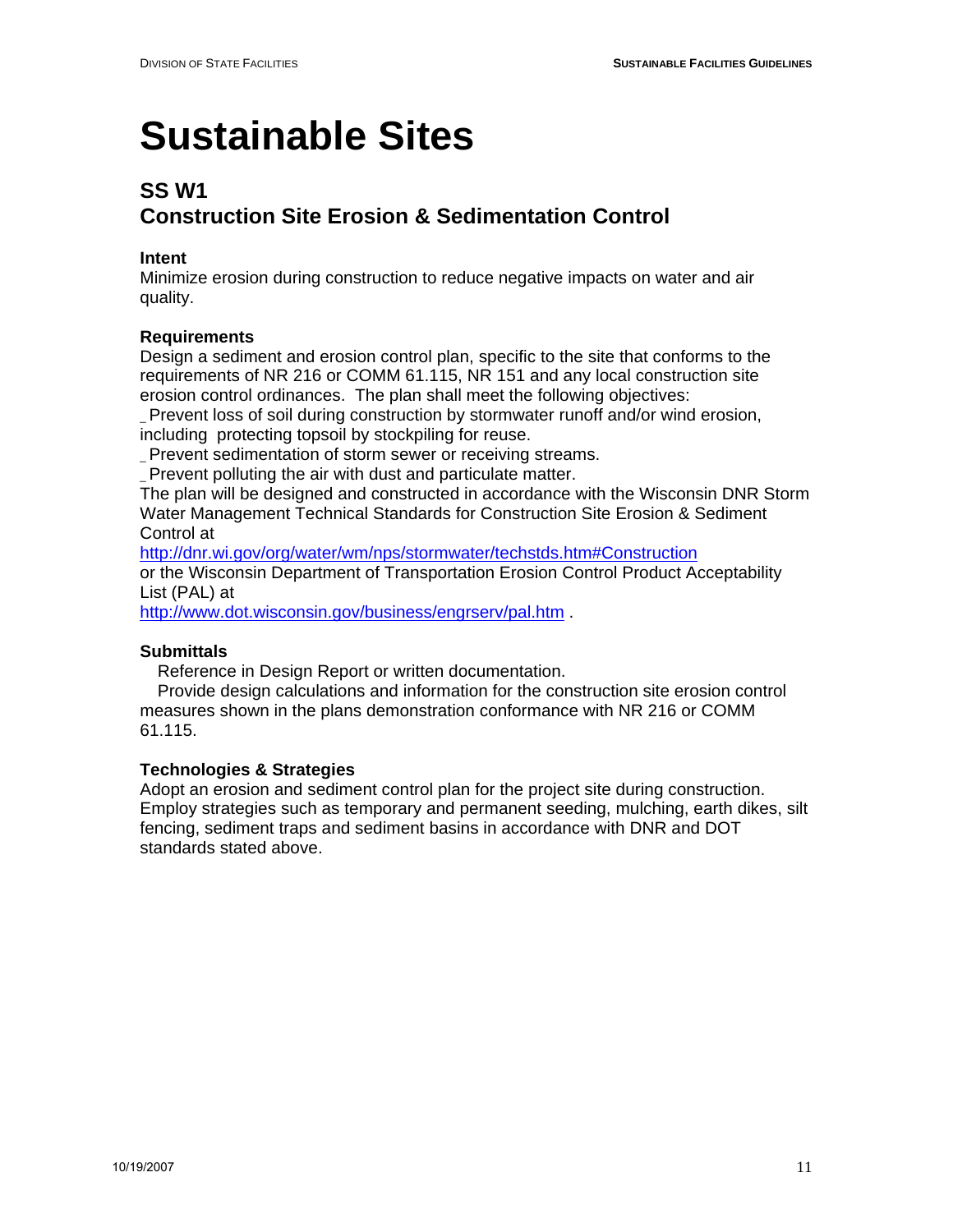# Sustainable Sites

## SS W1
## Construction Site Erosion & Sedimentation Control

### Intent

Minimize erosion during construction to reduce negative impacts on water and air quality.

### Requirements

Design a sediment and erosion control plan, specific to the site that conforms to the requirements of NR 216 or COMM 61.115, NR 151 and any local construction site erosion control ordinances. The plan shall meet the following objectives:

_ Prevent loss of soil during construction by stormwater runoff and/or wind erosion, including protecting topsoil by stockpiling for reuse.

_ Prevent sedimentation of storm sewer or receiving streams.

_ Prevent polluting the air with dust and particulate matter.

The plan will be designed and constructed in accordance with the Wisconsin DNR Storm Water Management Technical Standards for Construction Site Erosion & Sediment Control at

http://dnr.wi.gov/org/water/wm/nps/stormwater/techstds.htm#Construction

or the Wisconsin Department of Transportation Erosion Control Product Acceptability List (PAL) at

http://www.dot.wisconsin.gov/business/engrserv/pal.htm .

### Submittals

Reference in Design Report or written documentation.

Provide design calculations and information for the construction site erosion control measures shown in the plans demonstration conformance with NR 216 or COMM 61.115.

### Technologies & Strategies

Adopt an erosion and sediment control plan for the project site during construction. Employ strategies such as temporary and permanent seeding, mulching, earth dikes, silt fencing, sediment traps and sediment basins in accordance with DNR and DOT standards stated above.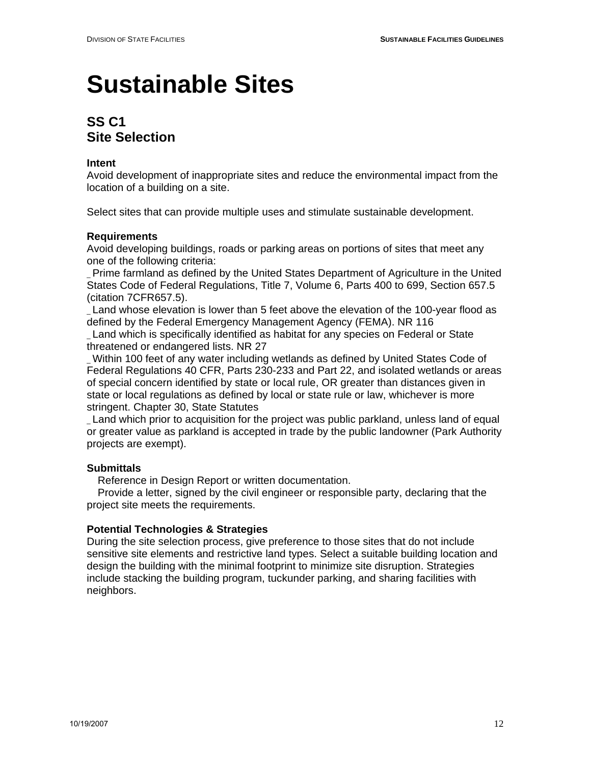# Sustainable Sites

## SS C1
## Site Selection

**Intent**
Avoid development of inappropriate sites and reduce the environmental impact from the location of a building on a site.

Select sites that can provide multiple uses and stimulate sustainable development.

**Requirements**
Avoid developing buildings, roads or parking areas on portions of sites that meet any one of the following criteria:
_ Prime farmland as defined by the United States Department of Agriculture in the United States Code of Federal Regulations, Title 7, Volume 6, Parts 400 to 699, Section 657.5 (citation 7CFR657.5).
_ Land whose elevation is lower than 5 feet above the elevation of the 100-year flood as defined by the Federal Emergency Management Agency (FEMA). NR 116
_ Land which is specifically identified as habitat for any species on Federal or State threatened or endangered lists. NR 27
_ Within 100 feet of any water including wetlands as defined by United States Code of Federal Regulations 40 CFR, Parts 230-233 and Part 22, and isolated wetlands or areas of special concern identified by state or local rule, OR greater than distances given in state or local regulations as defined by local or state rule or law, whichever is more stringent. Chapter 30, State Statutes
_ Land which prior to acquisition for the project was public parkland, unless land of equal or greater value as parkland is accepted in trade by the public landowner (Park Authority projects are exempt).

**Submittals**
Reference in Design Report or written documentation.
Provide a letter, signed by the civil engineer or responsible party, declaring that the project site meets the requirements.

**Potential Technologies & Strategies**
During the site selection process, give preference to those sites that do not include sensitive site elements and restrictive land types. Select a suitable building location and design the building with the minimal footprint to minimize site disruption. Strategies include stacking the building program, tuckunder parking, and sharing facilities with neighbors.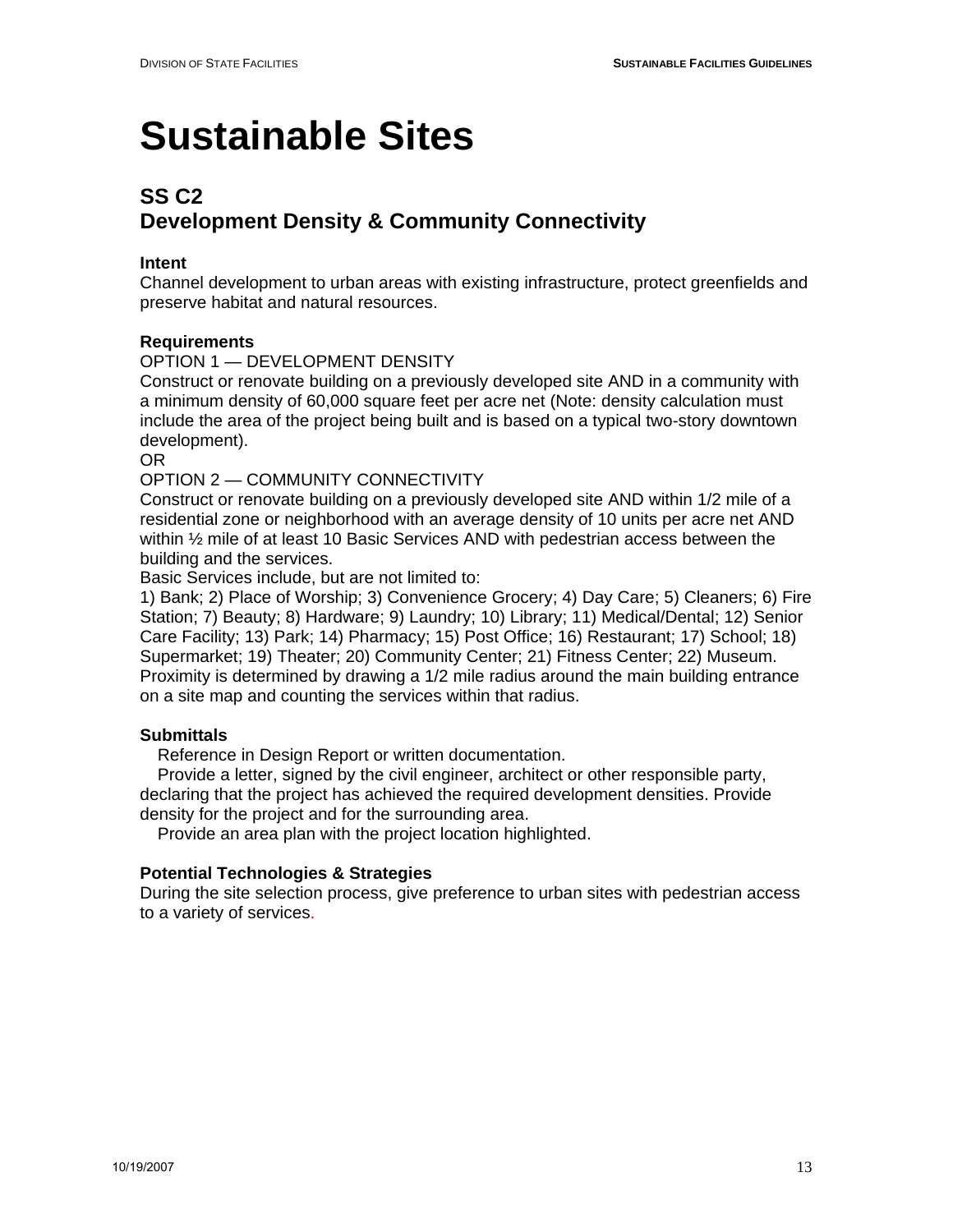# Sustainable Sites

## SS C2
## Development Density & Community Connectivity

**Intent**

Channel development to urban areas with existing infrastructure, protect greenfields and preserve habitat and natural resources.

**Requirements**

OPTION 1 — DEVELOPMENT DENSITY

Construct or renovate building on a previously developed site AND in a community with a minimum density of 60,000 square feet per acre net (Note: density calculation must include the area of the project being built and is based on a typical two-story downtown development).

OR

OPTION 2 — COMMUNITY CONNECTIVITY

Construct or renovate building on a previously developed site AND within 1/2 mile of a residential zone or neighborhood with an average density of 10 units per acre net AND within ½ mile of at least 10 Basic Services AND with pedestrian access between the building and the services.

Basic Services include, but are not limited to:

1) Bank; 2) Place of Worship; 3) Convenience Grocery; 4) Day Care; 5) Cleaners; 6) Fire Station; 7) Beauty; 8) Hardware; 9) Laundry; 10) Library; 11) Medical/Dental; 12) Senior Care Facility; 13) Park; 14) Pharmacy; 15) Post Office; 16) Restaurant; 17) School; 18) Supermarket; 19) Theater; 20) Community Center; 21) Fitness Center; 22) Museum.

Proximity is determined by drawing a 1/2 mile radius around the main building entrance on a site map and counting the services within that radius.

**Submittals**

Reference in Design Report or written documentation.

Provide a letter, signed by the civil engineer, architect or other responsible party, declaring that the project has achieved the required development densities. Provide density for the project and for the surrounding area.

Provide an area plan with the project location highlighted.

**Potential Technologies & Strategies**

During the site selection process, give preference to urban sites with pedestrian access to a variety of services.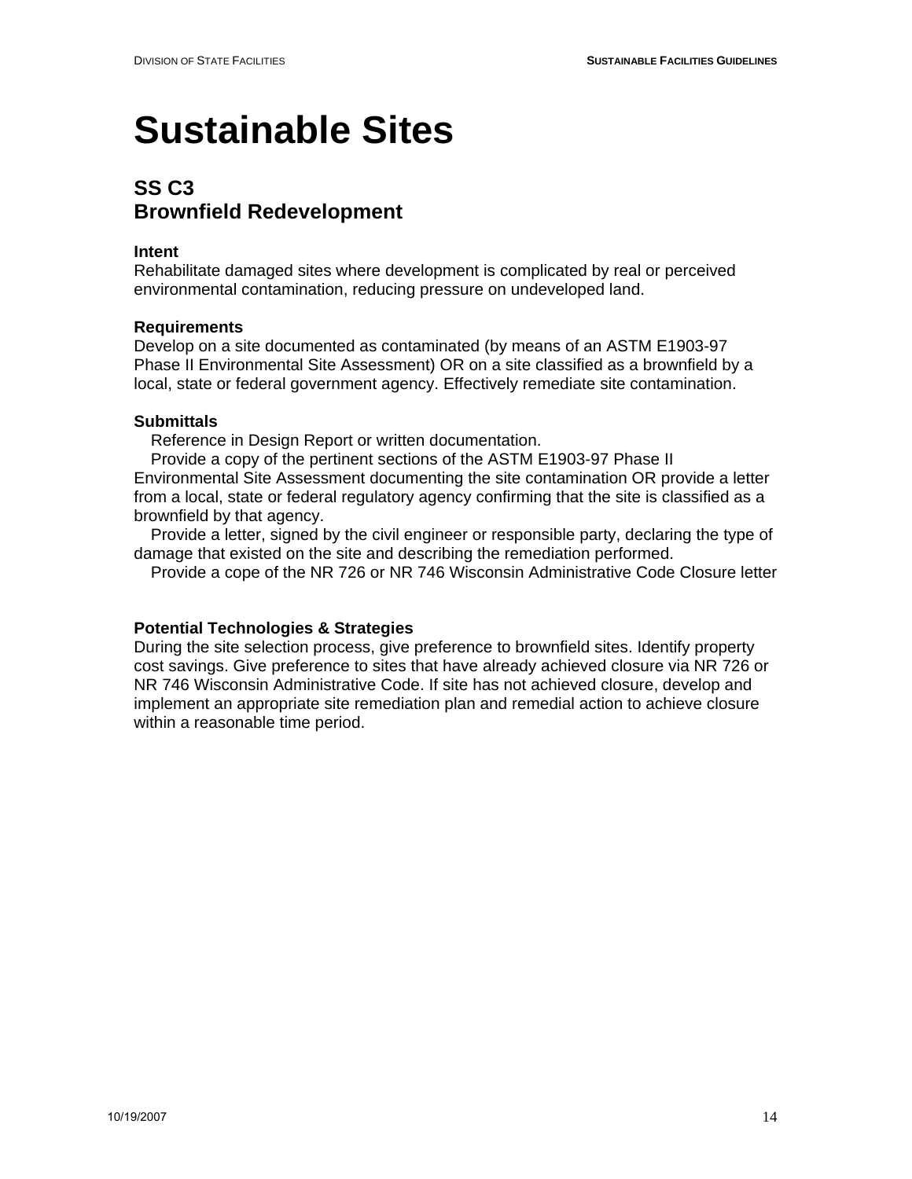# Sustainable Sites

## SS C3
## Brownfield Redevelopment

**Intent**
Rehabilitate damaged sites where development is complicated by real or perceived environmental contamination, reducing pressure on undeveloped land.

**Requirements**
Develop on a site documented as contaminated (by means of an ASTM E1903-97 Phase II Environmental Site Assessment) OR on a site classified as a brownfield by a local, state or federal government agency. Effectively remediate site contamination.

**Submittals**
- Reference in Design Report or written documentation.
- Provide a copy of the pertinent sections of the ASTM E1903-97 Phase II Environmental Site Assessment documenting the site contamination OR provide a letter from a local, state or federal regulatory agency confirming that the site is classified as a brownfield by that agency.
- Provide a letter, signed by the civil engineer or responsible party, declaring the type of damage that existed on the site and describing the remediation performed.
- Provide a cope of the NR 726 or NR 746 Wisconsin Administrative Code Closure letter

**Potential Technologies & Strategies**
During the site selection process, give preference to brownfield sites. Identify property cost savings. Give preference to sites that have already achieved closure via NR 726 or NR 746 Wisconsin Administrative Code. If site has not achieved closure, develop and implement an appropriate site remediation plan and remedial action to achieve closure within a reasonable time period.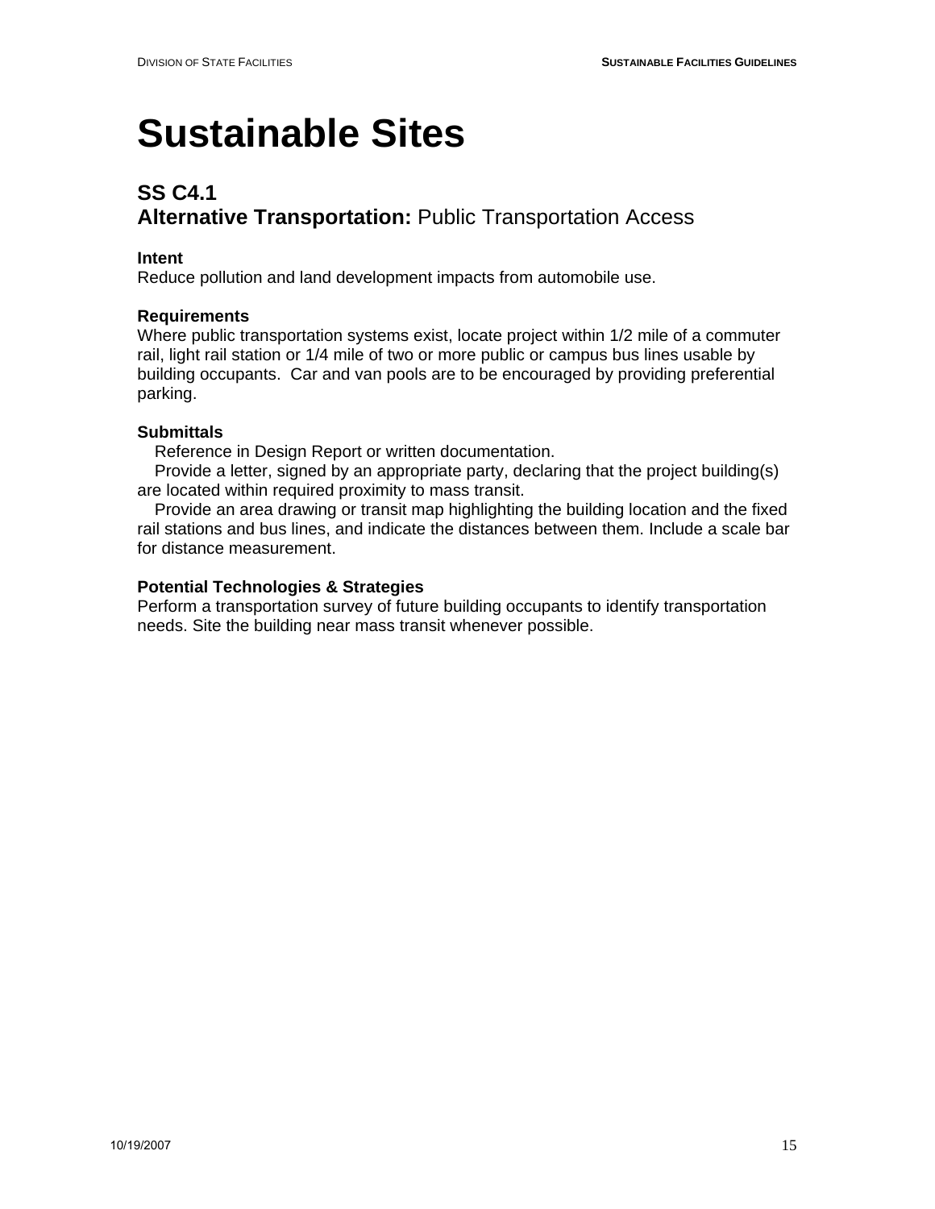# Sustainable Sites

## SS C4.1
## **Alternative Transportation:** Public Transportation Access

**Intent**
Reduce pollution and land development impacts from automobile use.

**Requirements**
Where public transportation systems exist, locate project within 1/2 mile of a commuter rail, light rail station or 1/4 mile of two or more public or campus bus lines usable by building occupants. Car and van pools are to be encouraged by providing preferential parking.

**Submittals**

- Reference in Design Report or written documentation.
- Provide a letter, signed by an appropriate party, declaring that the project building(s) are located within required proximity to mass transit.
- Provide an area drawing or transit map highlighting the building location and the fixed rail stations and bus lines, and indicate the distances between them. Include a scale bar for distance measurement.

**Potential Technologies & Strategies**
Perform a transportation survey of future building occupants to identify transportation needs. Site the building near mass transit whenever possible.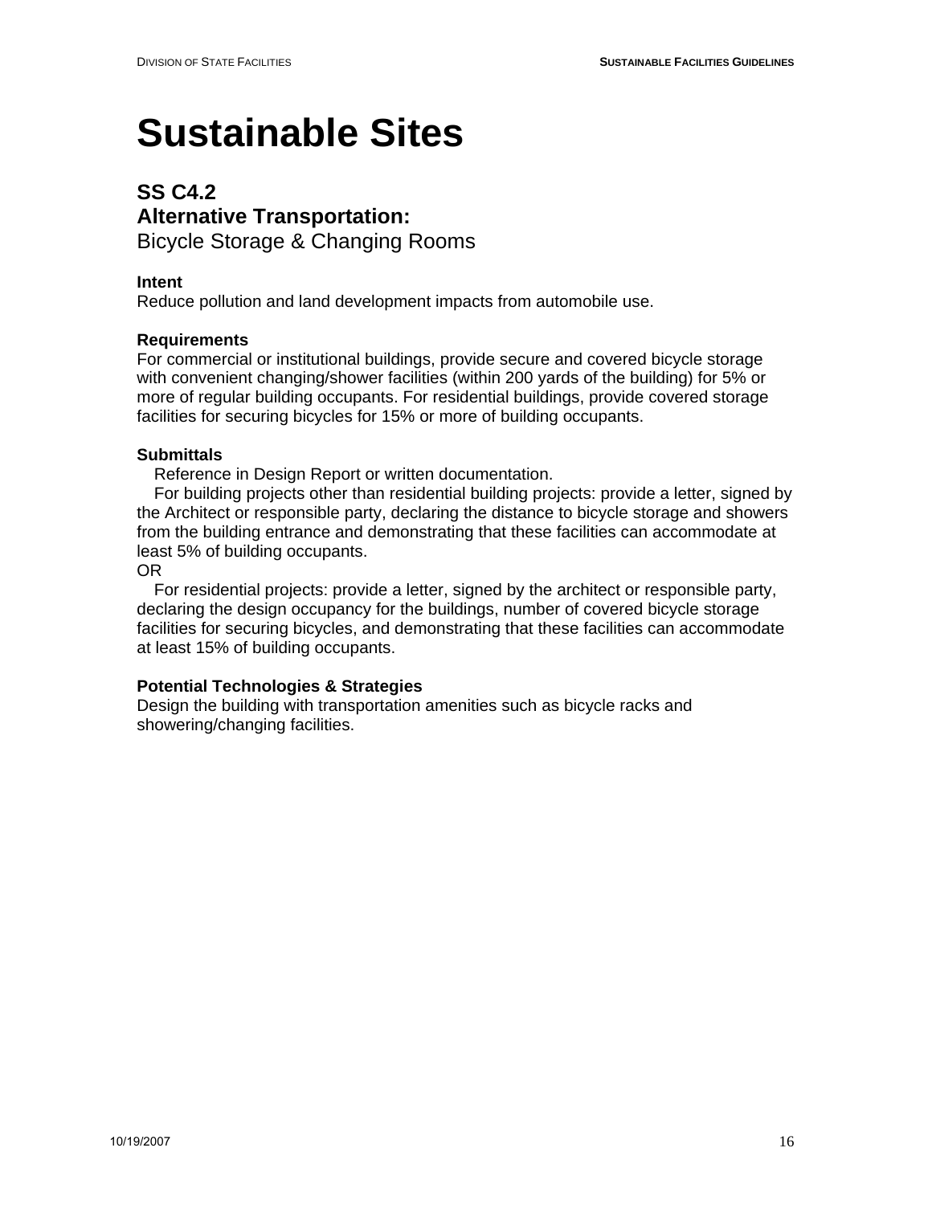# Sustainable Sites

## SS C4.2
## Alternative Transportation:
Bicycle Storage & Changing Rooms

**Intent**
Reduce pollution and land development impacts from automobile use.

**Requirements**
For commercial or institutional buildings, provide secure and covered bicycle storage with convenient changing/shower facilities (within 200 yards of the building) for 5% or more of regular building occupants. For residential buildings, provide covered storage facilities for securing bicycles for 15% or more of building occupants.

**Submittals**
Reference in Design Report or written documentation.
For building projects other than residential building projects: provide a letter, signed by the Architect or responsible party, declaring the distance to bicycle storage and showers from the building entrance and demonstrating that these facilities can accommodate at least 5% of building occupants.
OR
For residential projects: provide a letter, signed by the architect or responsible party, declaring the design occupancy for the buildings, number of covered bicycle storage facilities for securing bicycles, and demonstrating that these facilities can accommodate at least 15% of building occupants.

**Potential Technologies & Strategies**
Design the building with transportation amenities such as bicycle racks and showering/changing facilities.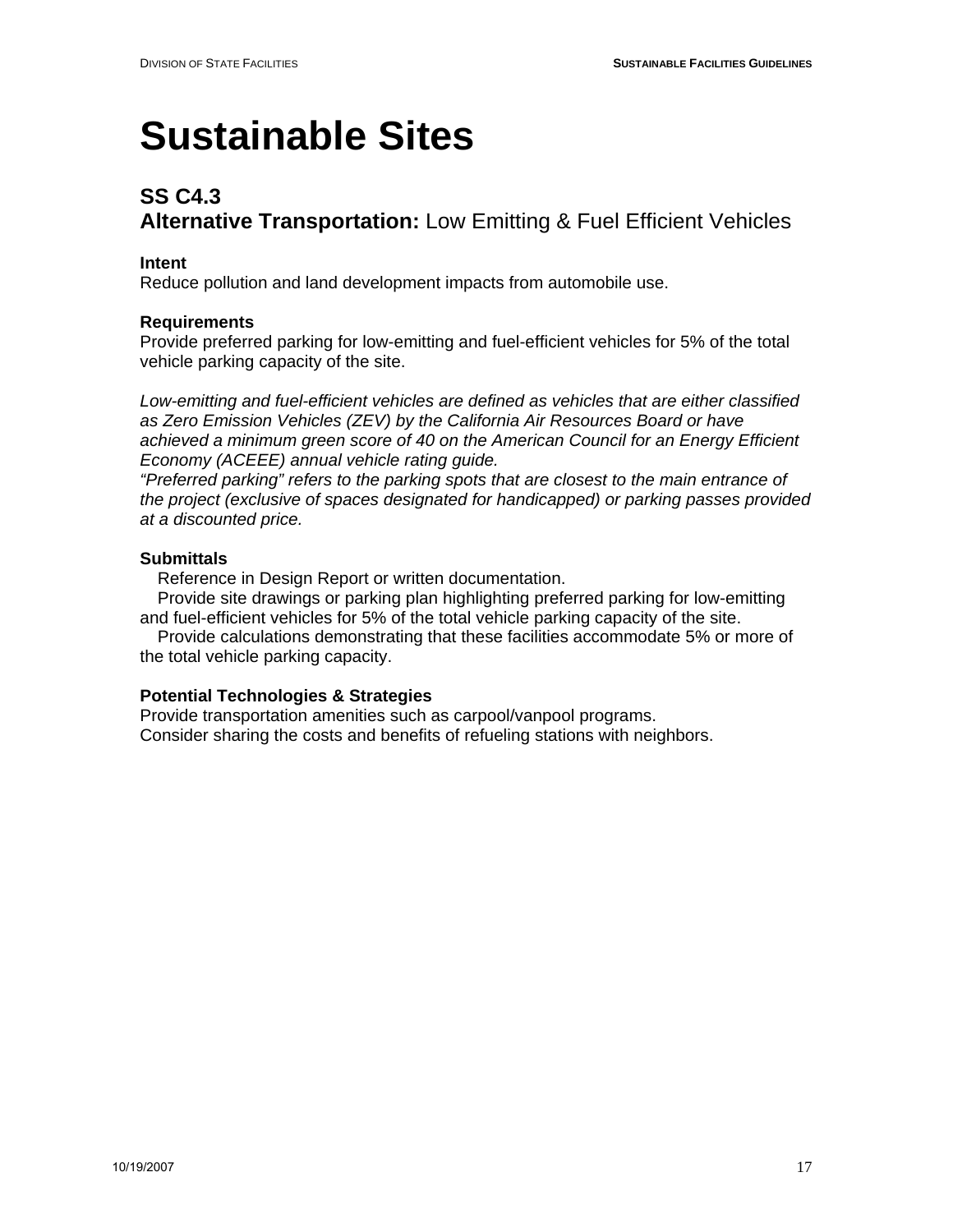# Sustainable Sites

## SS C4.3
## **Alternative Transportation:** Low Emitting & Fuel Efficient Vehicles

**Intent**
Reduce pollution and land development impacts from automobile use.

**Requirements**
Provide preferred parking for low-emitting and fuel-efficient vehicles for 5% of the total vehicle parking capacity of the site.

*Low-emitting and fuel-efficient vehicles are defined as vehicles that are either classified as Zero Emission Vehicles (ZEV) by the California Air Resources Board or have achieved a minimum green score of 40 on the American Council for an Energy Efficient Economy (ACEEE) annual vehicle rating guide.*
*"Preferred parking" refers to the parking spots that are closest to the main entrance of the project (exclusive of spaces designated for handicapped) or parking passes provided at a discounted price.*

**Submittals**
Reference in Design Report or written documentation.
Provide site drawings or parking plan highlighting preferred parking for low-emitting and fuel-efficient vehicles for 5% of the total vehicle parking capacity of the site.
Provide calculations demonstrating that these facilities accommodate 5% or more of the total vehicle parking capacity.

**Potential Technologies & Strategies**
Provide transportation amenities such as carpool/vanpool programs.
Consider sharing the costs and benefits of refueling stations with neighbors.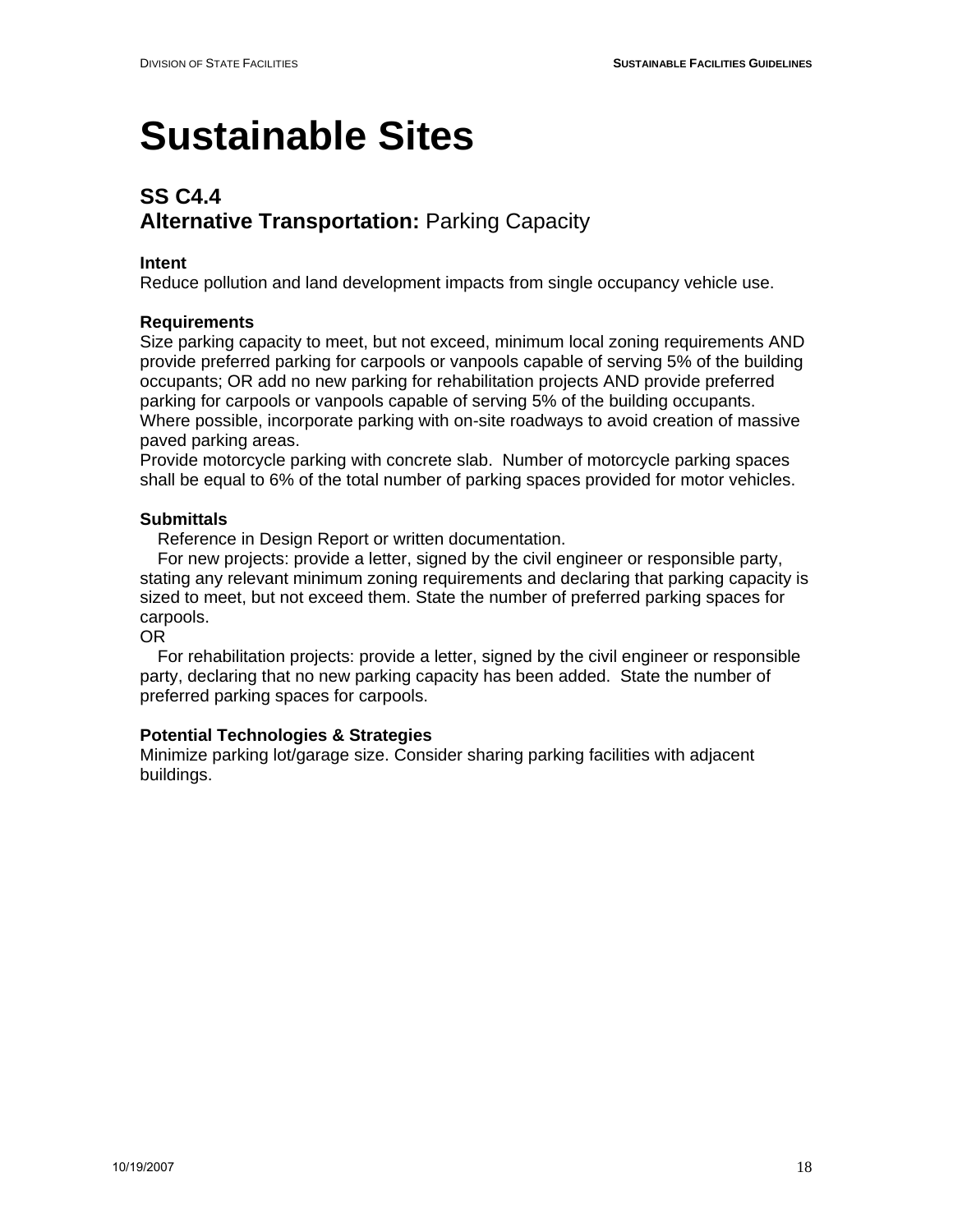# Sustainable Sites

## SS C4.4
## Alternative Transportation: Parking Capacity

**Intent**
Reduce pollution and land development impacts from single occupancy vehicle use.

**Requirements**
Size parking capacity to meet, but not exceed, minimum local zoning requirements AND provide preferred parking for carpools or vanpools capable of serving 5% of the building occupants; OR add no new parking for rehabilitation projects AND provide preferred parking for carpools or vanpools capable of serving 5% of the building occupants. Where possible, incorporate parking with on-site roadways to avoid creation of massive paved parking areas.
Provide motorcycle parking with concrete slab. Number of motorcycle parking spaces shall be equal to 6% of the total number of parking spaces provided for motor vehicles.

**Submittals**
Reference in Design Report or written documentation.
For new projects: provide a letter, signed by the civil engineer or responsible party, stating any relevant minimum zoning requirements and declaring that parking capacity is sized to meet, but not exceed them. State the number of preferred parking spaces for carpools.
OR
For rehabilitation projects: provide a letter, signed by the civil engineer or responsible party, declaring that no new parking capacity has been added. State the number of preferred parking spaces for carpools.

**Potential Technologies & Strategies**
Minimize parking lot/garage size. Consider sharing parking facilities with adjacent buildings.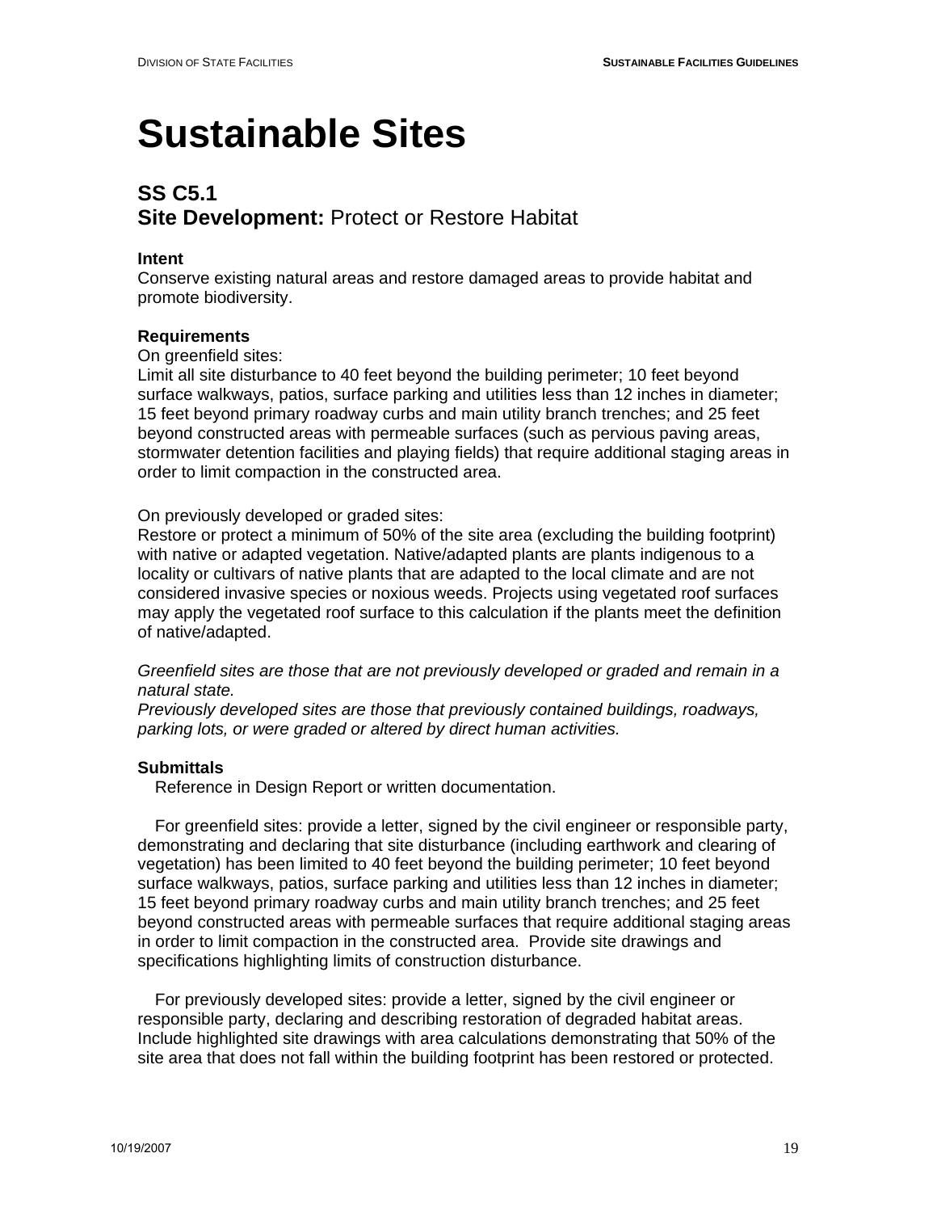# Sustainable Sites

## SS C5.1
## **Site Development:** Protect or Restore Habitat

**Intent**
Conserve existing natural areas and restore damaged areas to provide habitat and promote biodiversity.

**Requirements**
On greenfield sites:
Limit all site disturbance to 40 feet beyond the building perimeter; 10 feet beyond surface walkways, patios, surface parking and utilities less than 12 inches in diameter; 15 feet beyond primary roadway curbs and main utility branch trenches; and 25 feet beyond constructed areas with permeable surfaces (such as pervious paving areas, stormwater detention facilities and playing fields) that require additional staging areas in order to limit compaction in the constructed area.

On previously developed or graded sites:
Restore or protect a minimum of 50% of the site area (excluding the building footprint) with native or adapted vegetation. Native/adapted plants are plants indigenous to a locality or cultivars of native plants that are adapted to the local climate and are not considered invasive species or noxious weeds. Projects using vegetated roof surfaces may apply the vegetated roof surface to this calculation if the plants meet the definition of native/adapted.

*Greenfield sites are those that are not previously developed or graded and remain in a natural state.*
*Previously developed sites are those that previously contained buildings, roadways, parking lots, or were graded or altered by direct human activities.*

**Submittals**
Reference in Design Report or written documentation.

For greenfield sites: provide a letter, signed by the civil engineer or responsible party, demonstrating and declaring that site disturbance (including earthwork and clearing of vegetation) has been limited to 40 feet beyond the building perimeter; 10 feet beyond surface walkways, patios, surface parking and utilities less than 12 inches in diameter; 15 feet beyond primary roadway curbs and main utility branch trenches; and 25 feet beyond constructed areas with permeable surfaces that require additional staging areas in order to limit compaction in the constructed area. Provide site drawings and specifications highlighting limits of construction disturbance.

For previously developed sites: provide a letter, signed by the civil engineer or responsible party, declaring and describing restoration of degraded habitat areas. Include highlighted site drawings with area calculations demonstrating that 50% of the site area that does not fall within the building footprint has been restored or protected.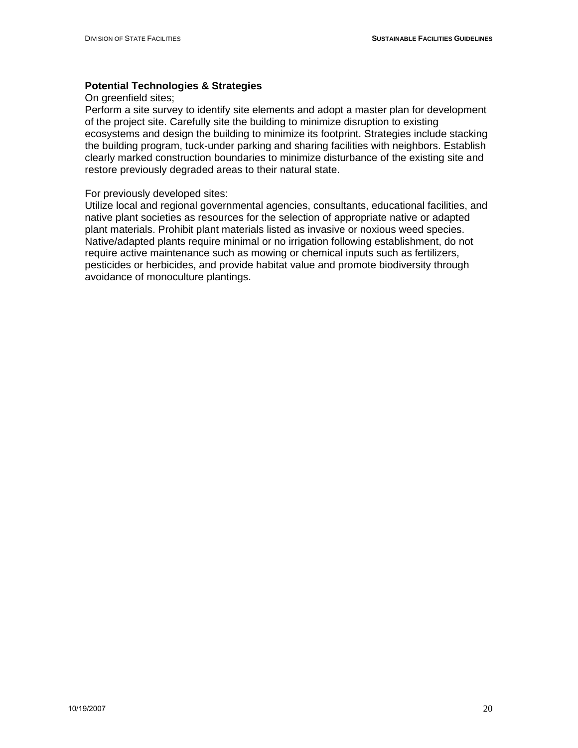**Potential Technologies & Strategies**

On greenfield sites;

Perform a site survey to identify site elements and adopt a master plan for development of the project site. Carefully site the building to minimize disruption to existing ecosystems and design the building to minimize its footprint. Strategies include stacking the building program, tuck-under parking and sharing facilities with neighbors. Establish clearly marked construction boundaries to minimize disturbance of the existing site and restore previously degraded areas to their natural state.

For previously developed sites:

Utilize local and regional governmental agencies, consultants, educational facilities, and native plant societies as resources for the selection of appropriate native or adapted plant materials. Prohibit plant materials listed as invasive or noxious weed species. Native/adapted plants require minimal or no irrigation following establishment, do not require active maintenance such as mowing or chemical inputs such as fertilizers, pesticides or herbicides, and provide habitat value and promote biodiversity through avoidance of monoculture plantings.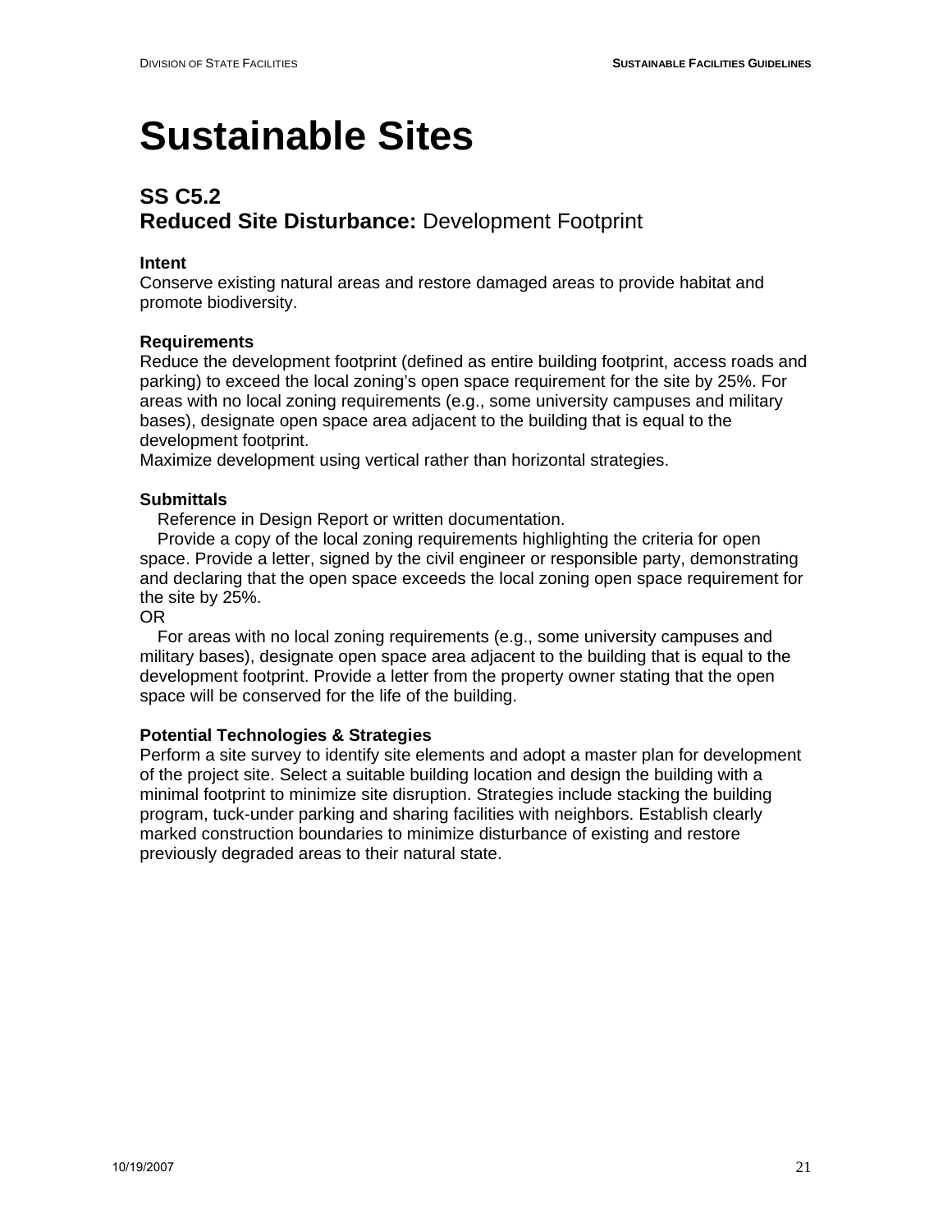# Sustainable Sites

## SS C5.2
## Reduced Site Disturbance: Development Footprint

**Intent**
Conserve existing natural areas and restore damaged areas to provide habitat and promote biodiversity.

**Requirements**
Reduce the development footprint (defined as entire building footprint, access roads and parking) to exceed the local zoning's open space requirement for the site by 25%. For areas with no local zoning requirements (e.g., some university campuses and military bases), designate open space area adjacent to the building that is equal to the development footprint.
Maximize development using vertical rather than horizontal strategies.

**Submittals**
Reference in Design Report or written documentation.
Provide a copy of the local zoning requirements highlighting the criteria for open space. Provide a letter, signed by the civil engineer or responsible party, demonstrating and declaring that the open space exceeds the local zoning open space requirement for the site by 25%.
OR
For areas with no local zoning requirements (e.g., some university campuses and military bases), designate open space area adjacent to the building that is equal to the development footprint. Provide a letter from the property owner stating that the open space will be conserved for the life of the building.

**Potential Technologies & Strategies**
Perform a site survey to identify site elements and adopt a master plan for development of the project site. Select a suitable building location and design the building with a minimal footprint to minimize site disruption. Strategies include stacking the building program, tuck-under parking and sharing facilities with neighbors. Establish clearly marked construction boundaries to minimize disturbance of existing and restore previously degraded areas to their natural state.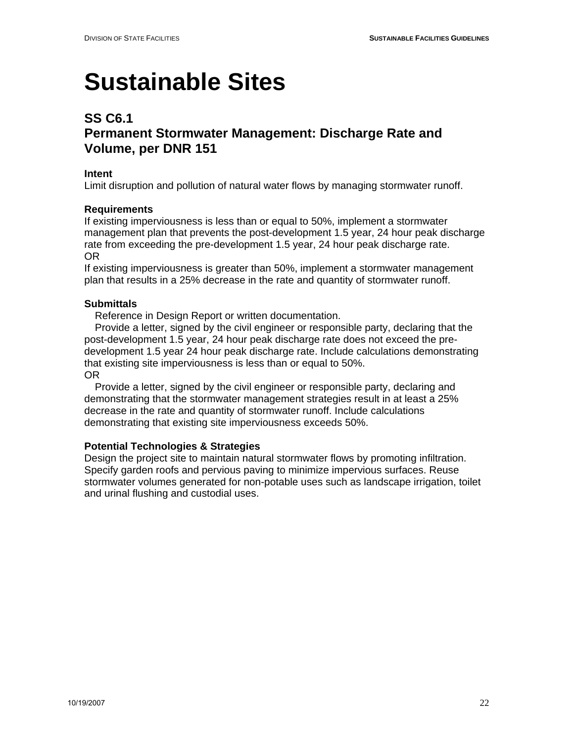# Sustainable Sites

## SS C6.1
## Permanent Stormwater Management: Discharge Rate and Volume, per DNR 151

**Intent**
Limit disruption and pollution of natural water flows by managing stormwater runoff.

**Requirements**
If existing imperviousness is less than or equal to 50%, implement a stormwater management plan that prevents the post-development 1.5 year, 24 hour peak discharge rate from exceeding the pre-development 1.5 year, 24 hour peak discharge rate.
OR
If existing imperviousness is greater than 50%, implement a stormwater management plan that results in a 25% decrease in the rate and quantity of stormwater runoff.

**Submittals**

Reference in Design Report or written documentation.

Provide a letter, signed by the civil engineer or responsible party, declaring that the post-development 1.5 year, 24 hour peak discharge rate does not exceed the pre-development 1.5 year 24 hour peak discharge rate. Include calculations demonstrating that existing site imperviousness is less than or equal to 50%.
OR

Provide a letter, signed by the civil engineer or responsible party, declaring and demonstrating that the stormwater management strategies result in at least a 25% decrease in the rate and quantity of stormwater runoff. Include calculations demonstrating that existing site imperviousness exceeds 50%.

**Potential Technologies & Strategies**
Design the project site to maintain natural stormwater flows by promoting infiltration. Specify garden roofs and pervious paving to minimize impervious surfaces. Reuse stormwater volumes generated for non-potable uses such as landscape irrigation, toilet and urinal flushing and custodial uses.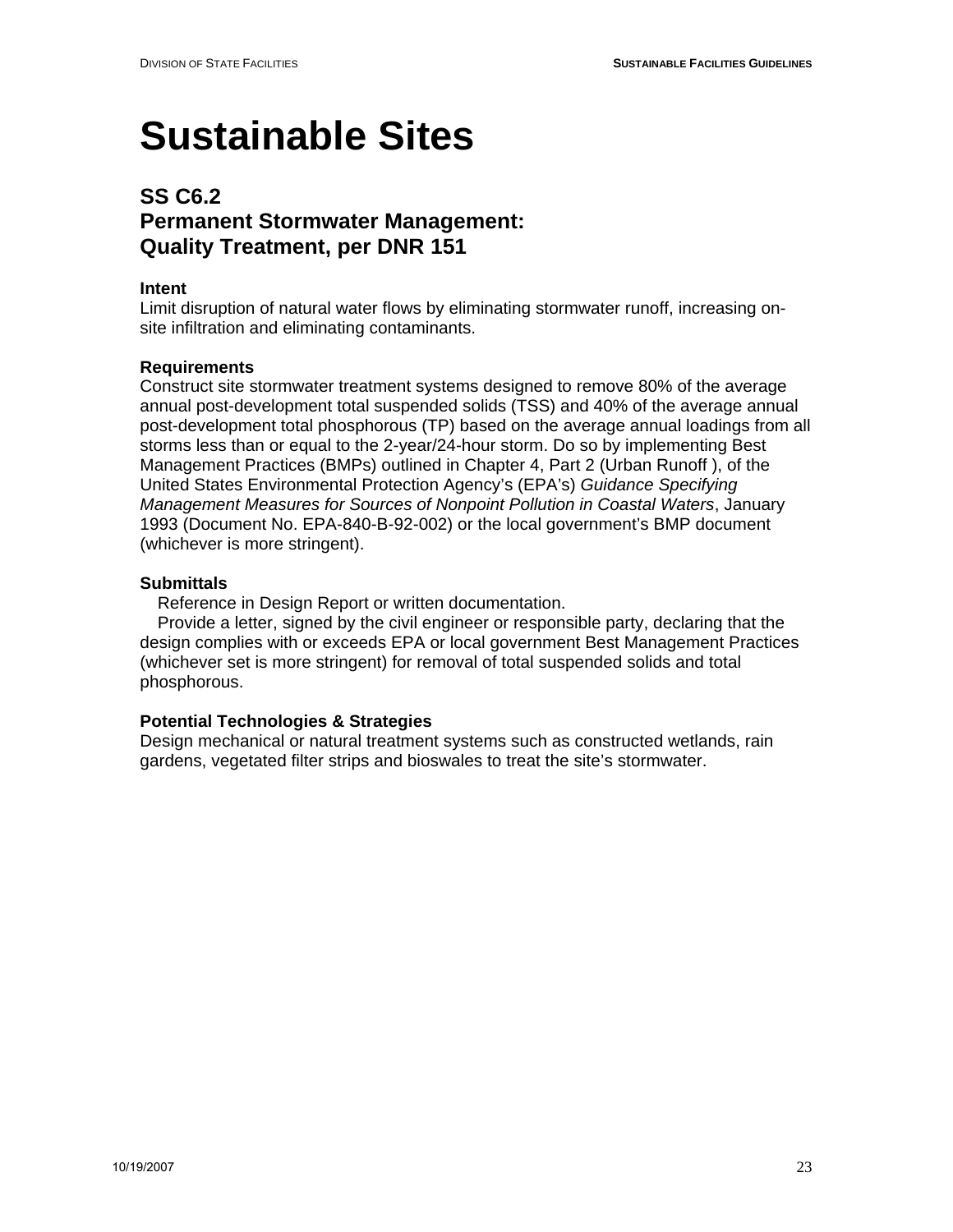# Sustainable Sites

## SS C6.2
## Permanent Stormwater Management: Quality Treatment, per DNR 151

**Intent**
Limit disruption of natural water flows by eliminating stormwater runoff, increasing on-site infiltration and eliminating contaminants.

**Requirements**
Construct site stormwater treatment systems designed to remove 80% of the average annual post-development total suspended solids (TSS) and 40% of the average annual post-development total phosphorous (TP) based on the average annual loadings from all storms less than or equal to the 2-year/24-hour storm. Do so by implementing Best Management Practices (BMPs) outlined in Chapter 4, Part 2 (Urban Runoff ), of the United States Environmental Protection Agency's (EPA's) *Guidance Specifying Management Measures for Sources of Nonpoint Pollution in Coastal Waters*, January 1993 (Document No. EPA-840-B-92-002) or the local government's BMP document (whichever is more stringent).

**Submittals**
Reference in Design Report or written documentation.
Provide a letter, signed by the civil engineer or responsible party, declaring that the design complies with or exceeds EPA or local government Best Management Practices (whichever set is more stringent) for removal of total suspended solids and total phosphorous.

**Potential Technologies & Strategies**
Design mechanical or natural treatment systems such as constructed wetlands, rain gardens, vegetated filter strips and bioswales to treat the site's stormwater.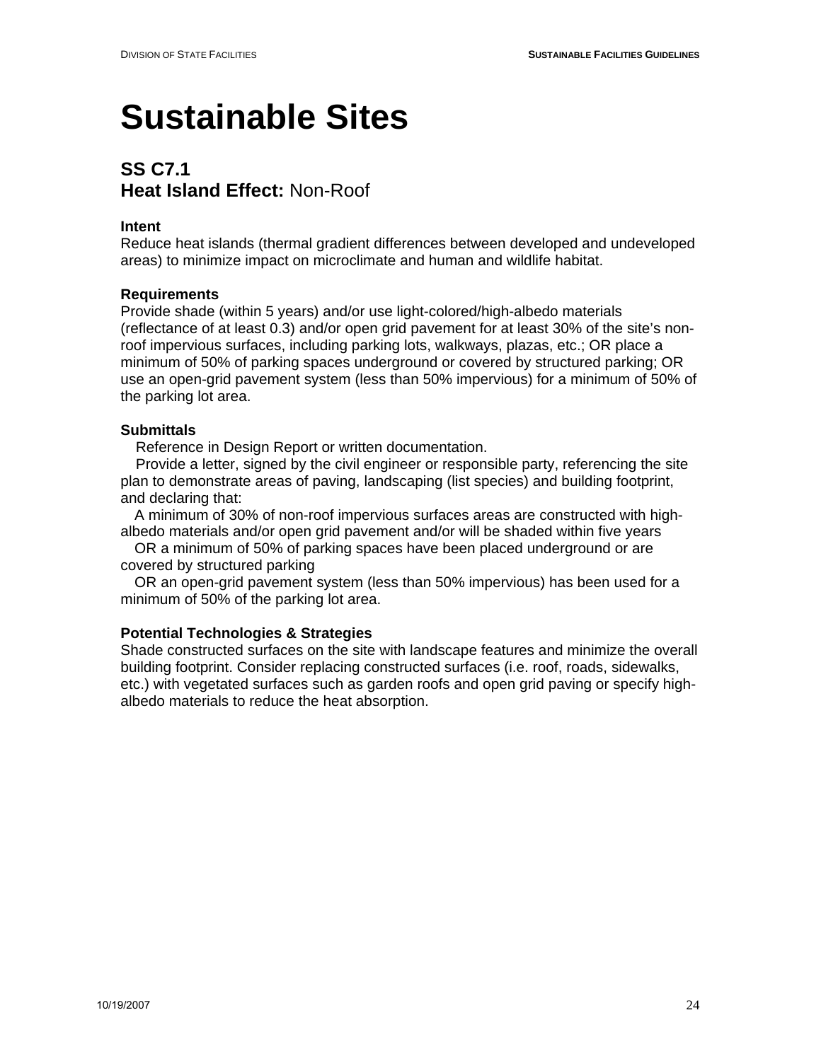# Sustainable Sites

## SS C7.1
## Heat Island Effect: Non-Roof

### Intent

Reduce heat islands (thermal gradient differences between developed and undeveloped areas) to minimize impact on microclimate and human and wildlife habitat.

### Requirements

Provide shade (within 5 years) and/or use light-colored/high-albedo materials (reflectance of at least 0.3) and/or open grid pavement for at least 30% of the site's non-roof impervious surfaces, including parking lots, walkways, plazas, etc.; OR place a minimum of 50% of parking spaces underground or covered by structured parking; OR use an open-grid pavement system (less than 50% impervious) for a minimum of 50% of the parking lot area.

### Submittals

Reference in Design Report or written documentation.

Provide a letter, signed by the civil engineer or responsible party, referencing the site plan to demonstrate areas of paving, landscaping (list species) and building footprint, and declaring that:

A minimum of 30% of non-roof impervious surfaces areas are constructed with high-albedo materials and/or open grid pavement and/or will be shaded within five years

OR a minimum of 50% of parking spaces have been placed underground or are covered by structured parking

OR an open-grid pavement system (less than 50% impervious) has been used for a minimum of 50% of the parking lot area.

### Potential Technologies & Strategies

Shade constructed surfaces on the site with landscape features and minimize the overall building footprint. Consider replacing constructed surfaces (i.e. roof, roads, sidewalks, etc.) with vegetated surfaces such as garden roofs and open grid paving or specify high-albedo materials to reduce the heat absorption.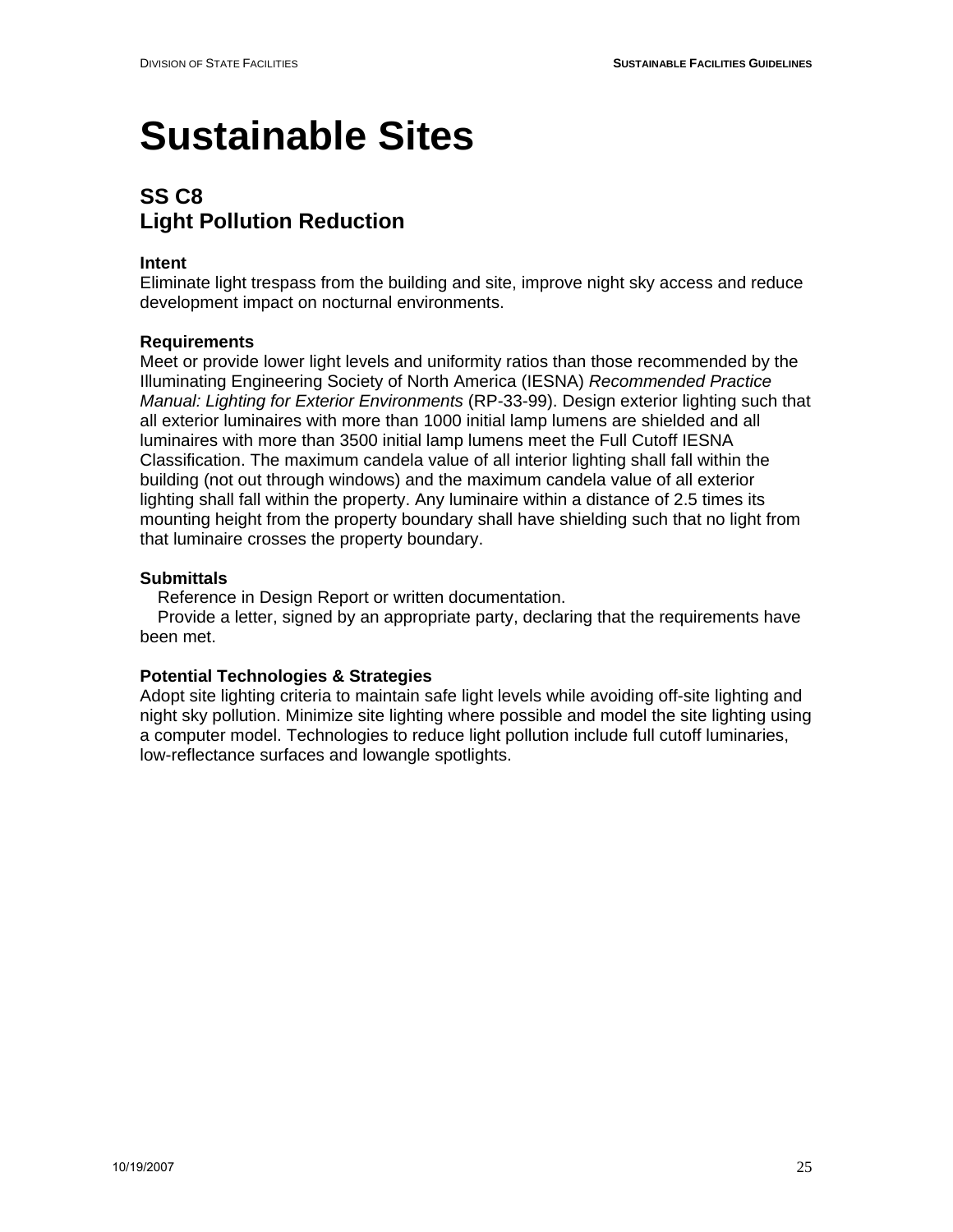# Sustainable Sites

## SS C8
## Light Pollution Reduction

**Intent**
Eliminate light trespass from the building and site, improve night sky access and reduce development impact on nocturnal environments.

**Requirements**
Meet or provide lower light levels and uniformity ratios than those recommended by the Illuminating Engineering Society of North America (IESNA) *Recommended Practice Manual: Lighting for Exterior Environments* (RP-33-99). Design exterior lighting such that all exterior luminaires with more than 1000 initial lamp lumens are shielded and all luminaires with more than 3500 initial lamp lumens meet the Full Cutoff IESNA Classification. The maximum candela value of all interior lighting shall fall within the building (not out through windows) and the maximum candela value of all exterior lighting shall fall within the property. Any luminaire within a distance of 2.5 times its mounting height from the property boundary shall have shielding such that no light from that luminaire crosses the property boundary.

**Submittals**
Reference in Design Report or written documentation.
Provide a letter, signed by an appropriate party, declaring that the requirements have been met.

**Potential Technologies & Strategies**
Adopt site lighting criteria to maintain safe light levels while avoiding off-site lighting and night sky pollution. Minimize site lighting where possible and model the site lighting using a computer model. Technologies to reduce light pollution include full cutoff luminaries, low-reflectance surfaces and lowangle spotlights.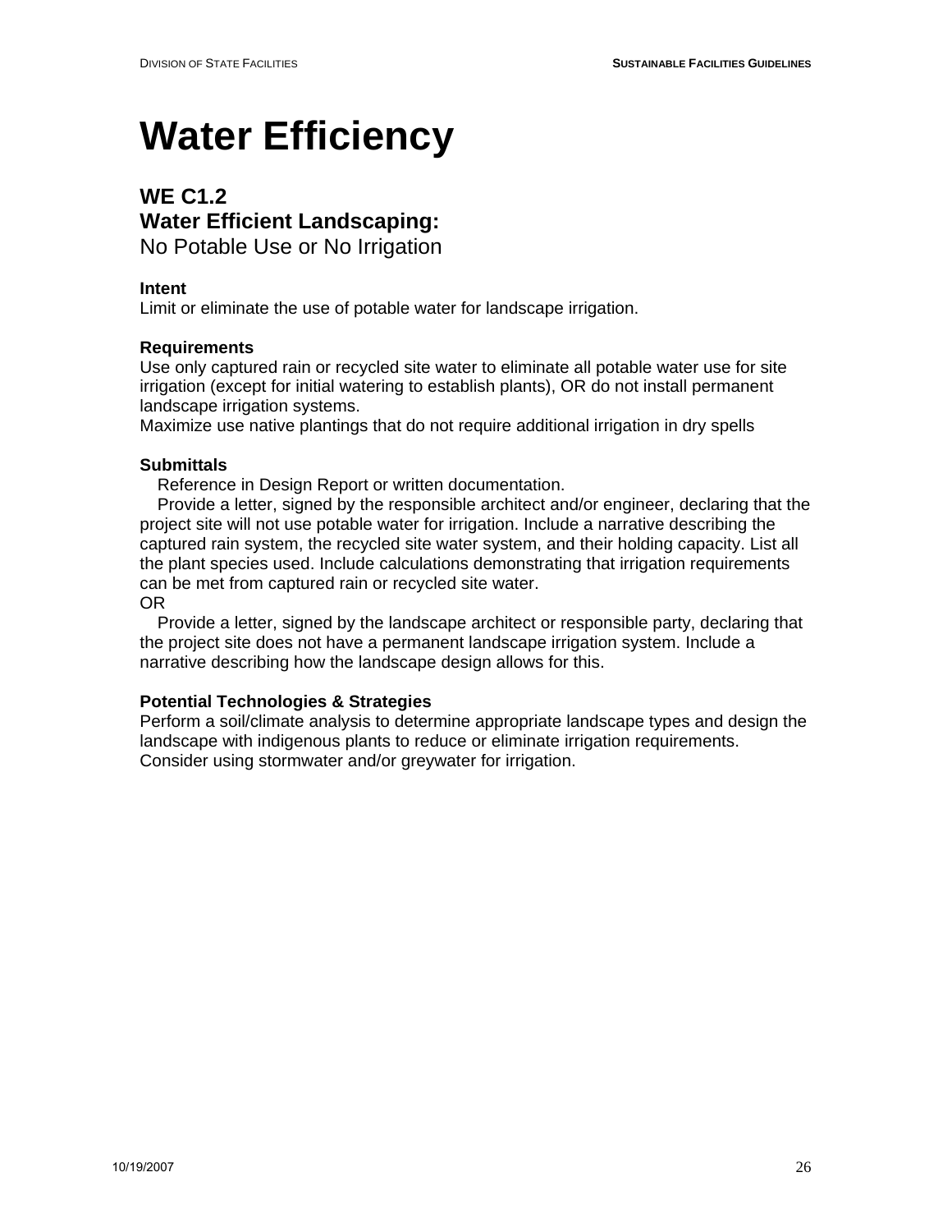# Water Efficiency

## WE C1.2
## Water Efficient Landscaping:
No Potable Use or No Irrigation

**Intent**
Limit or eliminate the use of potable water for landscape irrigation.

**Requirements**
Use only captured rain or recycled site water to eliminate all potable water use for site irrigation (except for initial watering to establish plants), OR do not install permanent landscape irrigation systems.
Maximize use native plantings that do not require additional irrigation in dry spells

**Submittals**
Reference in Design Report or written documentation.
Provide a letter, signed by the responsible architect and/or engineer, declaring that the project site will not use potable water for irrigation. Include a narrative describing the captured rain system, the recycled site water system, and their holding capacity. List all the plant species used. Include calculations demonstrating that irrigation requirements can be met from captured rain or recycled site water.
OR
Provide a letter, signed by the landscape architect or responsible party, declaring that the project site does not have a permanent landscape irrigation system. Include a narrative describing how the landscape design allows for this.

**Potential Technologies & Strategies**
Perform a soil/climate analysis to determine appropriate landscape types and design the landscape with indigenous plants to reduce or eliminate irrigation requirements. Consider using stormwater and/or greywater for irrigation.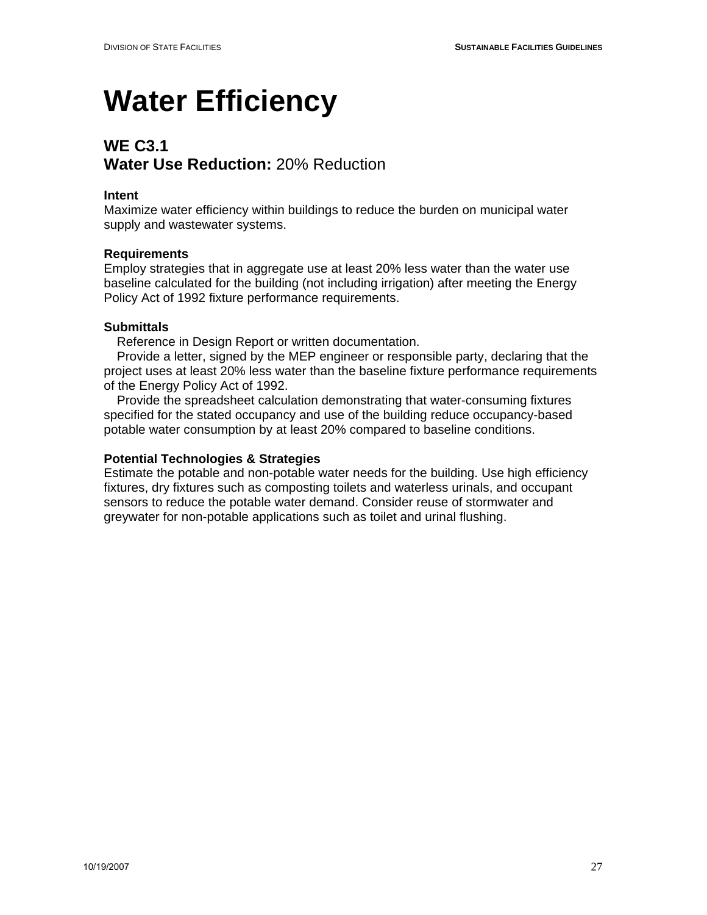# Water Efficiency

## WE C3.1
## Water Use Reduction: 20% Reduction

**Intent**
Maximize water efficiency within buildings to reduce the burden on municipal water supply and wastewater systems.

**Requirements**
Employ strategies that in aggregate use at least 20% less water than the water use baseline calculated for the building (not including irrigation) after meeting the Energy Policy Act of 1992 fixture performance requirements.

**Submittals**

- Reference in Design Report or written documentation.
- Provide a letter, signed by the MEP engineer or responsible party, declaring that the project uses at least 20% less water than the baseline fixture performance requirements of the Energy Policy Act of 1992.
- Provide the spreadsheet calculation demonstrating that water-consuming fixtures specified for the stated occupancy and use of the building reduce occupancy-based potable water consumption by at least 20% compared to baseline conditions.

**Potential Technologies & Strategies**
Estimate the potable and non-potable water needs for the building. Use high efficiency fixtures, dry fixtures such as composting toilets and waterless urinals, and occupant sensors to reduce the potable water demand. Consider reuse of stormwater and greywater for non-potable applications such as toilet and urinal flushing.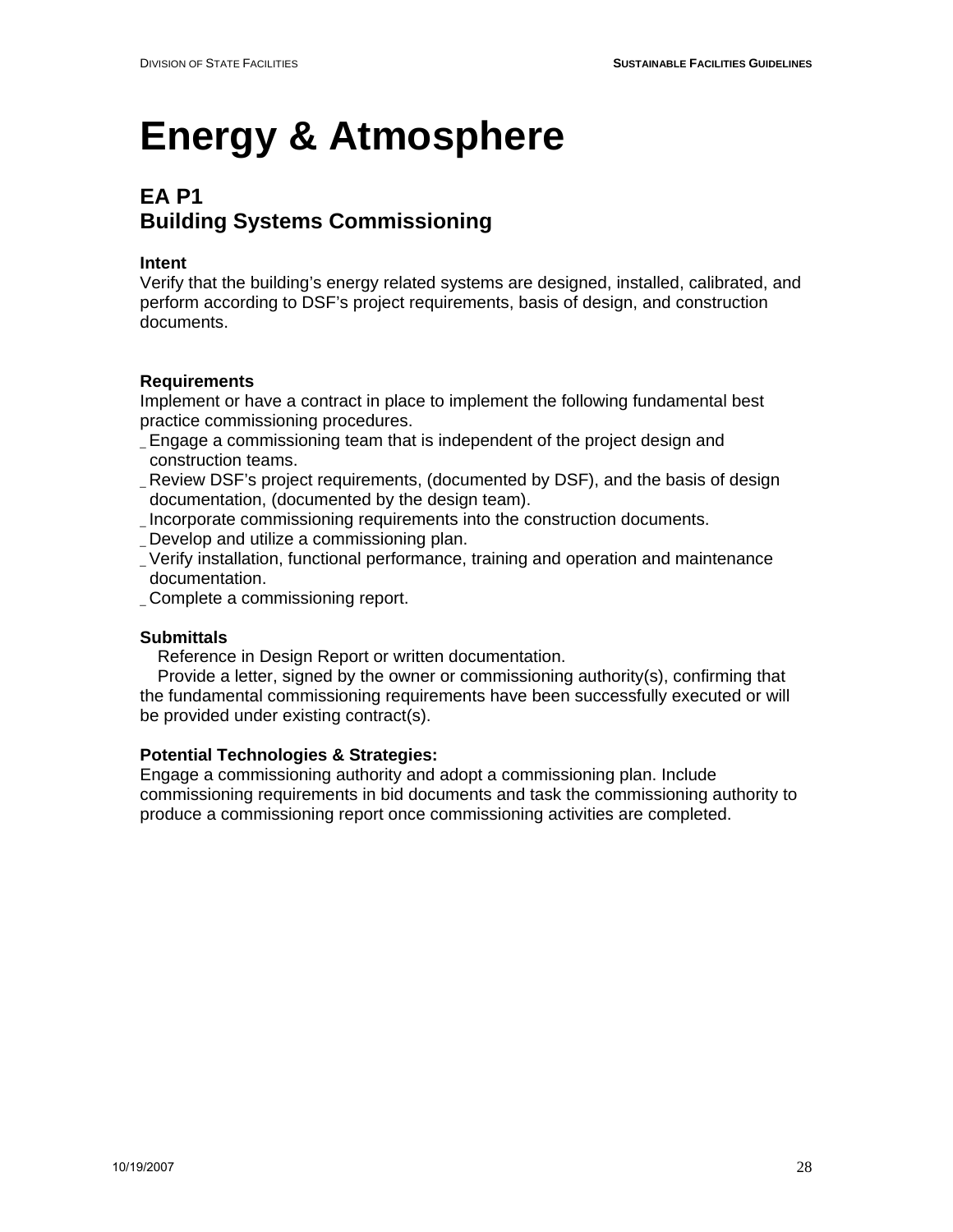# Energy & Atmosphere

## EA P1
## Building Systems Commissioning

**Intent**
Verify that the building's energy related systems are designed, installed, calibrated, and perform according to DSF's project requirements, basis of design, and construction documents.

**Requirements**
Implement or have a contract in place to implement the following fundamental best practice commissioning procedures.

- Engage a commissioning team that is independent of the project design and construction teams.
- Review DSF's project requirements, (documented by DSF), and the basis of design documentation, (documented by the design team).
- Incorporate commissioning requirements into the construction documents.
- Develop and utilize a commissioning plan.
- Verify installation, functional performance, training and operation and maintenance documentation.
- Complete a commissioning report.

**Submittals**
Reference in Design Report or written documentation.
Provide a letter, signed by the owner or commissioning authority(s), confirming that the fundamental commissioning requirements have been successfully executed or will be provided under existing contract(s).

**Potential Technologies & Strategies:**
Engage a commissioning authority and adopt a commissioning plan. Include commissioning requirements in bid documents and task the commissioning authority to produce a commissioning report once commissioning activities are completed.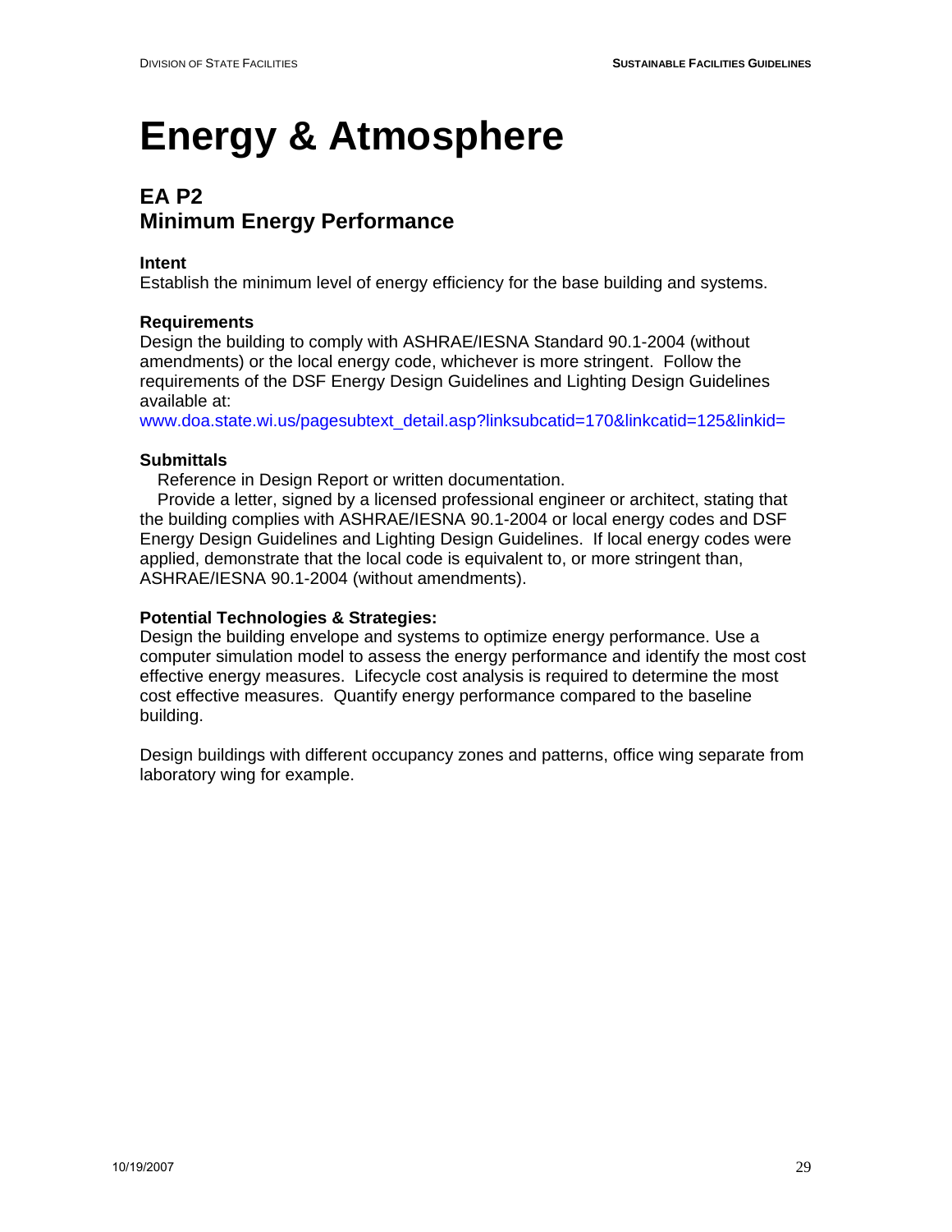# Energy & Atmosphere

## EA P2
## Minimum Energy Performance

**Intent**
Establish the minimum level of energy efficiency for the base building and systems.

**Requirements**
Design the building to comply with ASHRAE/IESNA Standard 90.1-2004 (without amendments) or the local energy code, whichever is more stringent. Follow the requirements of the DSF Energy Design Guidelines and Lighting Design Guidelines available at:
www.doa.state.wi.us/pagesubtext_detail.asp?linksubcatid=170&linkcatid=125&linkid=

**Submittals**
Reference in Design Report or written documentation.
Provide a letter, signed by a licensed professional engineer or architect, stating that the building complies with ASHRAE/IESNA 90.1-2004 or local energy codes and DSF Energy Design Guidelines and Lighting Design Guidelines. If local energy codes were applied, demonstrate that the local code is equivalent to, or more stringent than, ASHRAE/IESNA 90.1-2004 (without amendments).

**Potential Technologies & Strategies:**
Design the building envelope and systems to optimize energy performance. Use a computer simulation model to assess the energy performance and identify the most cost effective energy measures. Lifecycle cost analysis is required to determine the most cost effective measures. Quantify energy performance compared to the baseline building.

Design buildings with different occupancy zones and patterns, office wing separate from laboratory wing for example.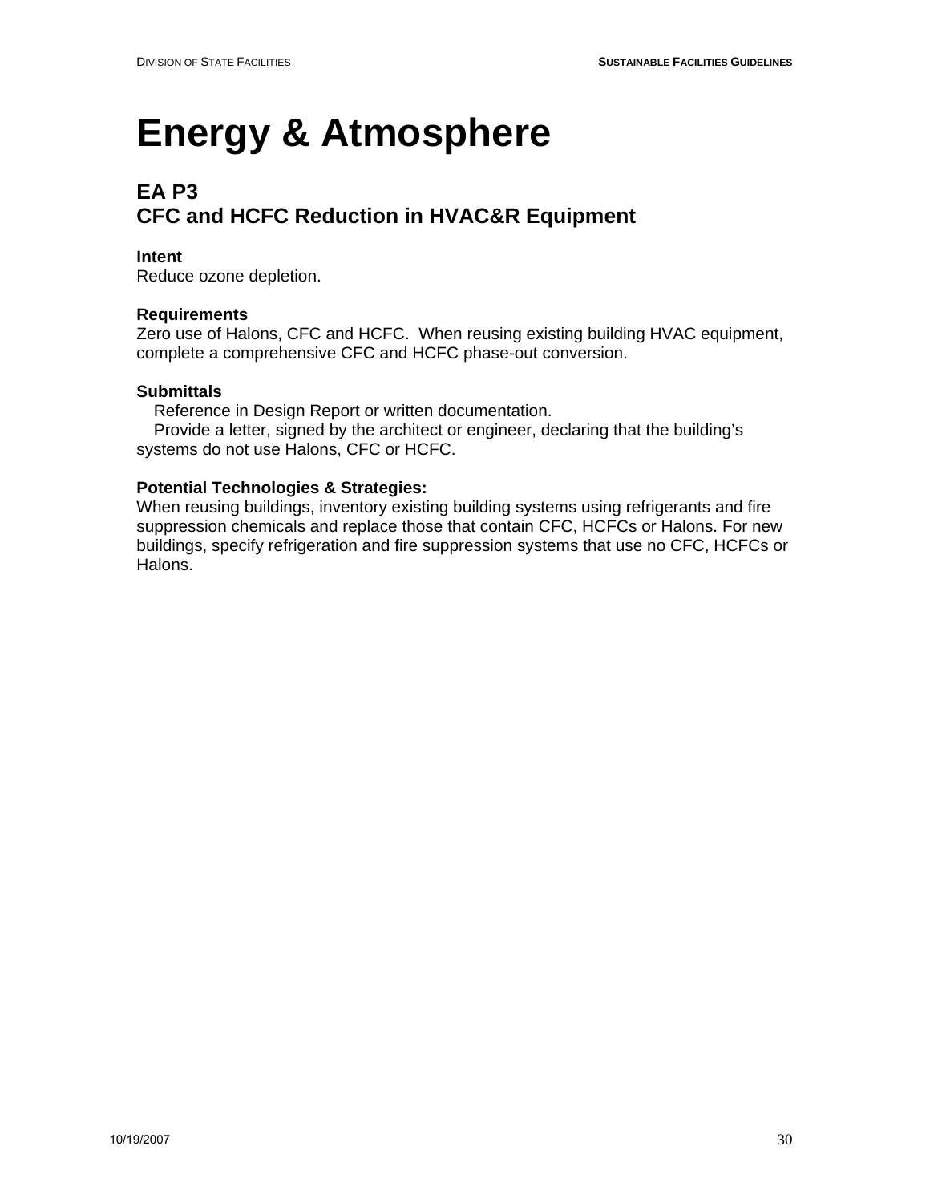# Energy & Atmosphere

## EA P3
## CFC and HCFC Reduction in HVAC&R Equipment

**Intent**
Reduce ozone depletion.

**Requirements**
Zero use of Halons, CFC and HCFC. When reusing existing building HVAC equipment, complete a comprehensive CFC and HCFC phase-out conversion.

**Submittals**
Reference in Design Report or written documentation.
Provide a letter, signed by the architect or engineer, declaring that the building's systems do not use Halons, CFC or HCFC.

**Potential Technologies & Strategies:**
When reusing buildings, inventory existing building systems using refrigerants and fire suppression chemicals and replace those that contain CFC, HCFCs or Halons. For new buildings, specify refrigeration and fire suppression systems that use no CFC, HCFCs or Halons.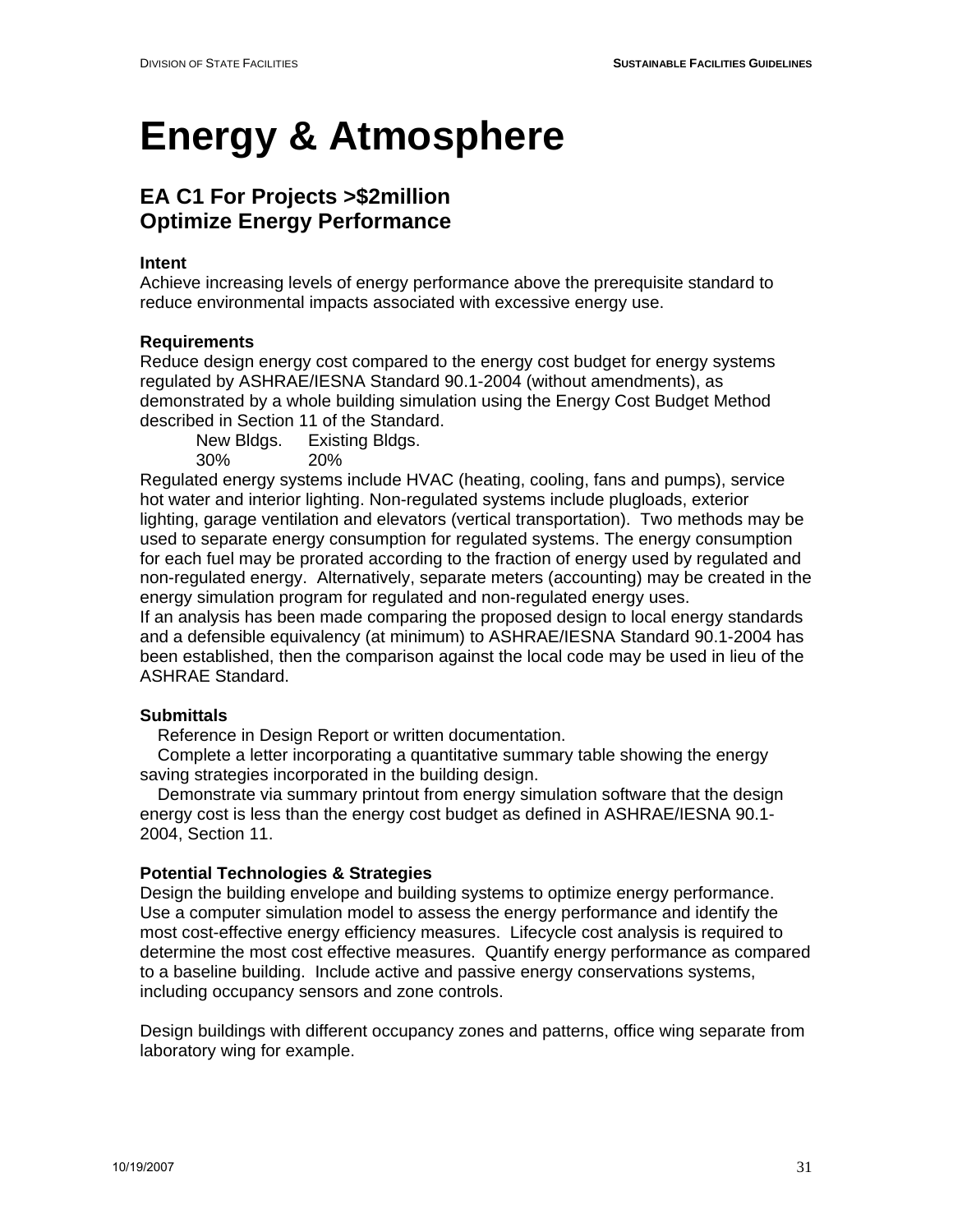# Energy & Atmosphere

## EA C1 For Projects >$2million
## Optimize Energy Performance

**Intent**

Achieve increasing levels of energy performance above the prerequisite standard to reduce environmental impacts associated with excessive energy use.

**Requirements**

Reduce design energy cost compared to the energy cost budget for energy systems regulated by ASHRAE/IESNA Standard 90.1-2004 (without amendments), as demonstrated by a whole building simulation using the Energy Cost Budget Method described in Section 11 of the Standard.

| New Bldgs. | Existing Bldgs. |
|---|---|
| 30% | 20% |

Regulated energy systems include HVAC (heating, cooling, fans and pumps), service hot water and interior lighting. Non-regulated systems include plugloads, exterior lighting, garage ventilation and elevators (vertical transportation). Two methods may be used to separate energy consumption for regulated systems. The energy consumption for each fuel may be prorated according to the fraction of energy used by regulated and non-regulated energy. Alternatively, separate meters (accounting) may be created in the energy simulation program for regulated and non-regulated energy uses.

If an analysis has been made comparing the proposed design to local energy standards and a defensible equivalency (at minimum) to ASHRAE/IESNA Standard 90.1-2004 has been established, then the comparison against the local code may be used in lieu of the ASHRAE Standard.

**Submittals**

- Reference in Design Report or written documentation.
- Complete a letter incorporating a quantitative summary table showing the energy saving strategies incorporated in the building design.
- Demonstrate via summary printout from energy simulation software that the design energy cost is less than the energy cost budget as defined in ASHRAE/IESNA 90.1-2004, Section 11.

**Potential Technologies & Strategies**

Design the building envelope and building systems to optimize energy performance. Use a computer simulation model to assess the energy performance and identify the most cost-effective energy efficiency measures. Lifecycle cost analysis is required to determine the most cost effective measures. Quantify energy performance as compared to a baseline building. Include active and passive energy conservations systems, including occupancy sensors and zone controls.

Design buildings with different occupancy zones and patterns, office wing separate from laboratory wing for example.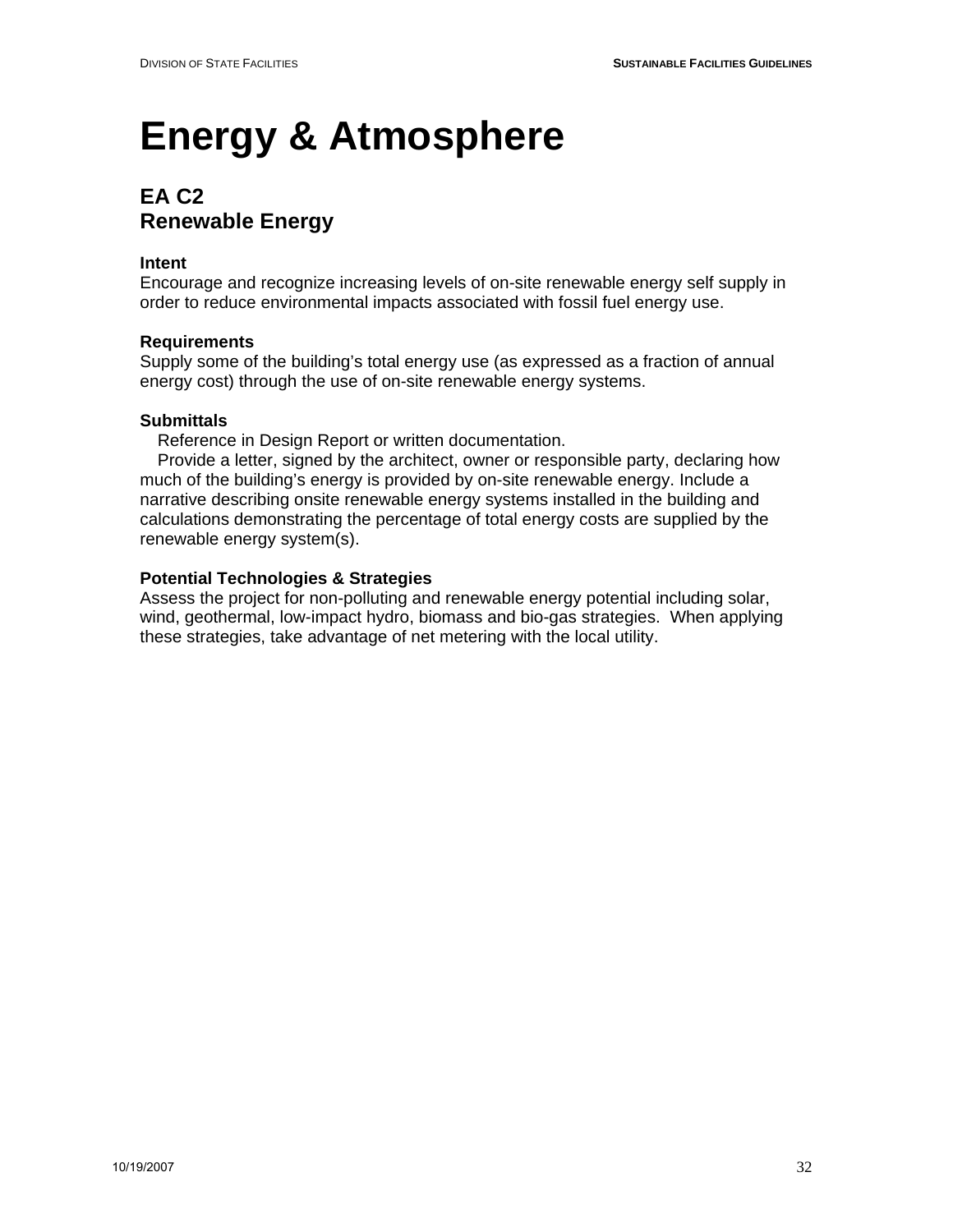# Energy & Atmosphere

## EA C2
## Renewable Energy

**Intent**
Encourage and recognize increasing levels of on-site renewable energy self supply in order to reduce environmental impacts associated with fossil fuel energy use.

**Requirements**
Supply some of the building's total energy use (as expressed as a fraction of annual energy cost) through the use of on-site renewable energy systems.

**Submittals**
Reference in Design Report or written documentation.
Provide a letter, signed by the architect, owner or responsible party, declaring how much of the building's energy is provided by on-site renewable energy. Include a narrative describing onsite renewable energy systems installed in the building and calculations demonstrating the percentage of total energy costs are supplied by the renewable energy system(s).

**Potential Technologies & Strategies**
Assess the project for non-polluting and renewable energy potential including solar, wind, geothermal, low-impact hydro, biomass and bio-gas strategies. When applying these strategies, take advantage of net metering with the local utility.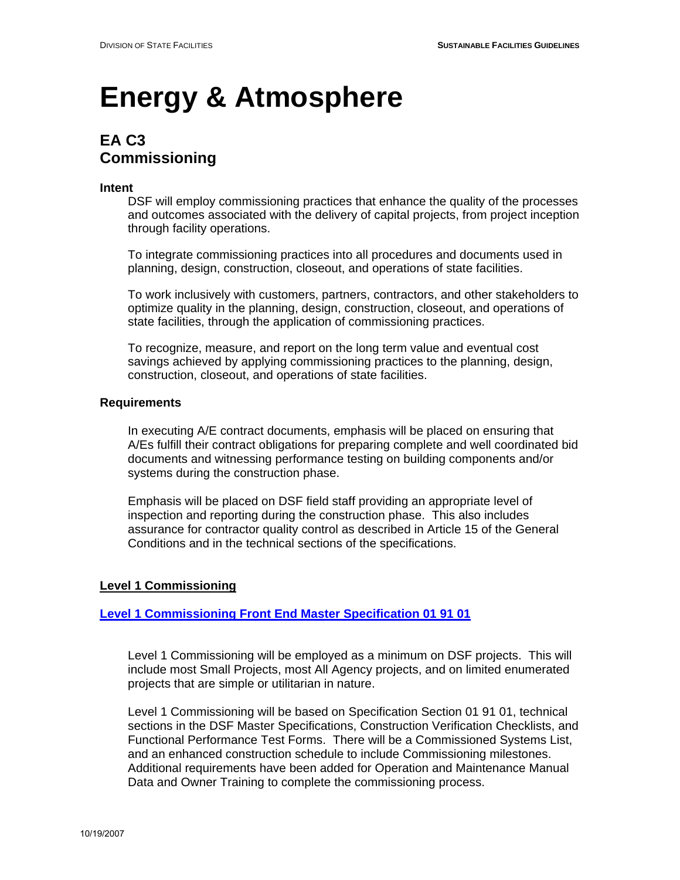# Energy & Atmosphere

## EA C3
## Commissioning

**Intent**

DSF will employ commissioning practices that enhance the quality of the processes and outcomes associated with the delivery of capital projects, from project inception through facility operations.

To integrate commissioning practices into all procedures and documents used in planning, design, construction, closeout, and operations of state facilities.

To work inclusively with customers, partners, contractors, and other stakeholders to optimize quality in the planning, design, construction, closeout, and operations of state facilities, through the application of commissioning practices.

To recognize, measure, and report on the long term value and eventual cost savings achieved by applying commissioning practices to the planning, design, construction, closeout, and operations of state facilities.

**Requirements**

In executing A/E contract documents, emphasis will be placed on ensuring that A/Es fulfill their contract obligations for preparing complete and well coordinated bid documents and witnessing performance testing on building components and/or systems during the construction phase.

Emphasis will be placed on DSF field staff providing an appropriate level of inspection and reporting during the construction phase. This also includes assurance for contractor quality control as described in Article 15 of the General Conditions and in the technical sections of the specifications.

**Level 1 Commissioning**

**Level 1 Commissioning Front End Master Specification 01 91 01**

Level 1 Commissioning will be employed as a minimum on DSF projects. This will include most Small Projects, most All Agency projects, and on limited enumerated projects that are simple or utilitarian in nature.

Level 1 Commissioning will be based on Specification Section 01 91 01, technical sections in the DSF Master Specifications, Construction Verification Checklists, and Functional Performance Test Forms. There will be a Commissioned Systems List, and an enhanced construction schedule to include Commissioning milestones. Additional requirements have been added for Operation and Maintenance Manual Data and Owner Training to complete the commissioning process.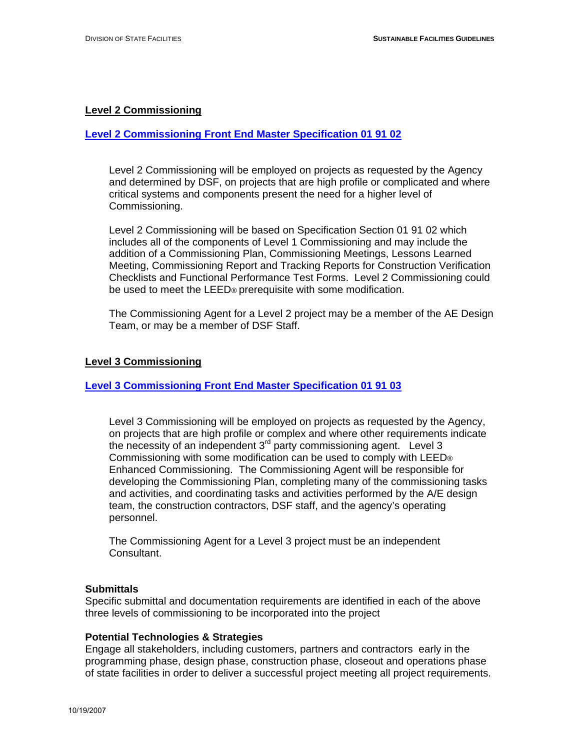**Level 2 Commissioning**

**Level 2 Commissioning Front End Master Specification 01 91 02**

Level 2 Commissioning will be employed on projects as requested by the Agency and determined by DSF, on projects that are high profile or complicated and where critical systems and components present the need for a higher level of Commissioning.

Level 2 Commissioning will be based on Specification Section 01 91 02 which includes all of the components of Level 1 Commissioning and may include the addition of a Commissioning Plan, Commissioning Meetings, Lessons Learned Meeting, Commissioning Report and Tracking Reports for Construction Verification Checklists and Functional Performance Test Forms. Level 2 Commissioning could be used to meet the LEED® prerequisite with some modification.

The Commissioning Agent for a Level 2 project may be a member of the AE Design Team, or may be a member of DSF Staff.

**Level 3 Commissioning**

**Level 3 Commissioning Front End Master Specification 01 91 03**

Level 3 Commissioning will be employed on projects as requested by the Agency, on projects that are high profile or complex and where other requirements indicate the necessity of an independent 3rd party commissioning agent. Level 3 Commissioning with some modification can be used to comply with LEED® Enhanced Commissioning. The Commissioning Agent will be responsible for developing the Commissioning Plan, completing many of the commissioning tasks and activities, and coordinating tasks and activities performed by the A/E design team, the construction contractors, DSF staff, and the agency's operating personnel.

The Commissioning Agent for a Level 3 project must be an independent Consultant.

**Submittals**

Specific submittal and documentation requirements are identified in each of the above three levels of commissioning to be incorporated into the project

**Potential Technologies & Strategies**

Engage all stakeholders, including customers, partners and contractors early in the programming phase, design phase, construction phase, closeout and operations phase of state facilities in order to deliver a successful project meeting all project requirements.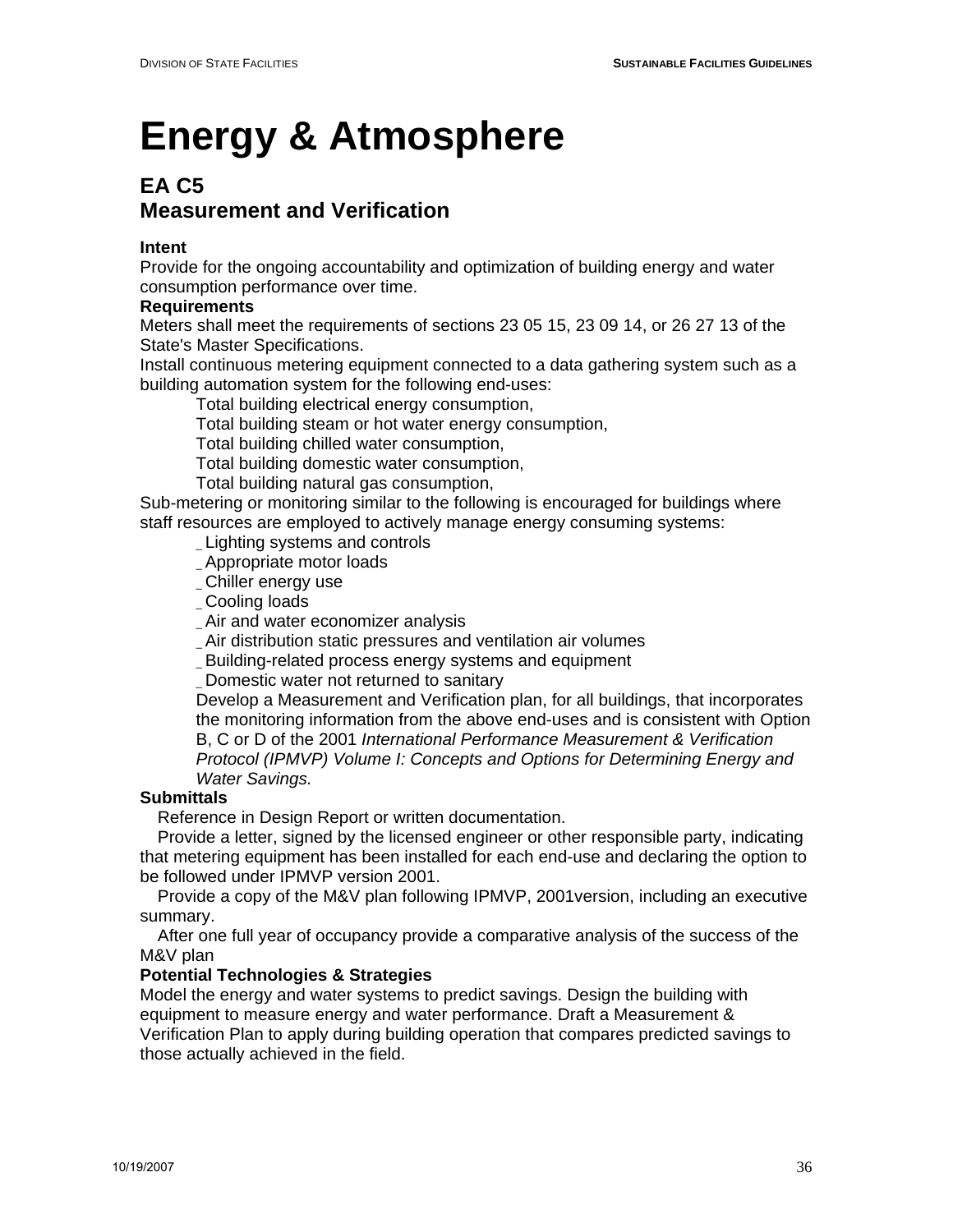# Energy & Atmosphere

## EA C5
## Measurement and Verification

**Intent**

Provide for the ongoing accountability and optimization of building energy and water consumption performance over time.

**Requirements**

Meters shall meet the requirements of sections 23 05 15, 23 09 14, or 26 27 13 of the State's Master Specifications.

Install continuous metering equipment connected to a data gathering system such as a building automation system for the following end-uses:

- Total building electrical energy consumption,
- Total building steam or hot water energy consumption,
- Total building chilled water consumption,
- Total building domestic water consumption,
- Total building natural gas consumption,

Sub-metering or monitoring similar to the following is encouraged for buildings where staff resources are employed to actively manage energy consuming systems:

- Lighting systems and controls
- Appropriate motor loads
- Chiller energy use
- Cooling loads
- Air and water economizer analysis
- Air distribution static pressures and ventilation air volumes
- Building-related process energy systems and equipment
- Domestic water not returned to sanitary

Develop a Measurement and Verification plan, for all buildings, that incorporates the monitoring information from the above end-uses and is consistent with Option B, C or D of the 2001 *International Performance Measurement & Verification Protocol (IPMVP) Volume I: Concepts and Options for Determining Energy and Water Savings.*

**Submittals**

Reference in Design Report or written documentation.

Provide a letter, signed by the licensed engineer or other responsible party, indicating that metering equipment has been installed for each end-use and declaring the option to be followed under IPMVP version 2001.

Provide a copy of the M&V plan following IPMVP, 2001version, including an executive summary.

After one full year of occupancy provide a comparative analysis of the success of the M&V plan

**Potential Technologies & Strategies**

Model the energy and water systems to predict savings. Design the building with equipment to measure energy and water performance. Draft a Measurement & Verification Plan to apply during building operation that compares predicted savings to those actually achieved in the field.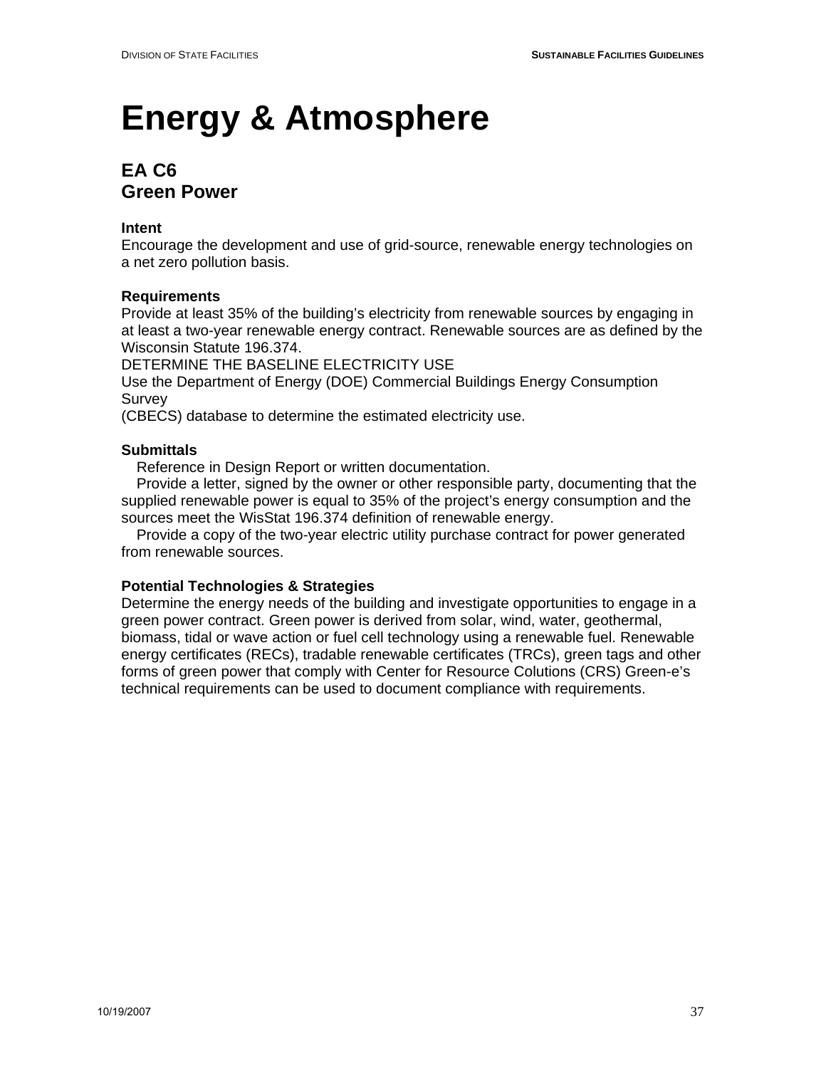# Energy & Atmosphere

## EA C6
## Green Power

**Intent**
Encourage the development and use of grid-source, renewable energy technologies on a net zero pollution basis.

**Requirements**
Provide at least 35% of the building's electricity from renewable sources by engaging in at least a two-year renewable energy contract. Renewable sources are as defined by the Wisconsin Statute 196.374.
DETERMINE THE BASELINE ELECTRICITY USE
Use the Department of Energy (DOE) Commercial Buildings Energy Consumption Survey
(CBECS) database to determine the estimated electricity use.

**Submittals**
Reference in Design Report or written documentation.
Provide a letter, signed by the owner or other responsible party, documenting that the supplied renewable power is equal to 35% of the project's energy consumption and the sources meet the WisStat 196.374 definition of renewable energy.
Provide a copy of the two-year electric utility purchase contract for power generated from renewable sources.

**Potential Technologies & Strategies**
Determine the energy needs of the building and investigate opportunities to engage in a green power contract. Green power is derived from solar, wind, water, geothermal, biomass, tidal or wave action or fuel cell technology using a renewable fuel. Renewable energy certificates (RECs), tradable renewable certificates (TRCs), green tags and other forms of green power that comply with Center for Resource Colutions (CRS) Green-e's technical requirements can be used to document compliance with requirements.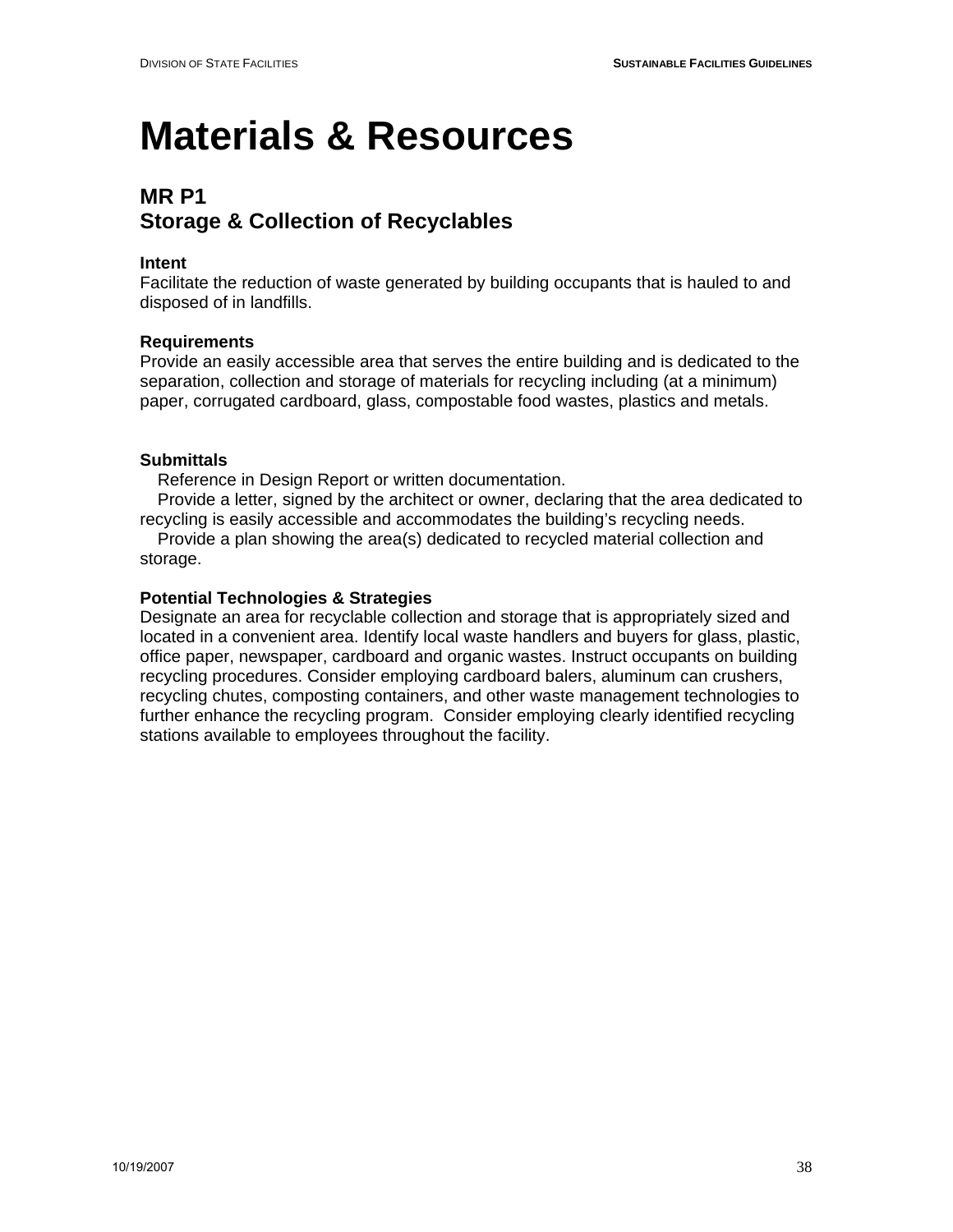# Materials & Resources

## MR P1
## Storage & Collection of Recyclables

**Intent**
Facilitate the reduction of waste generated by building occupants that is hauled to and disposed of in landfills.

**Requirements**
Provide an easily accessible area that serves the entire building and is dedicated to the separation, collection and storage of materials for recycling including (at a minimum) paper, corrugated cardboard, glass, compostable food wastes, plastics and metals.

**Submittals**

- Reference in Design Report or written documentation.
- Provide a letter, signed by the architect or owner, declaring that the area dedicated to recycling is easily accessible and accommodates the building's recycling needs.
- Provide a plan showing the area(s) dedicated to recycled material collection and storage.

**Potential Technologies & Strategies**
Designate an area for recyclable collection and storage that is appropriately sized and located in a convenient area. Identify local waste handlers and buyers for glass, plastic, office paper, newspaper, cardboard and organic wastes. Instruct occupants on building recycling procedures. Consider employing cardboard balers, aluminum can crushers, recycling chutes, composting containers, and other waste management technologies to further enhance the recycling program. Consider employing clearly identified recycling stations available to employees throughout the facility.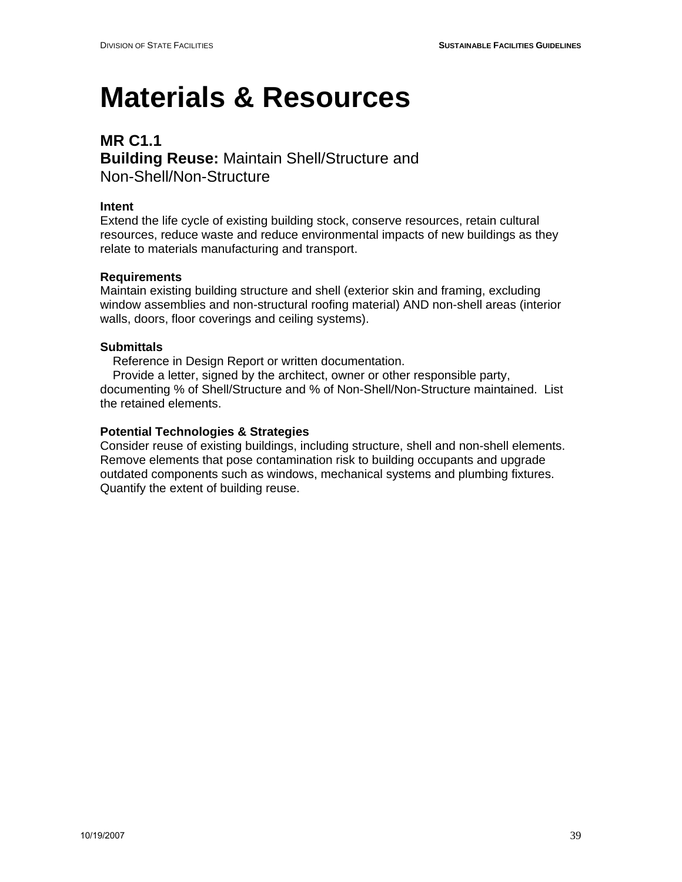# Materials & Resources

## MR C1.1

## **Building Reuse:** Maintain Shell/Structure and Non-Shell/Non-Structure

**Intent**

Extend the life cycle of existing building stock, conserve resources, retain cultural resources, reduce waste and reduce environmental impacts of new buildings as they relate to materials manufacturing and transport.

**Requirements**

Maintain existing building structure and shell (exterior skin and framing, excluding window assemblies and non-structural roofing material) AND non-shell areas (interior walls, doors, floor coverings and ceiling systems).

**Submittals**

- Reference in Design Report or written documentation.
- Provide a letter, signed by the architect, owner or other responsible party, documenting % of Shell/Structure and % of Non-Shell/Non-Structure maintained. List the retained elements.

**Potential Technologies & Strategies**

Consider reuse of existing buildings, including structure, shell and non-shell elements. Remove elements that pose contamination risk to building occupants and upgrade outdated components such as windows, mechanical systems and plumbing fixtures. Quantify the extent of building reuse.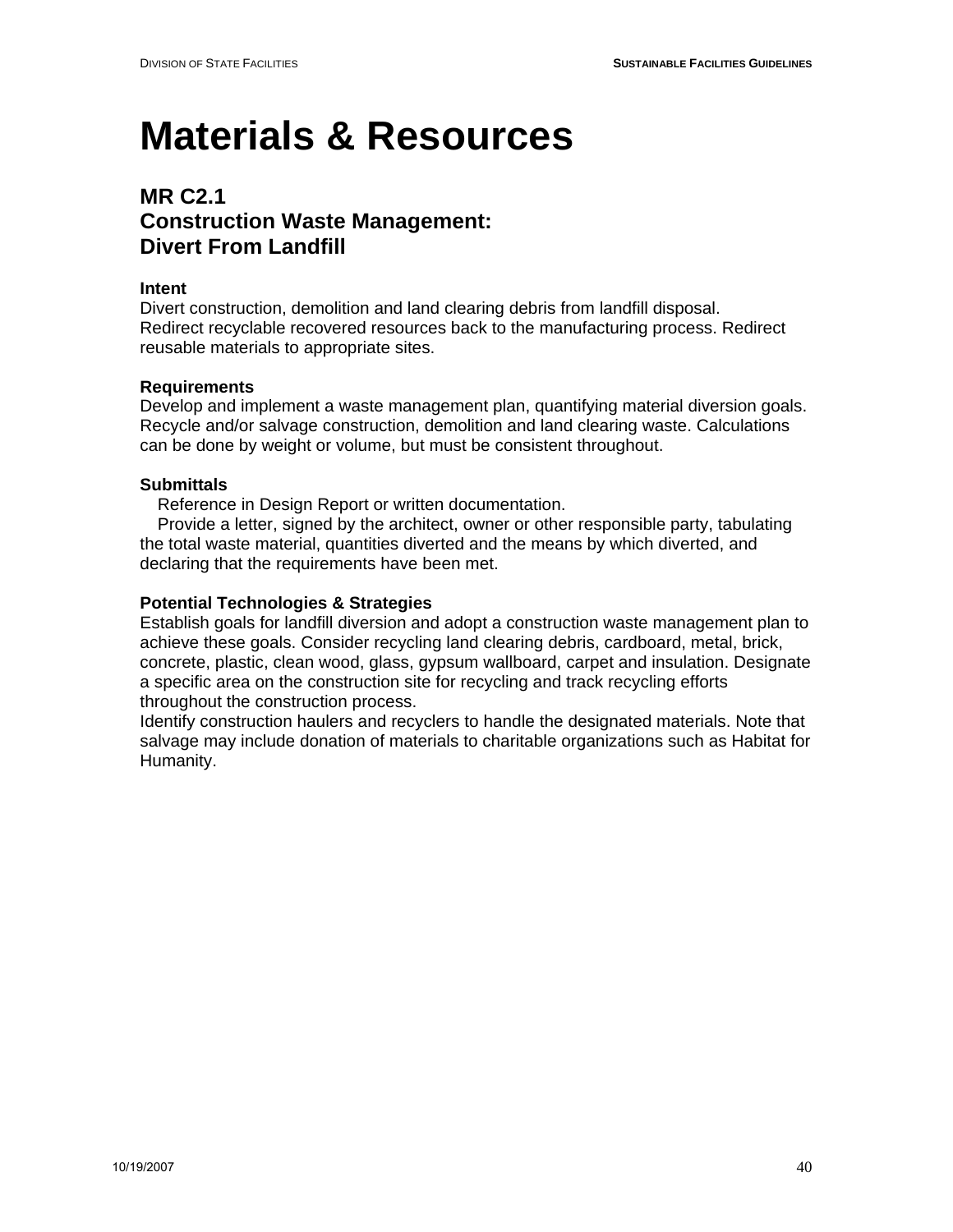# Materials & Resources

## MR C2.1
## Construction Waste Management: Divert From Landfill

**Intent**

Divert construction, demolition and land clearing debris from landfill disposal. Redirect recyclable recovered resources back to the manufacturing process. Redirect reusable materials to appropriate sites.

**Requirements**

Develop and implement a waste management plan, quantifying material diversion goals. Recycle and/or salvage construction, demolition and land clearing waste. Calculations can be done by weight or volume, but must be consistent throughout.

**Submittals**

Reference in Design Report or written documentation.

Provide a letter, signed by the architect, owner or other responsible party, tabulating the total waste material, quantities diverted and the means by which diverted, and declaring that the requirements have been met.

**Potential Technologies & Strategies**

Establish goals for landfill diversion and adopt a construction waste management plan to achieve these goals. Consider recycling land clearing debris, cardboard, metal, brick, concrete, plastic, clean wood, glass, gypsum wallboard, carpet and insulation. Designate a specific area on the construction site for recycling and track recycling efforts throughout the construction process.

Identify construction haulers and recyclers to handle the designated materials. Note that salvage may include donation of materials to charitable organizations such as Habitat for Humanity.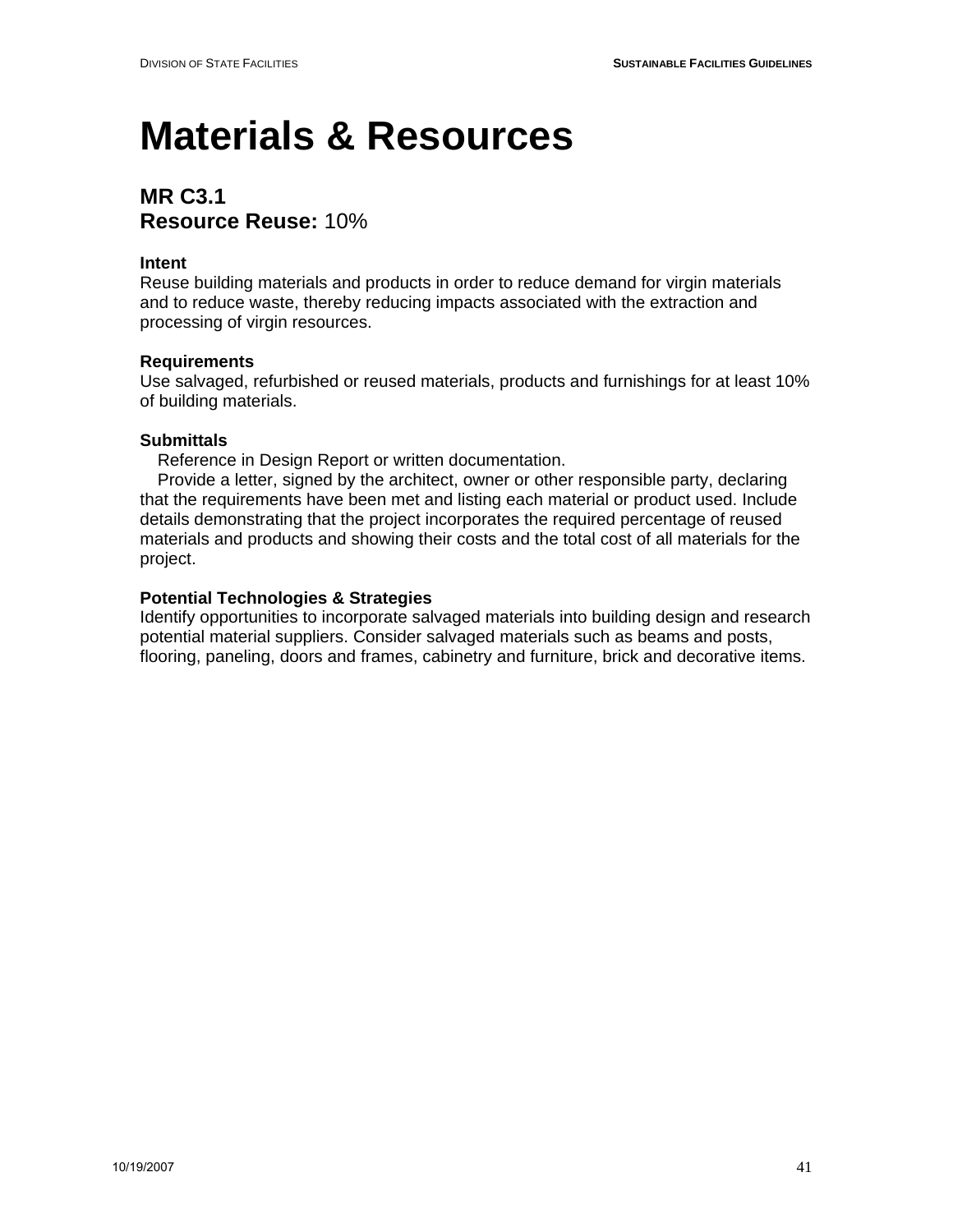# Materials & Resources

## MR C3.1
## Resource Reuse: 10%

**Intent**
Reuse building materials and products in order to reduce demand for virgin materials and to reduce waste, thereby reducing impacts associated with the extraction and processing of virgin resources.

**Requirements**
Use salvaged, refurbished or reused materials, products and furnishings for at least 10% of building materials.

**Submittals**

Reference in Design Report or written documentation.

Provide a letter, signed by the architect, owner or other responsible party, declaring that the requirements have been met and listing each material or product used. Include details demonstrating that the project incorporates the required percentage of reused materials and products and showing their costs and the total cost of all materials for the project.

**Potential Technologies & Strategies**
Identify opportunities to incorporate salvaged materials into building design and research potential material suppliers. Consider salvaged materials such as beams and posts, flooring, paneling, doors and frames, cabinetry and furniture, brick and decorative items.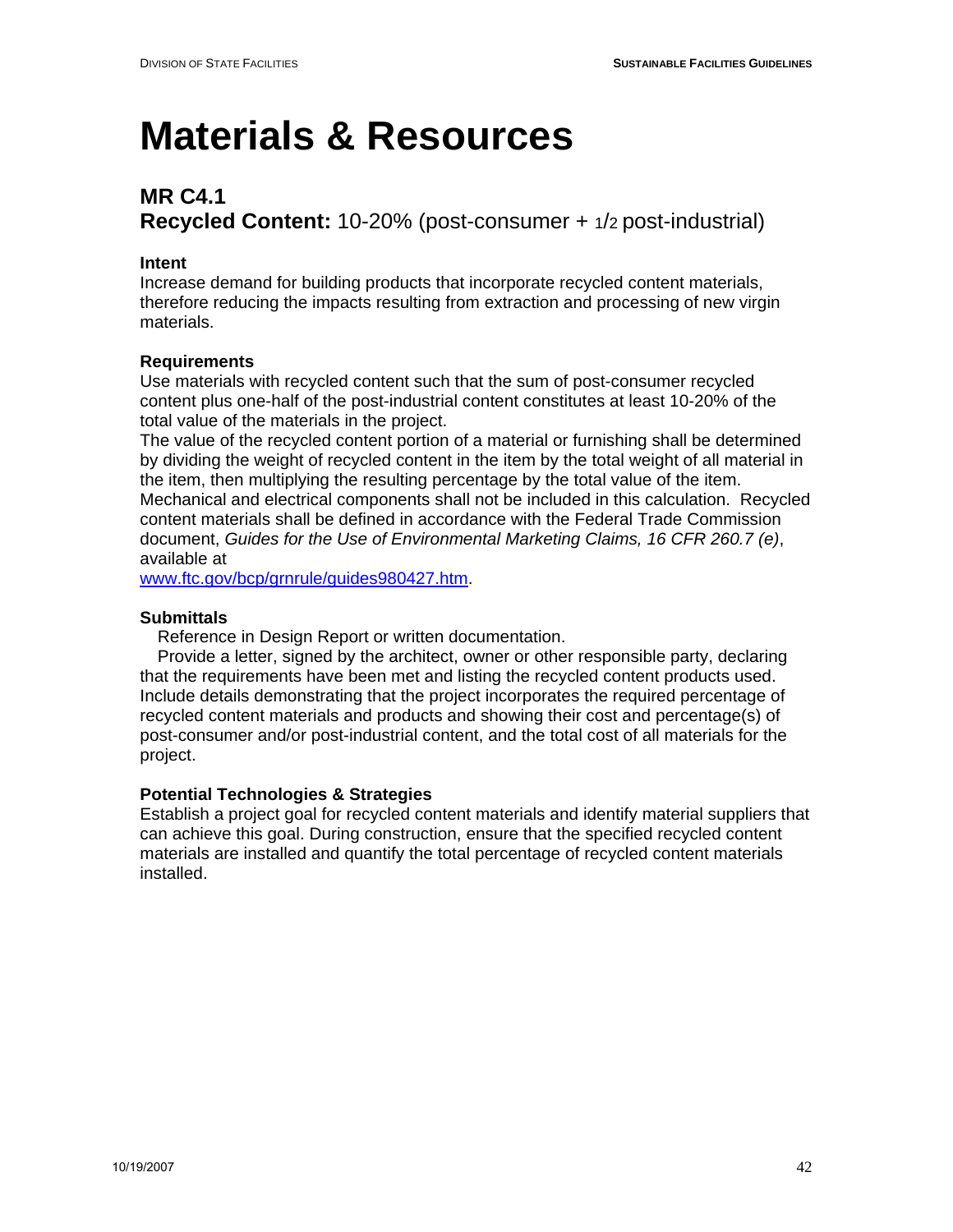# Materials & Resources

## MR C4.1
## **Recycled Content:** 10-20% (post-consumer + 1/2 post-industrial)

**Intent**
Increase demand for building products that incorporate recycled content materials, therefore reducing the impacts resulting from extraction and processing of new virgin materials.

**Requirements**
Use materials with recycled content such that the sum of post-consumer recycled content plus one-half of the post-industrial content constitutes at least 10-20% of the total value of the materials in the project.
The value of the recycled content portion of a material or furnishing shall be determined by dividing the weight of recycled content in the item by the total weight of all material in the item, then multiplying the resulting percentage by the total value of the item. Mechanical and electrical components shall not be included in this calculation. Recycled content materials shall be defined in accordance with the Federal Trade Commission document, *Guides for the Use of Environmental Marketing Claims, 16 CFR 260.7 (e)*, available at
[www.ftc.gov/bcp/grnrule/guides980427.htm](www.ftc.gov/bcp/grnrule/guides980427.htm).

**Submittals**
Reference in Design Report or written documentation.
Provide a letter, signed by the architect, owner or other responsible party, declaring that the requirements have been met and listing the recycled content products used. Include details demonstrating that the project incorporates the required percentage of recycled content materials and products and showing their cost and percentage(s) of post-consumer and/or post-industrial content, and the total cost of all materials for the project.

**Potential Technologies & Strategies**
Establish a project goal for recycled content materials and identify material suppliers that can achieve this goal. During construction, ensure that the specified recycled content materials are installed and quantify the total percentage of recycled content materials installed.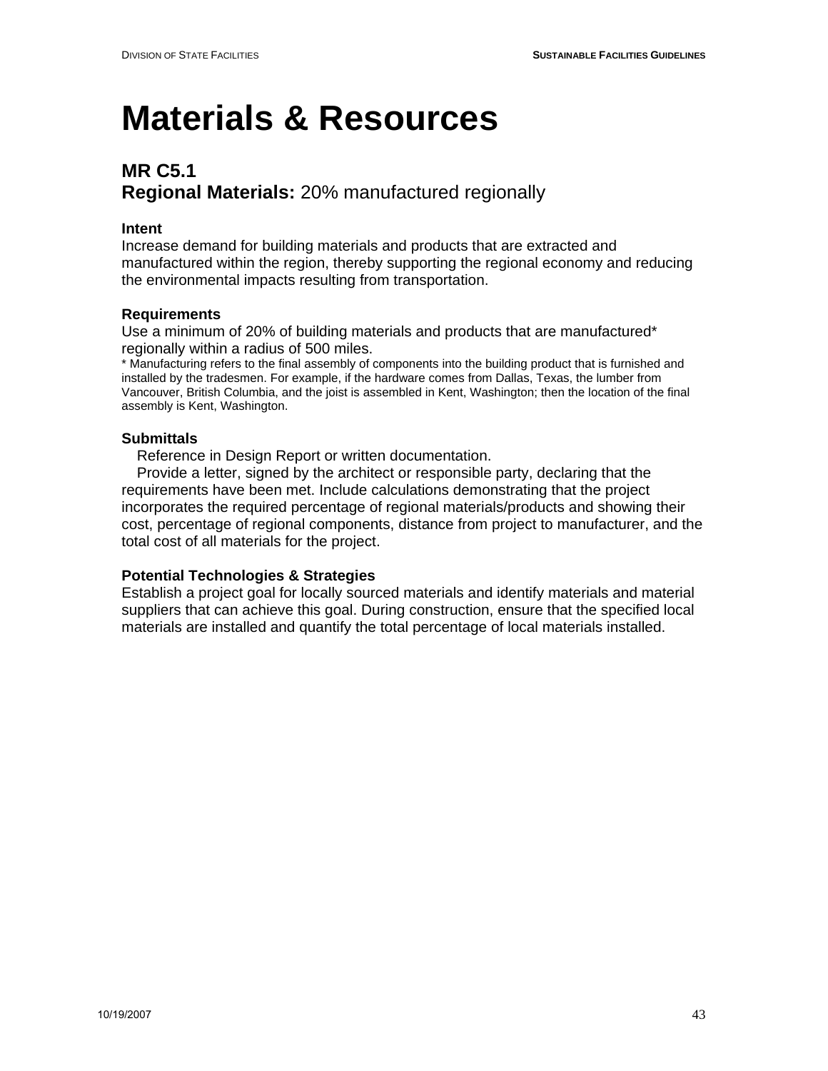# Materials & Resources

## MR C5.1
## **Regional Materials:** 20% manufactured regionally

**Intent**
Increase demand for building materials and products that are extracted and manufactured within the region, thereby supporting the regional economy and reducing the environmental impacts resulting from transportation.

**Requirements**
Use a minimum of 20% of building materials and products that are manufactured* regionally within a radius of 500 miles.
* Manufacturing refers to the final assembly of components into the building product that is furnished and installed by the tradesmen. For example, if the hardware comes from Dallas, Texas, the lumber from Vancouver, British Columbia, and the joist is assembled in Kent, Washington; then the location of the final assembly is Kent, Washington.

**Submittals**
Reference in Design Report or written documentation.
Provide a letter, signed by the architect or responsible party, declaring that the requirements have been met. Include calculations demonstrating that the project incorporates the required percentage of regional materials/products and showing their cost, percentage of regional components, distance from project to manufacturer, and the total cost of all materials for the project.

**Potential Technologies & Strategies**
Establish a project goal for locally sourced materials and identify materials and material suppliers that can achieve this goal. During construction, ensure that the specified local materials are installed and quantify the total percentage of local materials installed.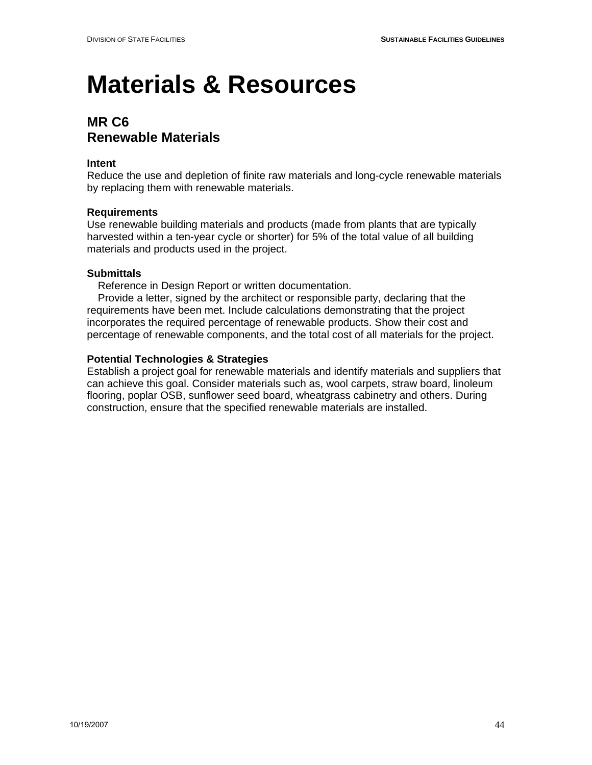# Materials & Resources

## MR C6
## Renewable Materials

**Intent**
Reduce the use and depletion of finite raw materials and long-cycle renewable materials by replacing them with renewable materials.

**Requirements**
Use renewable building materials and products (made from plants that are typically harvested within a ten-year cycle or shorter) for 5% of the total value of all building materials and products used in the project.

**Submittals**
Reference in Design Report or written documentation.
Provide a letter, signed by the architect or responsible party, declaring that the requirements have been met. Include calculations demonstrating that the project incorporates the required percentage of renewable products. Show their cost and percentage of renewable components, and the total cost of all materials for the project.

**Potential Technologies & Strategies**
Establish a project goal for renewable materials and identify materials and suppliers that can achieve this goal. Consider materials such as, wool carpets, straw board, linoleum flooring, poplar OSB, sunflower seed board, wheatgrass cabinetry and others. During construction, ensure that the specified renewable materials are installed.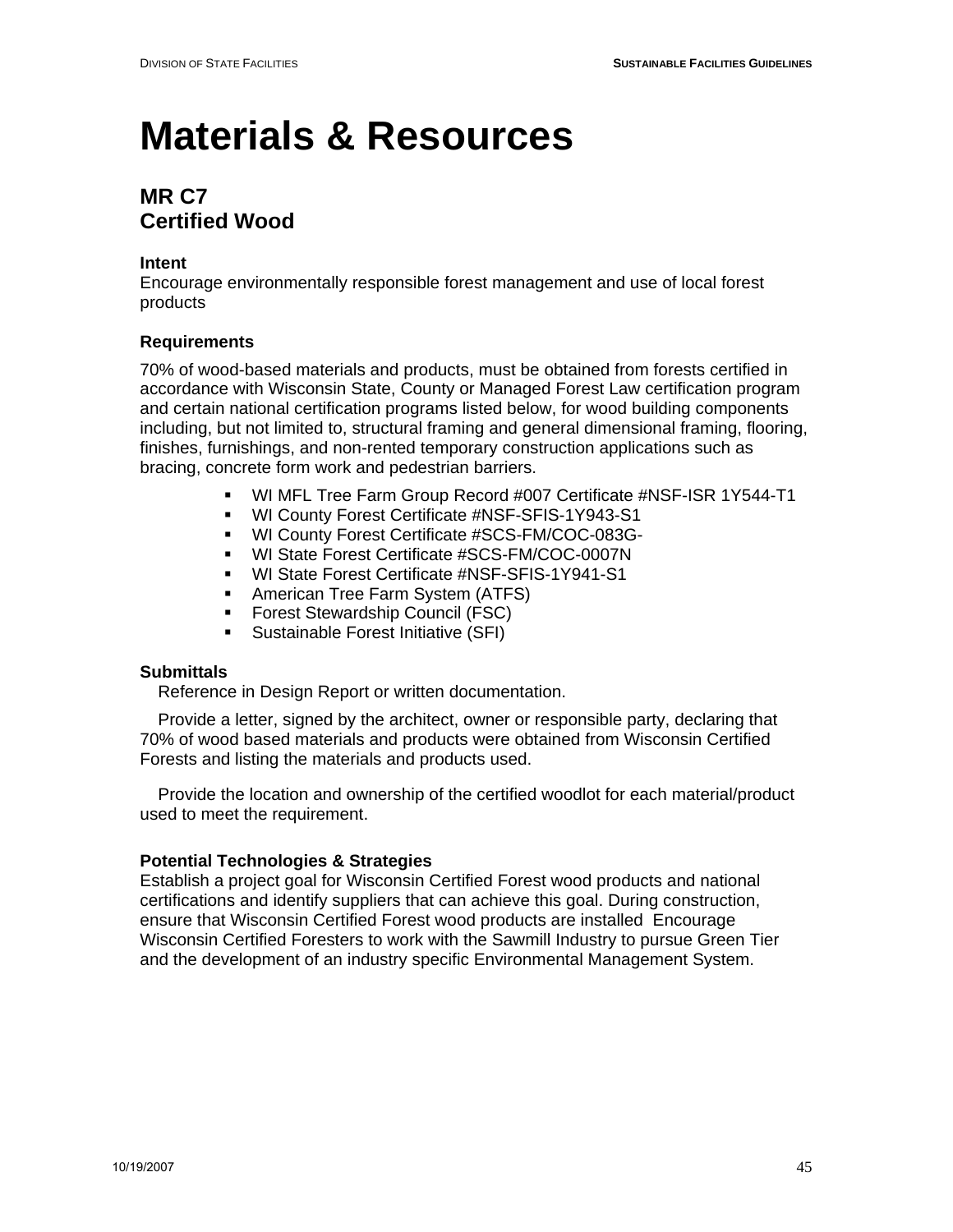# Materials & Resources

## MR C7
## Certified Wood

**Intent**
Encourage environmentally responsible forest management and use of local forest products

**Requirements**

70% of wood-based materials and products, must be obtained from forests certified in accordance with Wisconsin State, County or Managed Forest Law certification program and certain national certification programs listed below, for wood building components including, but not limited to, structural framing and general dimensional framing, flooring, finishes, furnishings, and non-rented temporary construction applications such as bracing, concrete form work and pedestrian barriers.

- WI MFL Tree Farm Group Record #007 Certificate #NSF-ISR 1Y544-T1
- WI County Forest Certificate #NSF-SFIS-1Y943-S1
- WI County Forest Certificate #SCS-FM/COC-083G-
- WI State Forest Certificate #SCS-FM/COC-0007N
- WI State Forest Certificate #NSF-SFIS-1Y941-S1
- American Tree Farm System (ATFS)
- Forest Stewardship Council (FSC)
- Sustainable Forest Initiative (SFI)

**Submittals**

Reference in Design Report or written documentation.

Provide a letter, signed by the architect, owner or responsible party, declaring that 70% of wood based materials and products were obtained from Wisconsin Certified Forests and listing the materials and products used.

Provide the location and ownership of the certified woodlot for each material/product used to meet the requirement.

**Potential Technologies & Strategies**
Establish a project goal for Wisconsin Certified Forest wood products and national certifications and identify suppliers that can achieve this goal. During construction, ensure that Wisconsin Certified Forest wood products are installed Encourage Wisconsin Certified Foresters to work with the Sawmill Industry to pursue Green Tier and the development of an industry specific Environmental Management System.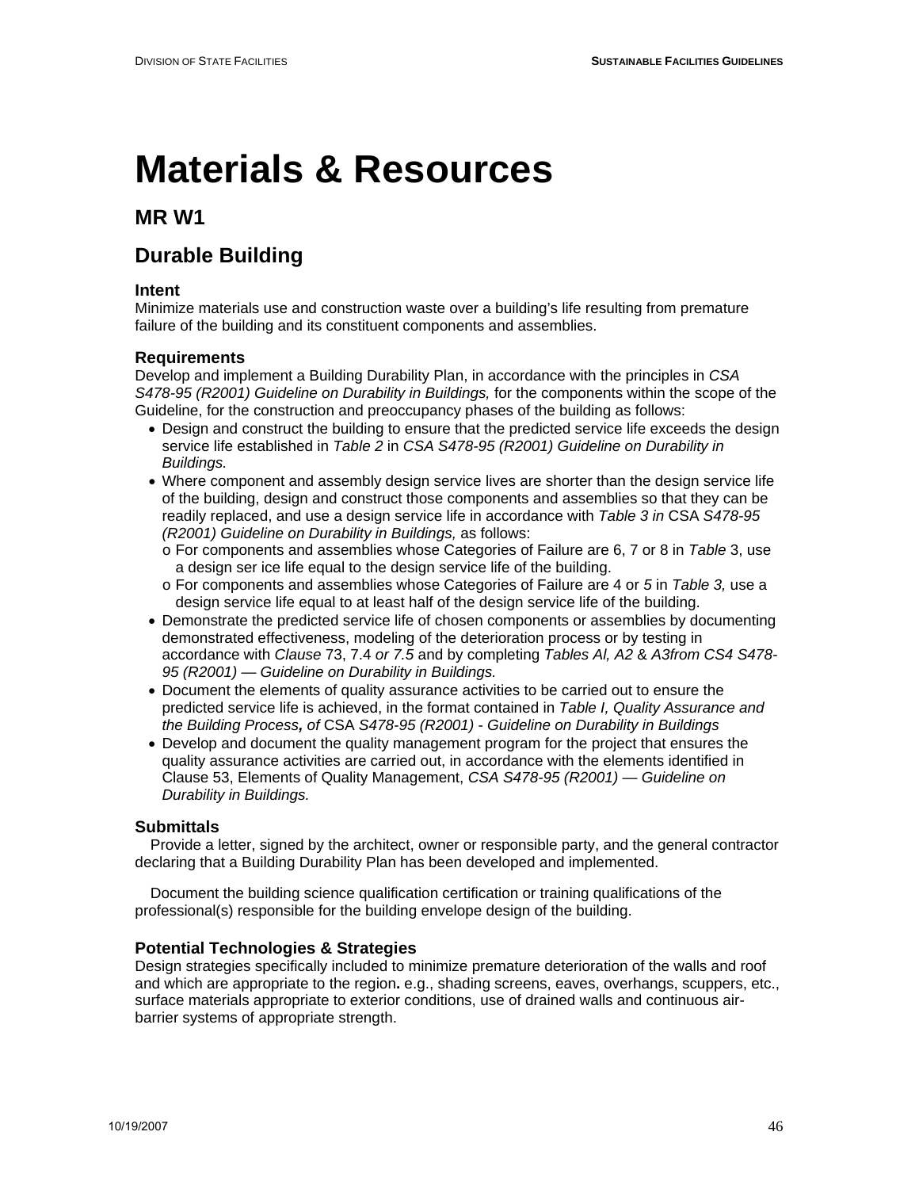# Materials & Resources

## MR W1

## Durable Building

### Intent

Minimize materials use and construction waste over a building's life resulting from premature failure of the building and its constituent components and assemblies.

### Requirements

Develop and implement a Building Durability Plan, in accordance with the principles in *CSA S478-95 (R2001) Guideline on Durability in Buildings,* for the components within the scope of the Guideline, for the construction and preoccupancy phases of the building as follows:

- Design and construct the building to ensure that the predicted service life exceeds the design service life established in *Table 2* in *CSA S478-95 (R2001) Guideline on Durability in Buildings.*
- Where component and assembly design service lives are shorter than the design service life of the building, design and construct those components and assemblies so that they can be readily replaced, and use a design service life in accordance with *Table 3 in* CSA *S478-95 (R2001) Guideline on Durability in Buildings,* as follows:
  - o For components and assemblies whose Categories of Failure are 6, 7 or 8 in *Table* 3, use a design ser ice life equal to the design service life of the building.
  - o For components and assemblies whose Categories of Failure are 4 or *5* in *Table 3,* use a design service life equal to at least half of the design service life of the building.
- Demonstrate the predicted service life of chosen components or assemblies by documenting demonstrated effectiveness, modeling of the deterioration process or by testing in accordance with *Clause* 73, 7.4 *or 7.5* and by completing *Tables Al, A2* & *A3from CS4 S478-95 (R2001) — Guideline on Durability in Buildings.*
- Document the elements of quality assurance activities to be carried out to ensure the predicted service life is achieved, in the format contained in *Table I, Quality Assurance and the Building Process**,** of* CSA *S478-95 (R2001) - Guideline on Durability in Buildings*
- Develop and document the quality management program for the project that ensures the quality assurance activities are carried out, in accordance with the elements identified in Clause 53, Elements of Quality Management, *CSA S478-95 (R2001) — Guideline on Durability in Buildings.*

### Submittals

Provide a letter, signed by the architect, owner or responsible party, and the general contractor declaring that a Building Durability Plan has been developed and implemented.

Document the building science qualification certification or training qualifications of the professional(s) responsible for the building envelope design of the building.

### Potential Technologies & Strategies

Design strategies specifically included to minimize premature deterioration of the walls and roof and which are appropriate to the region**.** e.g., shading screens, eaves, overhangs, scuppers, etc., surface materials appropriate to exterior conditions, use of drained walls and continuous air-barrier systems of appropriate strength.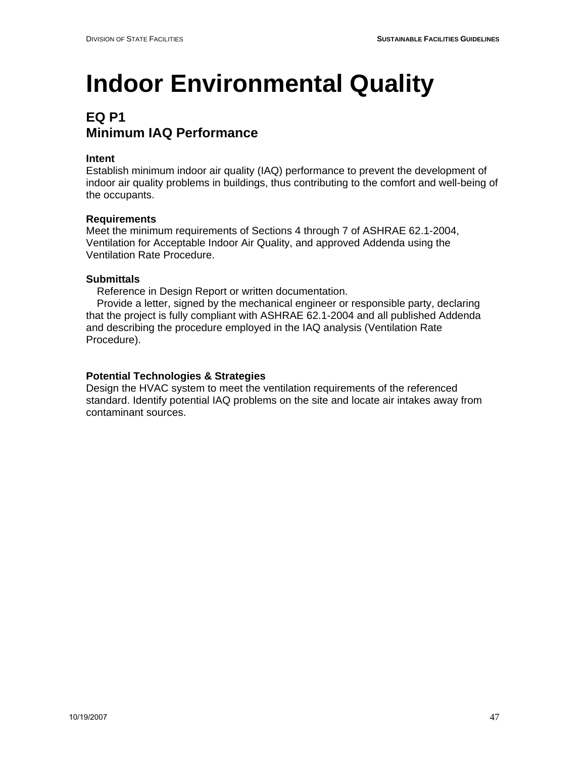# Indoor Environmental Quality

## EQ P1
## Minimum IAQ Performance

**Intent**
Establish minimum indoor air quality (IAQ) performance to prevent the development of indoor air quality problems in buildings, thus contributing to the comfort and well-being of the occupants.

**Requirements**
Meet the minimum requirements of Sections 4 through 7 of ASHRAE 62.1-2004, Ventilation for Acceptable Indoor Air Quality, and approved Addenda using the Ventilation Rate Procedure.

**Submittals**
Reference in Design Report or written documentation.
Provide a letter, signed by the mechanical engineer or responsible party, declaring that the project is fully compliant with ASHRAE 62.1-2004 and all published Addenda and describing the procedure employed in the IAQ analysis (Ventilation Rate Procedure).

**Potential Technologies & Strategies**
Design the HVAC system to meet the ventilation requirements of the referenced standard. Identify potential IAQ problems on the site and locate air intakes away from contaminant sources.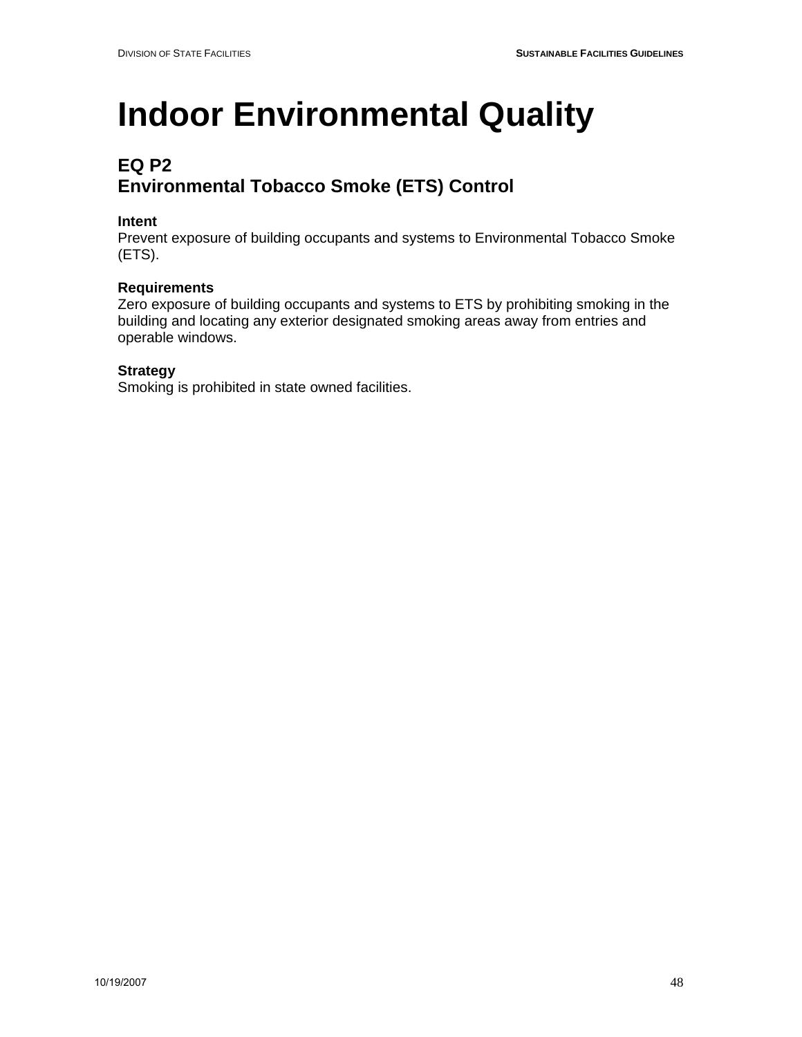# Indoor Environmental Quality

## EQ P2
## Environmental Tobacco Smoke (ETS) Control

**Intent**
Prevent exposure of building occupants and systems to Environmental Tobacco Smoke (ETS).

**Requirements**
Zero exposure of building occupants and systems to ETS by prohibiting smoking in the building and locating any exterior designated smoking areas away from entries and operable windows.

**Strategy**
Smoking is prohibited in state owned facilities.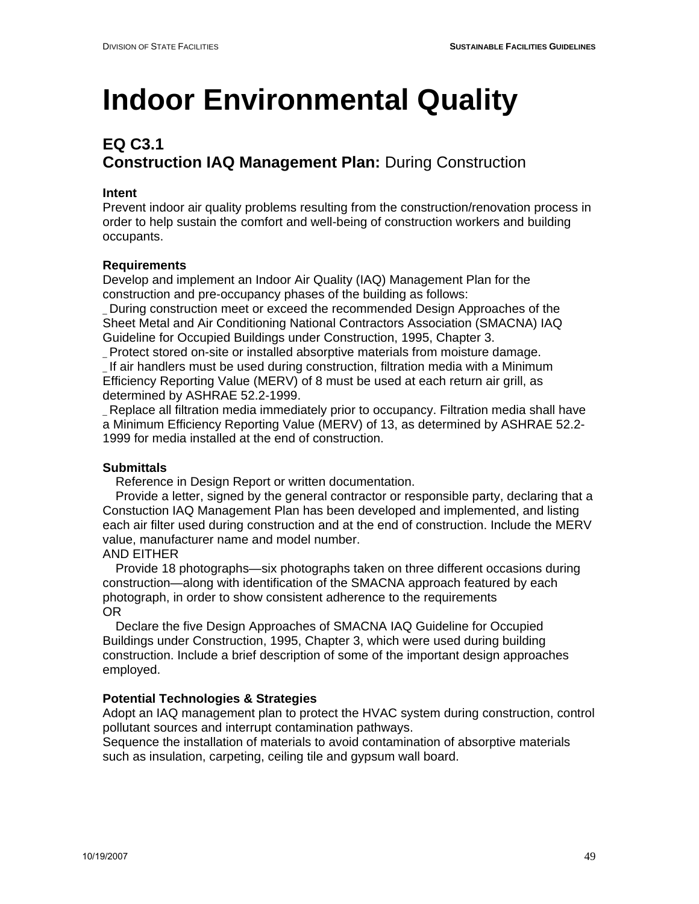# Indoor Environmental Quality

## EQ C3.1
## **Construction IAQ Management Plan:** During Construction

**Intent**
Prevent indoor air quality problems resulting from the construction/renovation process in order to help sustain the comfort and well-being of construction workers and building occupants.

**Requirements**
Develop and implement an Indoor Air Quality (IAQ) Management Plan for the construction and pre-occupancy phases of the building as follows:
_ During construction meet or exceed the recommended Design Approaches of the Sheet Metal and Air Conditioning National Contractors Association (SMACNA) IAQ Guideline for Occupied Buildings under Construction, 1995, Chapter 3.
_ Protect stored on-site or installed absorptive materials from moisture damage.
_ If air handlers must be used during construction, filtration media with a Minimum Efficiency Reporting Value (MERV) of 8 must be used at each return air grill, as determined by ASHRAE 52.2-1999.
_ Replace all filtration media immediately prior to occupancy. Filtration media shall have a Minimum Efficiency Reporting Value (MERV) of 13, as determined by ASHRAE 52.2-1999 for media installed at the end of construction.

**Submittals**
Reference in Design Report or written documentation.
Provide a letter, signed by the general contractor or responsible party, declaring that a Constuction IAQ Management Plan has been developed and implemented, and listing each air filter used during construction and at the end of construction. Include the MERV value, manufacturer name and model number.
AND EITHER
Provide 18 photographs—six photographs taken on three different occasions during construction—along with identification of the SMACNA approach featured by each photograph, in order to show consistent adherence to the requirements
OR
Declare the five Design Approaches of SMACNA IAQ Guideline for Occupied Buildings under Construction, 1995, Chapter 3, which were used during building construction. Include a brief description of some of the important design approaches employed.

**Potential Technologies & Strategies**
Adopt an IAQ management plan to protect the HVAC system during construction, control pollutant sources and interrupt contamination pathways.
Sequence the installation of materials to avoid contamination of absorptive materials such as insulation, carpeting, ceiling tile and gypsum wall board.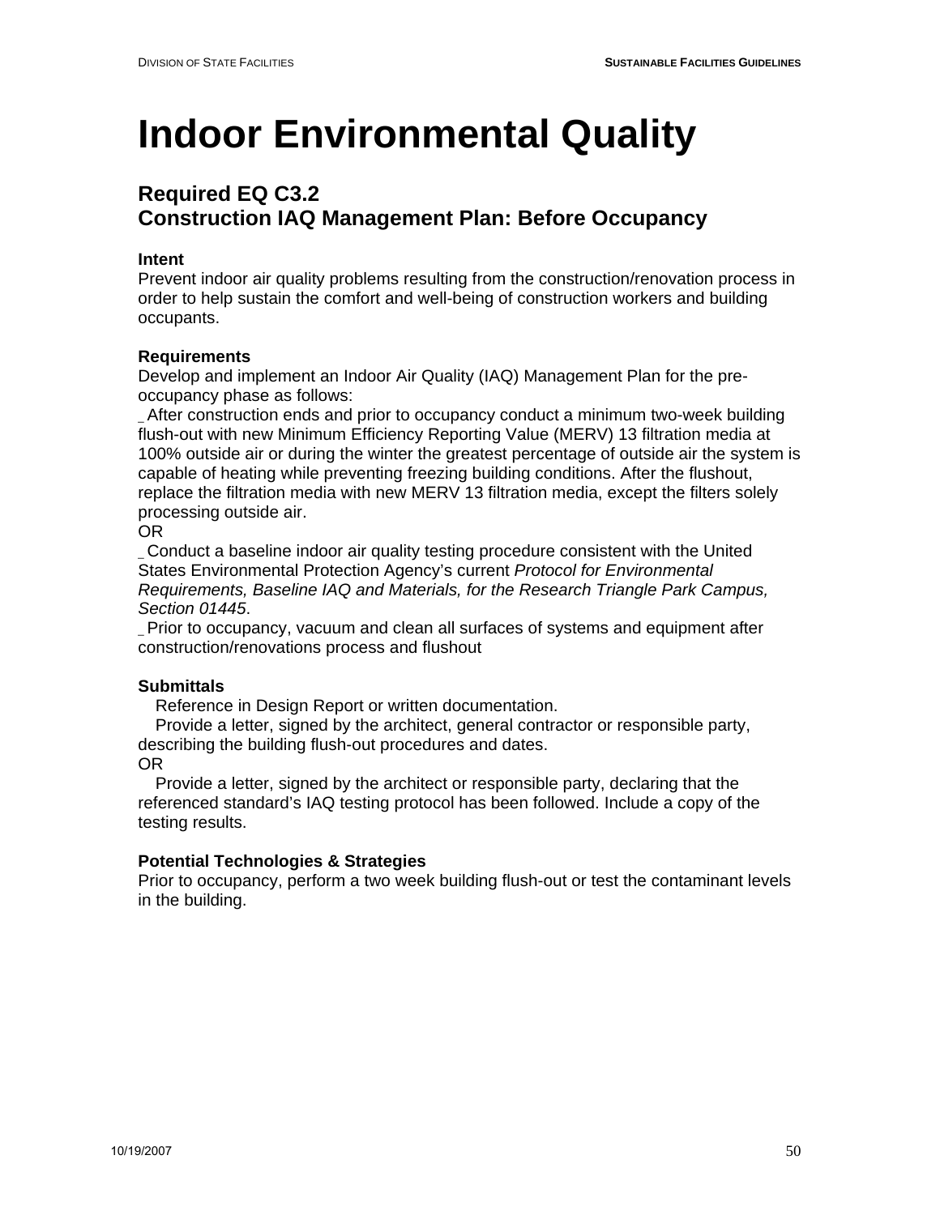# Indoor Environmental Quality

## Required EQ C3.2
## Construction IAQ Management Plan: Before Occupancy

**Intent**

Prevent indoor air quality problems resulting from the construction/renovation process in order to help sustain the comfort and well-being of construction workers and building occupants.

**Requirements**

Develop and implement an Indoor Air Quality (IAQ) Management Plan for the pre-occupancy phase as follows:

_ After construction ends and prior to occupancy conduct a minimum two-week building flush-out with new Minimum Efficiency Reporting Value (MERV) 13 filtration media at 100% outside air or during the winter the greatest percentage of outside air the system is capable of heating while preventing freezing building conditions. After the flushout, replace the filtration media with new MERV 13 filtration media, except the filters solely processing outside air.

OR

_ Conduct a baseline indoor air quality testing procedure consistent with the United States Environmental Protection Agency's current *Protocol for Environmental Requirements, Baseline IAQ and Materials, for the Research Triangle Park Campus, Section 01445*.

_ Prior to occupancy, vacuum and clean all surfaces of systems and equipment after construction/renovations process and flushout

**Submittals**

Reference in Design Report or written documentation.

Provide a letter, signed by the architect, general contractor or responsible party, describing the building flush-out procedures and dates.

OR

Provide a letter, signed by the architect or responsible party, declaring that the referenced standard's IAQ testing protocol has been followed. Include a copy of the testing results.

**Potential Technologies & Strategies**

Prior to occupancy, perform a two week building flush-out or test the contaminant levels in the building.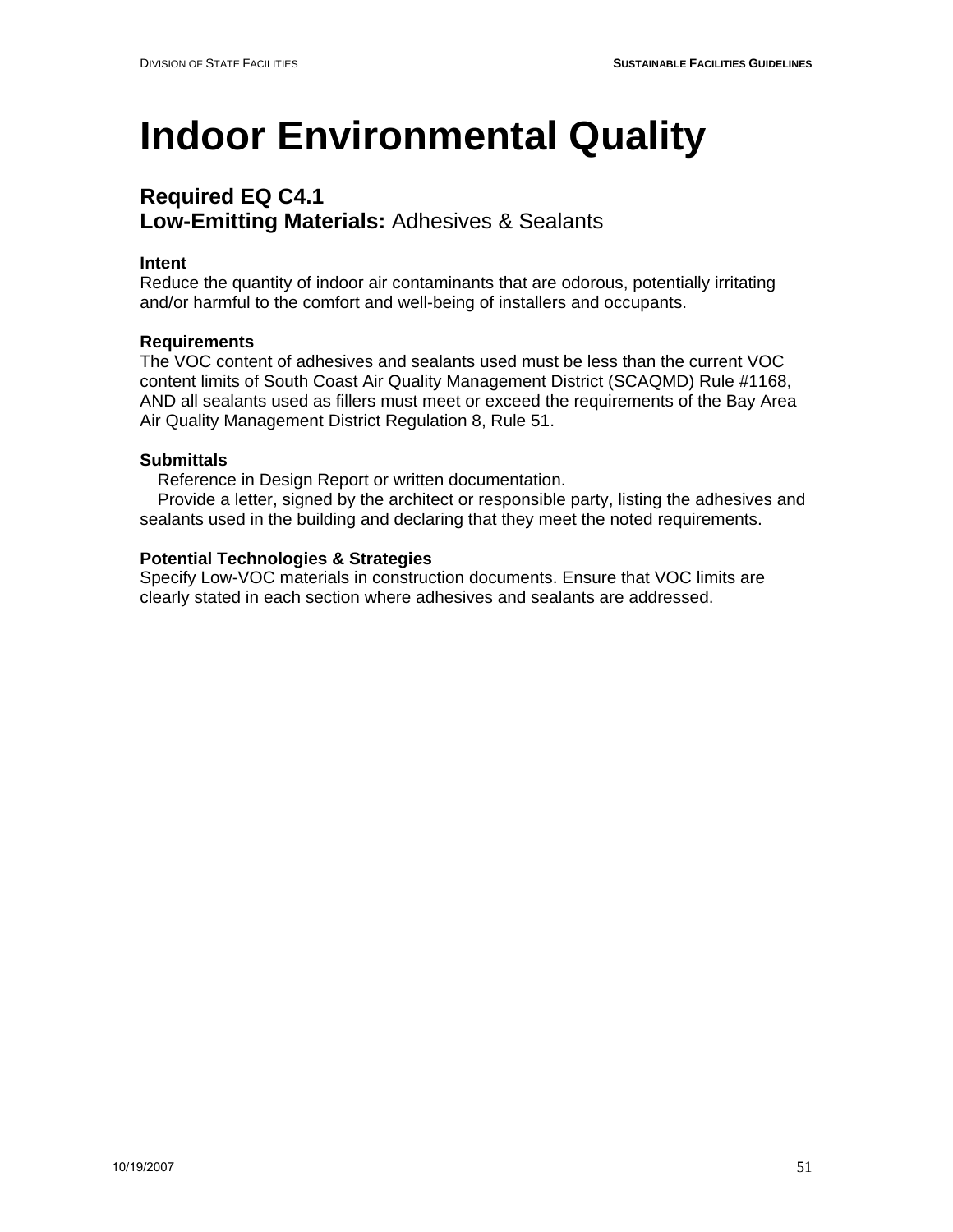# Indoor Environmental Quality

## Required EQ C4.1
## Low-Emitting Materials: Adhesives & Sealants

**Intent**
Reduce the quantity of indoor air contaminants that are odorous, potentially irritating and/or harmful to the comfort and well-being of installers and occupants.

**Requirements**
The VOC content of adhesives and sealants used must be less than the current VOC content limits of South Coast Air Quality Management District (SCAQMD) Rule #1168, AND all sealants used as fillers must meet or exceed the requirements of the Bay Area Air Quality Management District Regulation 8, Rule 51.

**Submittals**
Reference in Design Report or written documentation.
Provide a letter, signed by the architect or responsible party, listing the adhesives and sealants used in the building and declaring that they meet the noted requirements.

**Potential Technologies & Strategies**
Specify Low-VOC materials in construction documents. Ensure that VOC limits are clearly stated in each section where adhesives and sealants are addressed.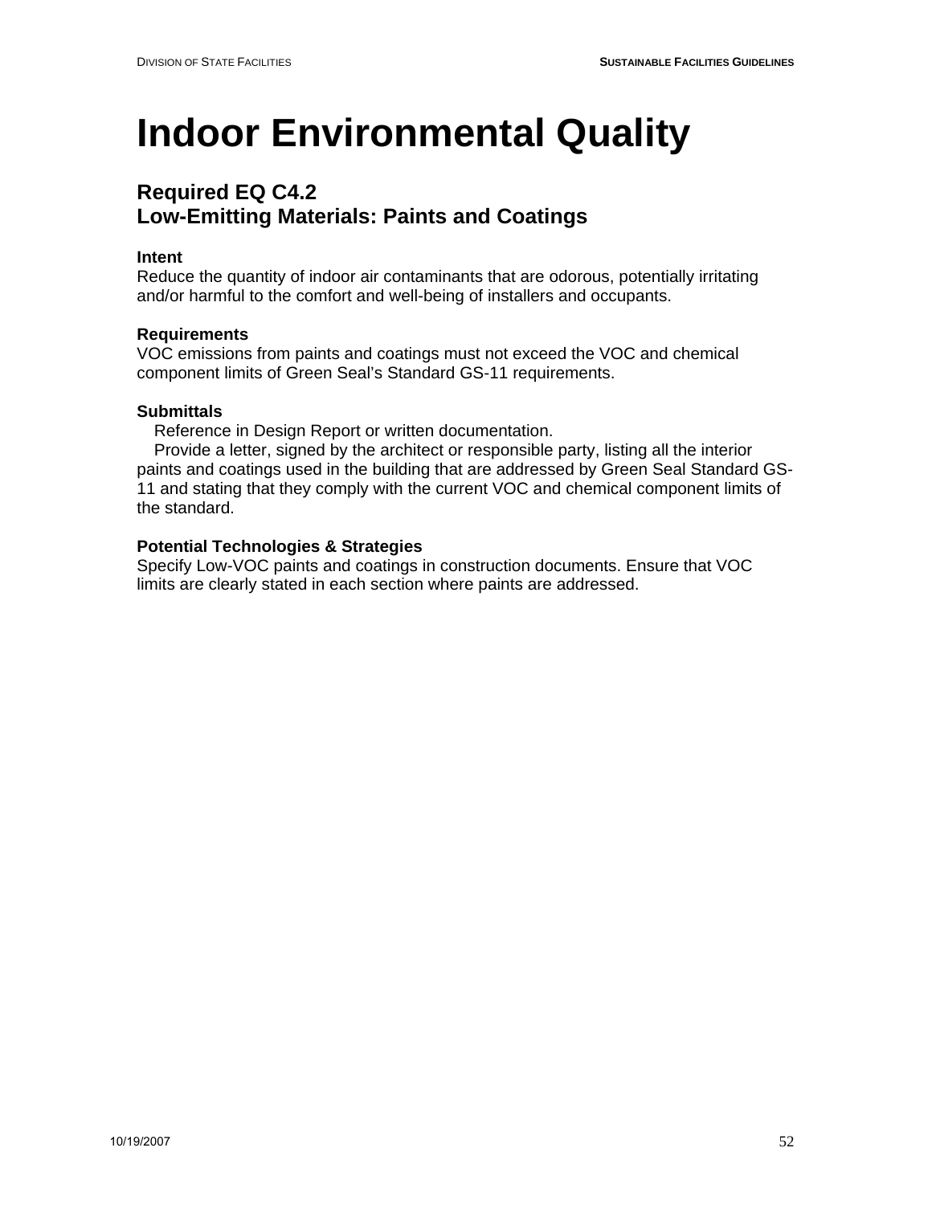# Indoor Environmental Quality

## Required EQ C4.2
## Low-Emitting Materials: Paints and Coatings

**Intent**
Reduce the quantity of indoor air contaminants that are odorous, potentially irritating and/or harmful to the comfort and well-being of installers and occupants.

**Requirements**
VOC emissions from paints and coatings must not exceed the VOC and chemical component limits of Green Seal's Standard GS-11 requirements.

**Submittals**
Reference in Design Report or written documentation.
Provide a letter, signed by the architect or responsible party, listing all the interior paints and coatings used in the building that are addressed by Green Seal Standard GS-11 and stating that they comply with the current VOC and chemical component limits of the standard.

**Potential Technologies & Strategies**
Specify Low-VOC paints and coatings in construction documents. Ensure that VOC limits are clearly stated in each section where paints are addressed.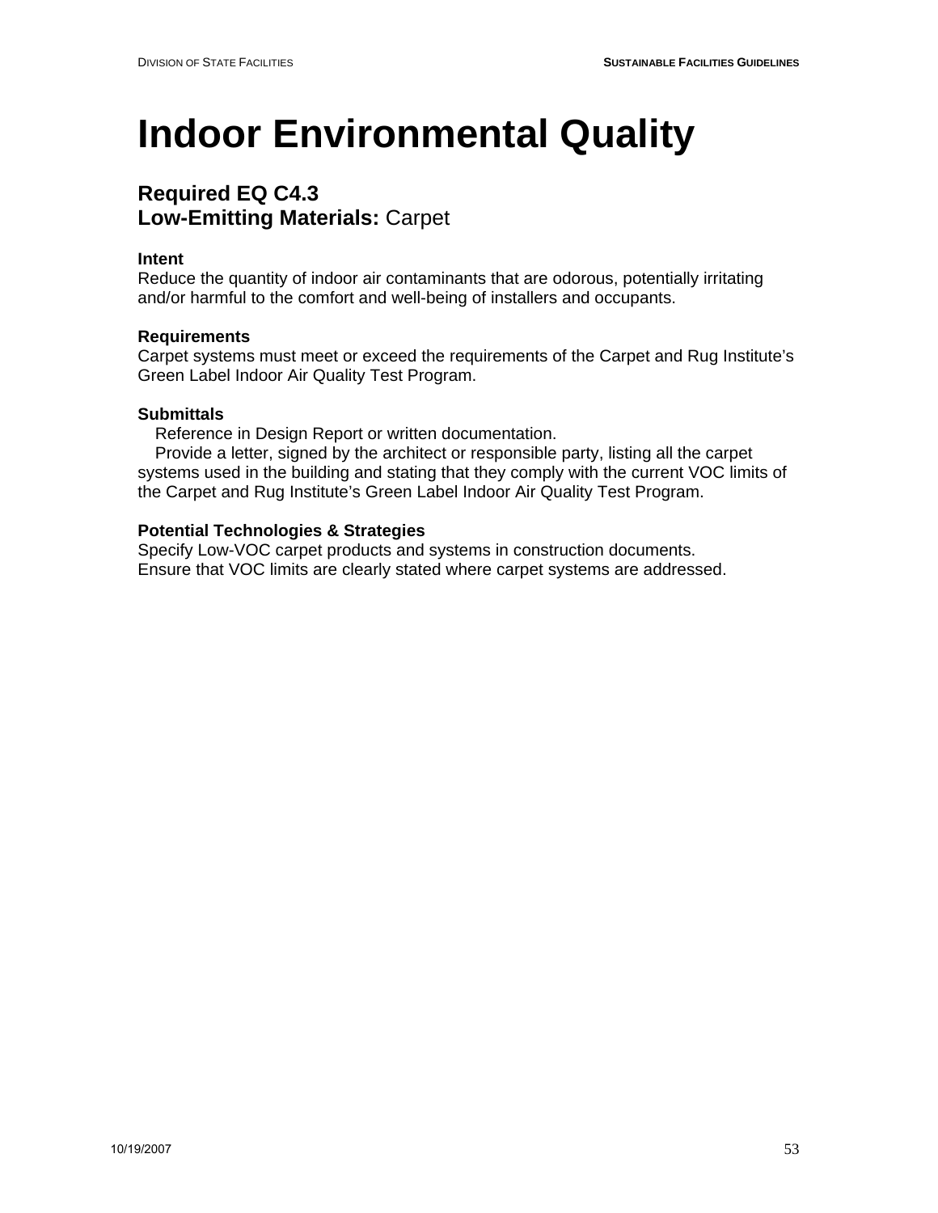# Indoor Environmental Quality

## Required EQ C4.3
## Low-Emitting Materials: Carpet

**Intent**
Reduce the quantity of indoor air contaminants that are odorous, potentially irritating and/or harmful to the comfort and well-being of installers and occupants.

**Requirements**
Carpet systems must meet or exceed the requirements of the Carpet and Rug Institute's Green Label Indoor Air Quality Test Program.

**Submittals**
- Reference in Design Report or written documentation.
- Provide a letter, signed by the architect or responsible party, listing all the carpet systems used in the building and stating that they comply with the current VOC limits of the Carpet and Rug Institute's Green Label Indoor Air Quality Test Program.

**Potential Technologies & Strategies**
Specify Low-VOC carpet products and systems in construction documents.
Ensure that VOC limits are clearly stated where carpet systems are addressed.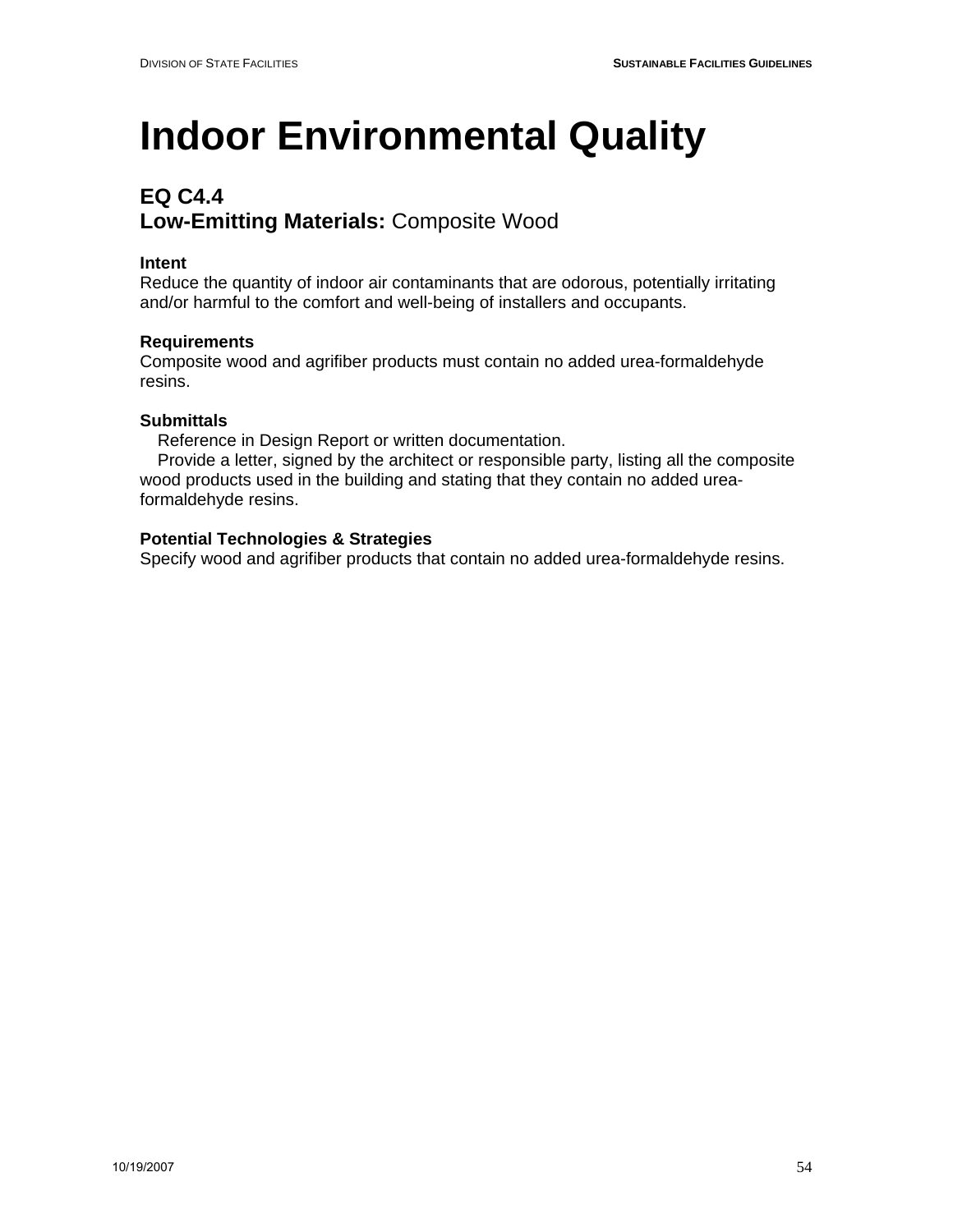# Indoor Environmental Quality

## EQ C4.4
## **Low-Emitting Materials:** Composite Wood

**Intent**
Reduce the quantity of indoor air contaminants that are odorous, potentially irritating and/or harmful to the comfort and well-being of installers and occupants.

**Requirements**
Composite wood and agrifiber products must contain no added urea-formaldehyde resins.

**Submittals**
Reference in Design Report or written documentation.
Provide a letter, signed by the architect or responsible party, listing all the composite wood products used in the building and stating that they contain no added urea-formaldehyde resins.

**Potential Technologies & Strategies**
Specify wood and agrifiber products that contain no added urea-formaldehyde resins.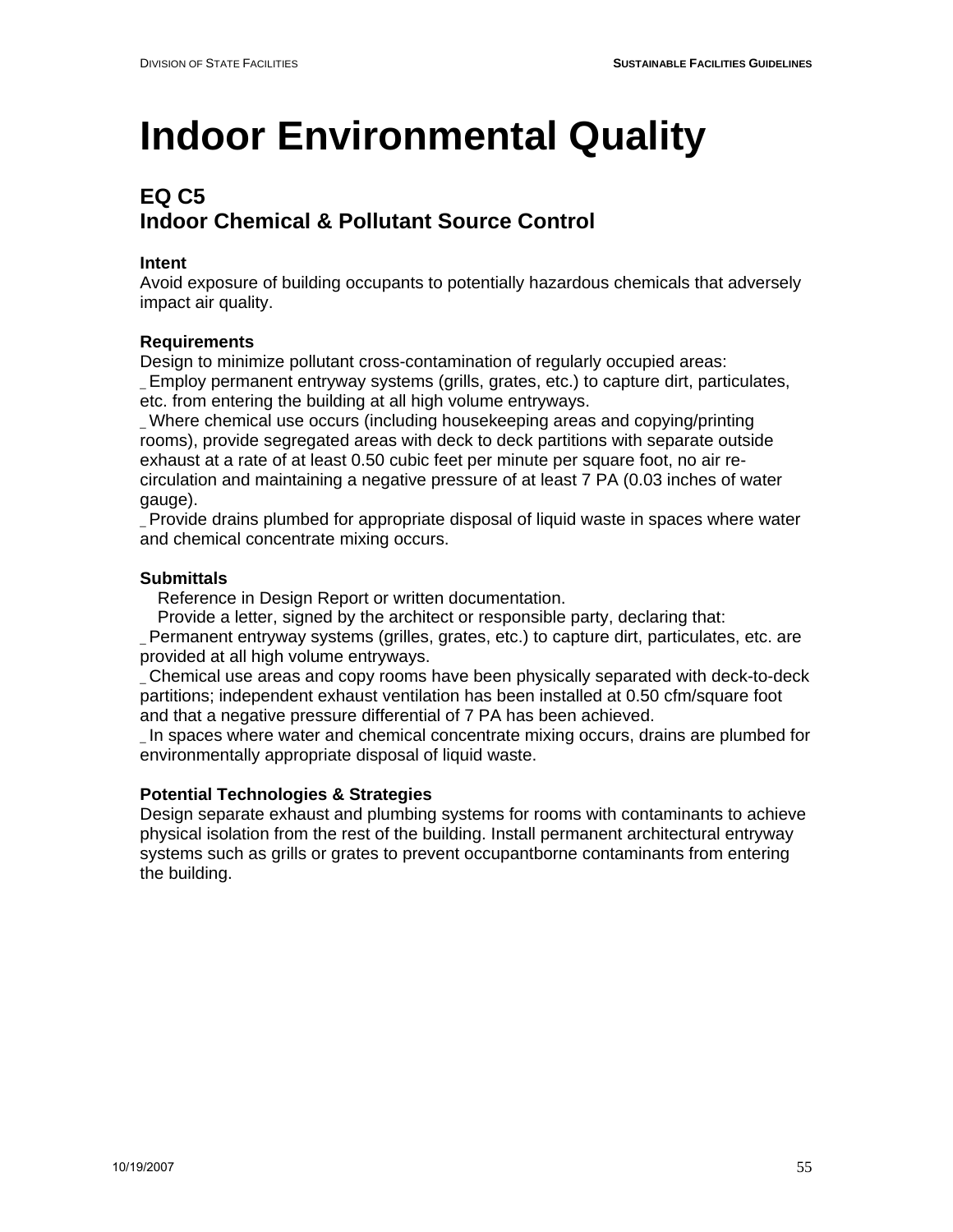# Indoor Environmental Quality

## EQ C5
## Indoor Chemical & Pollutant Source Control

**Intent**
Avoid exposure of building occupants to potentially hazardous chemicals that adversely impact air quality.

**Requirements**
Design to minimize pollutant cross-contamination of regularly occupied areas:
_ Employ permanent entryway systems (grills, grates, etc.) to capture dirt, particulates, etc. from entering the building at all high volume entryways.
_ Where chemical use occurs (including housekeeping areas and copying/printing rooms), provide segregated areas with deck to deck partitions with separate outside exhaust at a rate of at least 0.50 cubic feet per minute per square foot, no air re-circulation and maintaining a negative pressure of at least 7 PA (0.03 inches of water gauge).
_ Provide drains plumbed for appropriate disposal of liquid waste in spaces where water and chemical concentrate mixing occurs.

**Submittals**
Reference in Design Report or written documentation.
Provide a letter, signed by the architect or responsible party, declaring that:
_ Permanent entryway systems (grilles, grates, etc.) to capture dirt, particulates, etc. are provided at all high volume entryways.
_ Chemical use areas and copy rooms have been physically separated with deck-to-deck partitions; independent exhaust ventilation has been installed at 0.50 cfm/square foot and that a negative pressure differential of 7 PA has been achieved.
_ In spaces where water and chemical concentrate mixing occurs, drains are plumbed for environmentally appropriate disposal of liquid waste.

**Potential Technologies & Strategies**
Design separate exhaust and plumbing systems for rooms with contaminants to achieve physical isolation from the rest of the building. Install permanent architectural entryway systems such as grills or grates to prevent occupantborne contaminants from entering the building.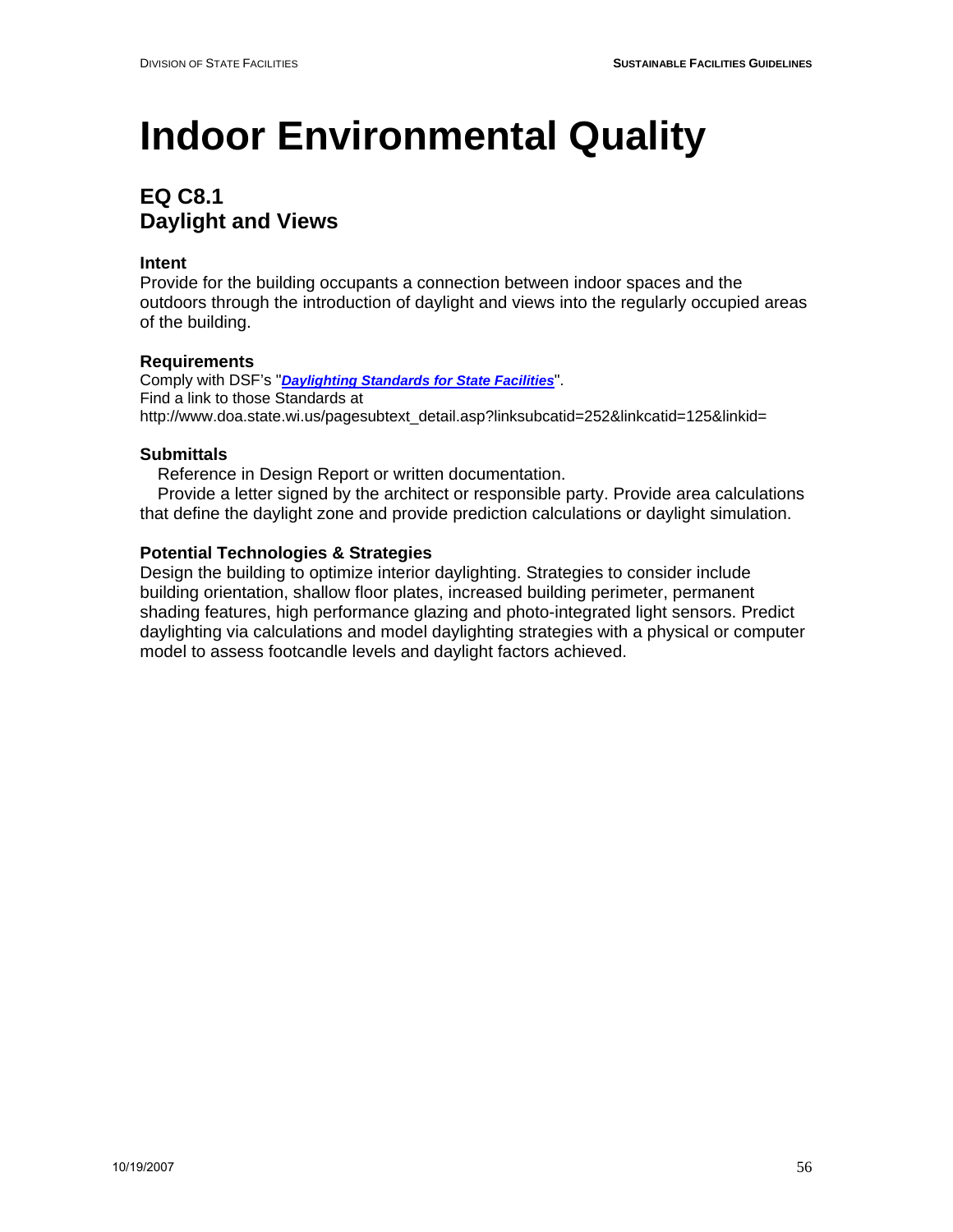# Indoor Environmental Quality

## EQ C8.1
## Daylight and Views

### Intent

Provide for the building occupants a connection between indoor spaces and the outdoors through the introduction of daylight and views into the regularly occupied areas of the building.

### Requirements

Comply with DSF's "***Daylighting Standards for State Facilities***".
Find a link to those Standards at
http://www.doa.state.wi.us/pagesubtext_detail.asp?linksubcatid=252&linkcatid=125&linkid=

### Submittals

Reference in Design Report or written documentation.
Provide a letter signed by the architect or responsible party. Provide area calculations that define the daylight zone and provide prediction calculations or daylight simulation.

### Potential Technologies & Strategies

Design the building to optimize interior daylighting. Strategies to consider include building orientation, shallow floor plates, increased building perimeter, permanent shading features, high performance glazing and photo-integrated light sensors. Predict daylighting via calculations and model daylighting strategies with a physical or computer model to assess footcandle levels and daylight factors achieved.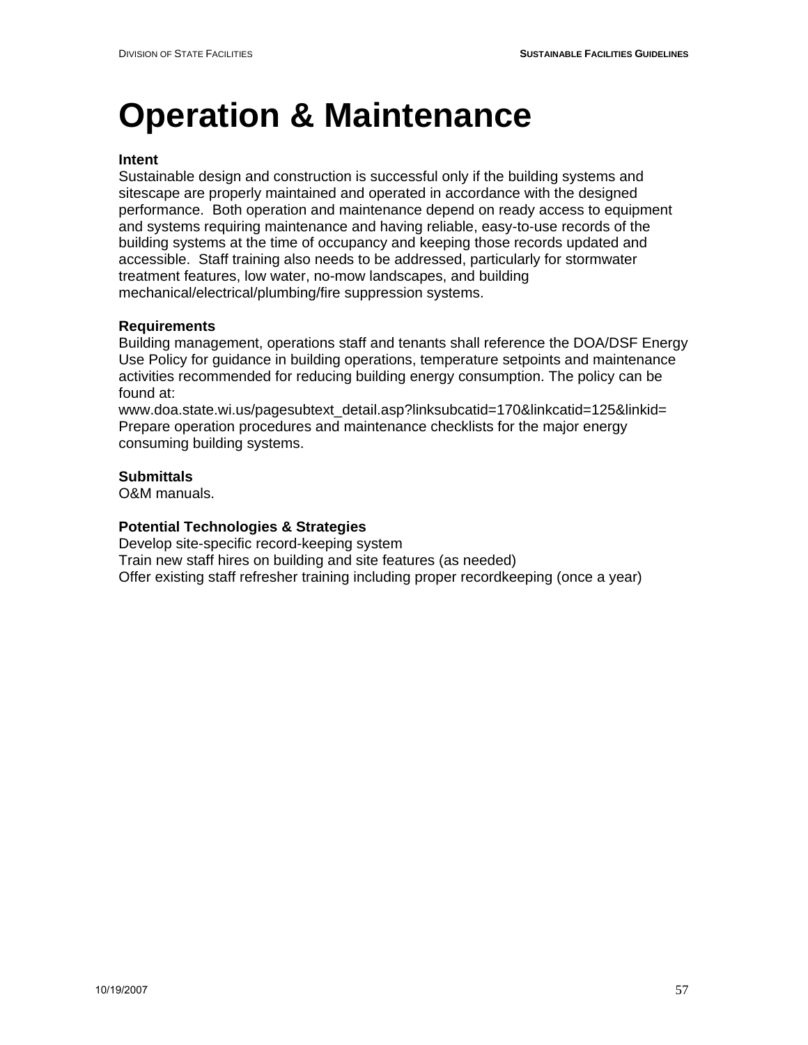# Operation & Maintenance

**Intent**

Sustainable design and construction is successful only if the building systems and sitescape are properly maintained and operated in accordance with the designed performance.  Both operation and maintenance depend on ready access to equipment and systems requiring maintenance and having reliable, easy-to-use records of the building systems at the time of occupancy and keeping those records updated and accessible.  Staff training also needs to be addressed, particularly for stormwater treatment features, low water, no-mow landscapes, and building mechanical/electrical/plumbing/fire suppression systems.

**Requirements**

Building management, operations staff and tenants shall reference the DOA/DSF Energy Use Policy for guidance in building operations, temperature setpoints and maintenance activities recommended for reducing building energy consumption. The policy can be found at:
www.doa.state.wi.us/pagesubtext_detail.asp?linksubcatid=170&linkcatid=125&linkid=
Prepare operation procedures and maintenance checklists for the major energy consuming building systems.

**Submittals**

O&M manuals.

**Potential Technologies & Strategies**

Develop site-specific record-keeping system
Train new staff hires on building and site features (as needed)
Offer existing staff refresher training including proper recordkeeping (once a year)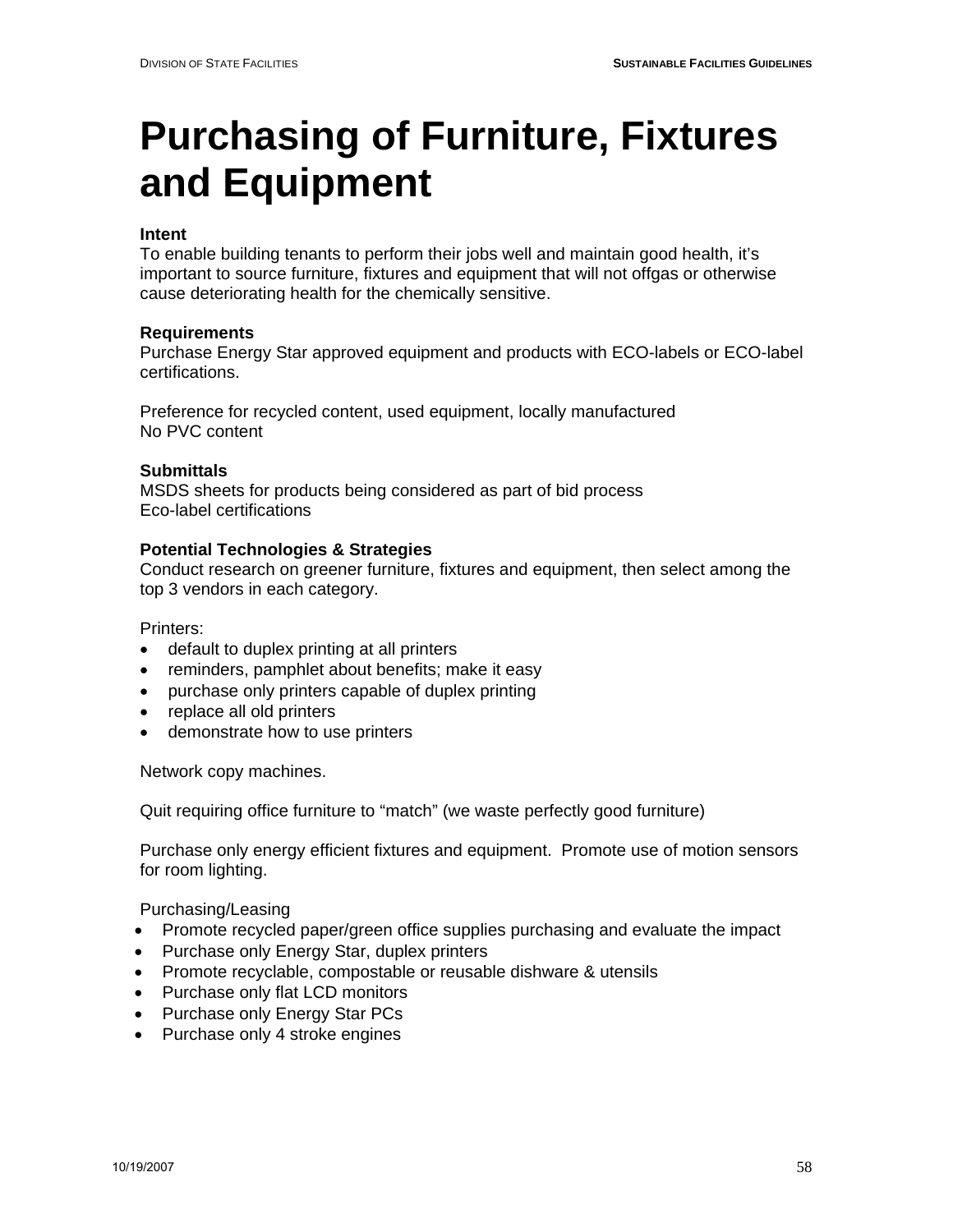# Purchasing of Furniture, Fixtures and Equipment

**Intent**
To enable building tenants to perform their jobs well and maintain good health, it's important to source furniture, fixtures and equipment that will not offgas or otherwise cause deteriorating health for the chemically sensitive.

**Requirements**
Purchase Energy Star approved equipment and products with ECO-labels or ECO-label certifications.

Preference for recycled content, used equipment, locally manufactured
No PVC content

**Submittals**
MSDS sheets for products being considered as part of bid process
Eco-label certifications

**Potential Technologies & Strategies**
Conduct research on greener furniture, fixtures and equipment, then select among the top 3 vendors in each category.

Printers:

- default to duplex printing at all printers
- reminders, pamphlet about benefits; make it easy
- purchase only printers capable of duplex printing
- replace all old printers
- demonstrate how to use printers

Network copy machines.

Quit requiring office furniture to "match" (we waste perfectly good furniture)

Purchase only energy efficient fixtures and equipment. Promote use of motion sensors for room lighting.

Purchasing/Leasing

- Promote recycled paper/green office supplies purchasing and evaluate the impact
- Purchase only Energy Star, duplex printers
- Promote recyclable, compostable or reusable dishware & utensils
- Purchase only flat LCD monitors
- Purchase only Energy Star PCs
- Purchase only 4 stroke engines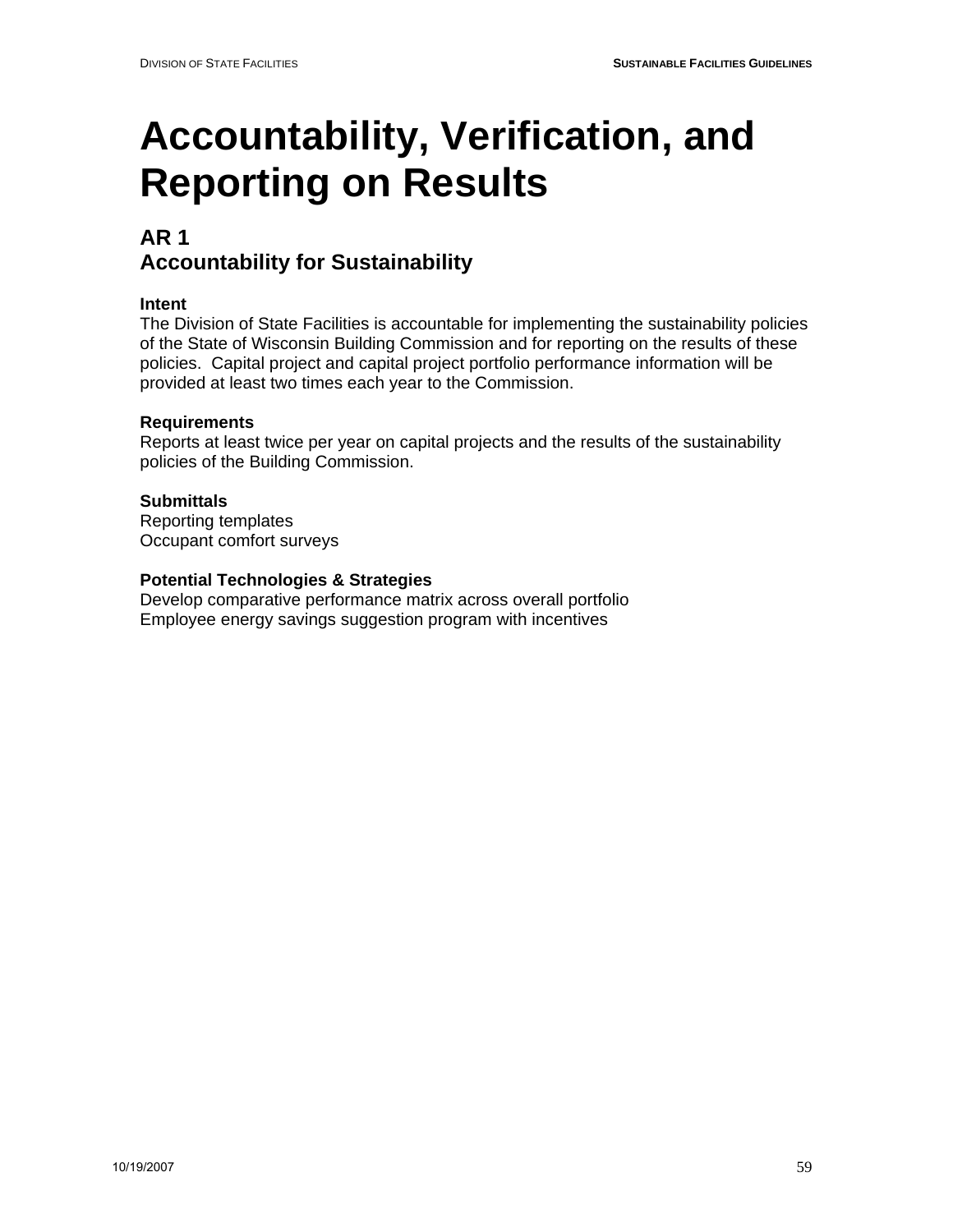# Accountability, Verification, and Reporting on Results

## AR 1
## Accountability for Sustainability

**Intent**
The Division of State Facilities is accountable for implementing the sustainability policies of the State of Wisconsin Building Commission and for reporting on the results of these policies. Capital project and capital project portfolio performance information will be provided at least two times each year to the Commission.

**Requirements**
Reports at least twice per year on capital projects and the results of the sustainability policies of the Building Commission.

**Submittals**
Reporting templates
Occupant comfort surveys

**Potential Technologies & Strategies**
Develop comparative performance matrix across overall portfolio
Employee energy savings suggestion program with incentives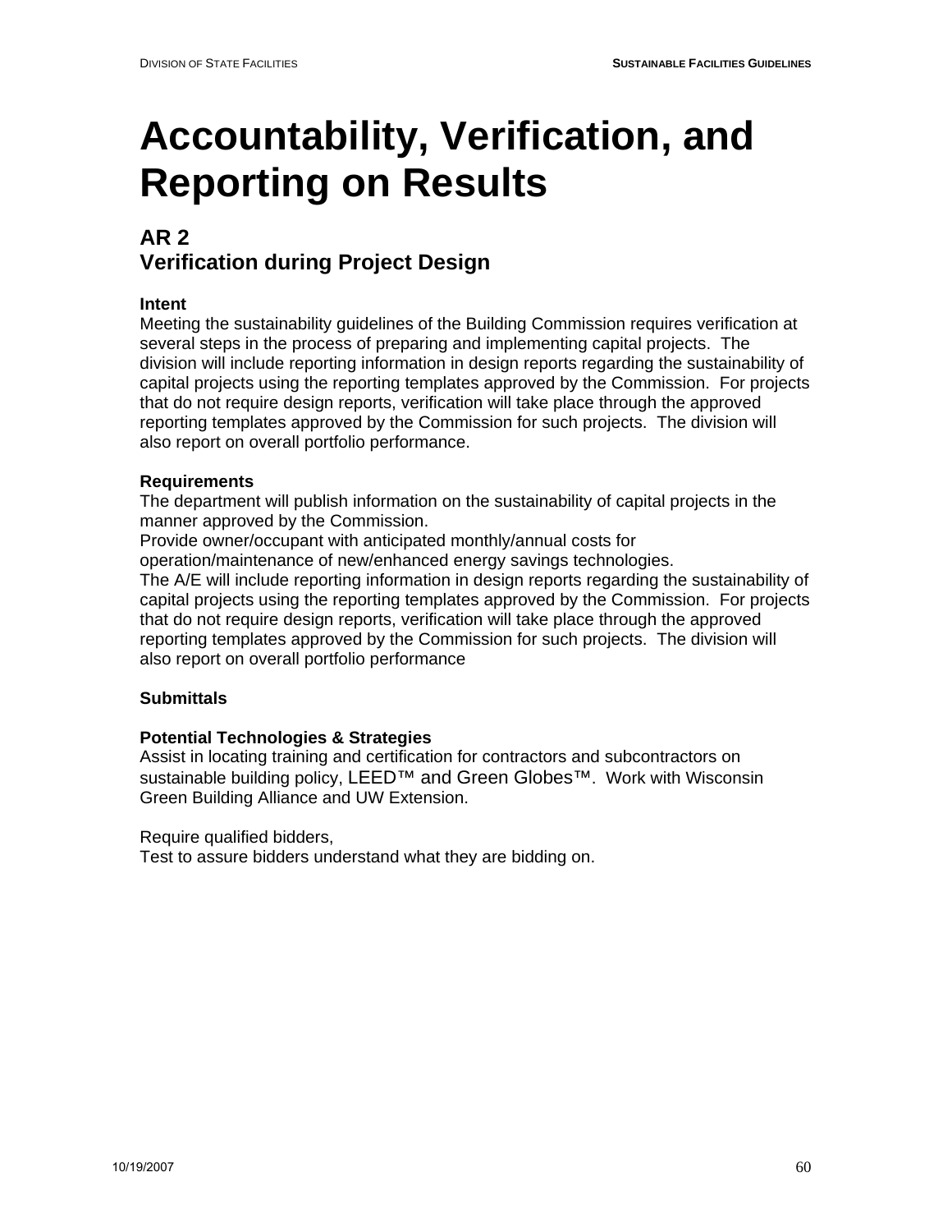# Accountability, Verification, and Reporting on Results

## AR 2
## Verification during Project Design

**Intent**

Meeting the sustainability guidelines of the Building Commission requires verification at several steps in the process of preparing and implementing capital projects. The division will include reporting information in design reports regarding the sustainability of capital projects using the reporting templates approved by the Commission. For projects that do not require design reports, verification will take place through the approved reporting templates approved by the Commission for such projects. The division will also report on overall portfolio performance.

**Requirements**

The department will publish information on the sustainability of capital projects in the manner approved by the Commission.

Provide owner/occupant with anticipated monthly/annual costs for operation/maintenance of new/enhanced energy savings technologies.

The A/E will include reporting information in design reports regarding the sustainability of capital projects using the reporting templates approved by the Commission. For projects that do not require design reports, verification will take place through the approved reporting templates approved by the Commission for such projects. The division will also report on overall portfolio performance

**Submittals**

**Potential Technologies & Strategies**

Assist in locating training and certification for contractors and subcontractors on sustainable building policy, LEED™ and Green Globes™. Work with Wisconsin Green Building Alliance and UW Extension.

Require qualified bidders,

Test to assure bidders understand what they are bidding on.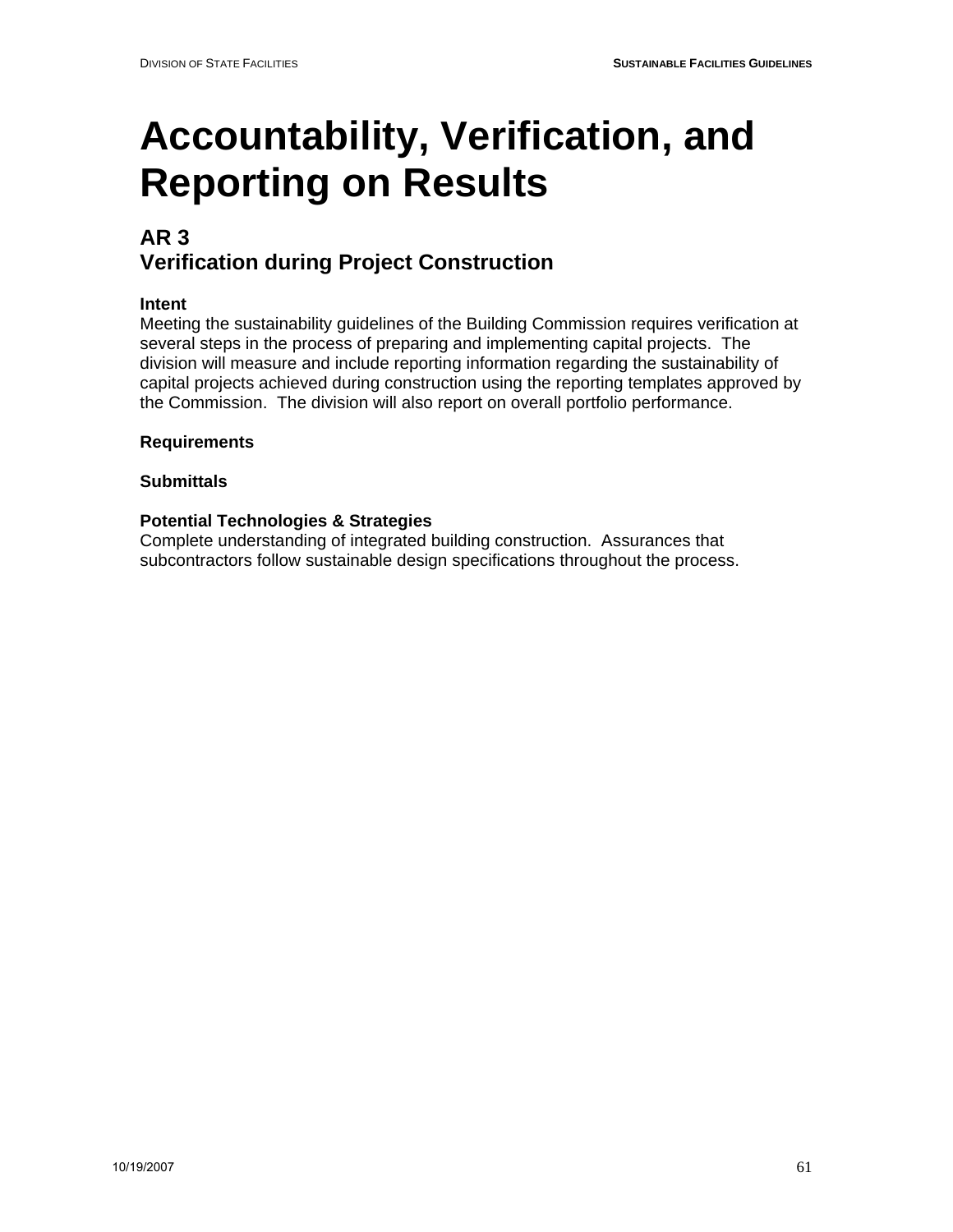# Accountability, Verification, and Reporting on Results

## AR 3
## Verification during Project Construction

**Intent**
Meeting the sustainability guidelines of the Building Commission requires verification at several steps in the process of preparing and implementing capital projects. The division will measure and include reporting information regarding the sustainability of capital projects achieved during construction using the reporting templates approved by the Commission. The division will also report on overall portfolio performance.

**Requirements**

**Submittals**

**Potential Technologies & Strategies**
Complete understanding of integrated building construction. Assurances that subcontractors follow sustainable design specifications throughout the process.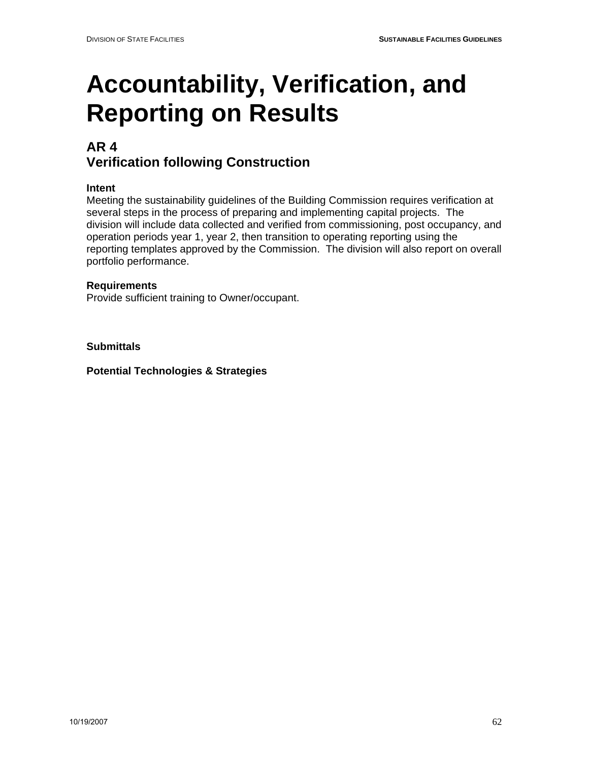# Accountability, Verification, and Reporting on Results

## AR 4
## Verification following Construction

**Intent**
Meeting the sustainability guidelines of the Building Commission requires verification at several steps in the process of preparing and implementing capital projects. The division will include data collected and verified from commissioning, post occupancy, and operation periods year 1, year 2, then transition to operating reporting using the reporting templates approved by the Commission. The division will also report on overall portfolio performance.

**Requirements**
Provide sufficient training to Owner/occupant.

**Submittals**

**Potential Technologies & Strategies**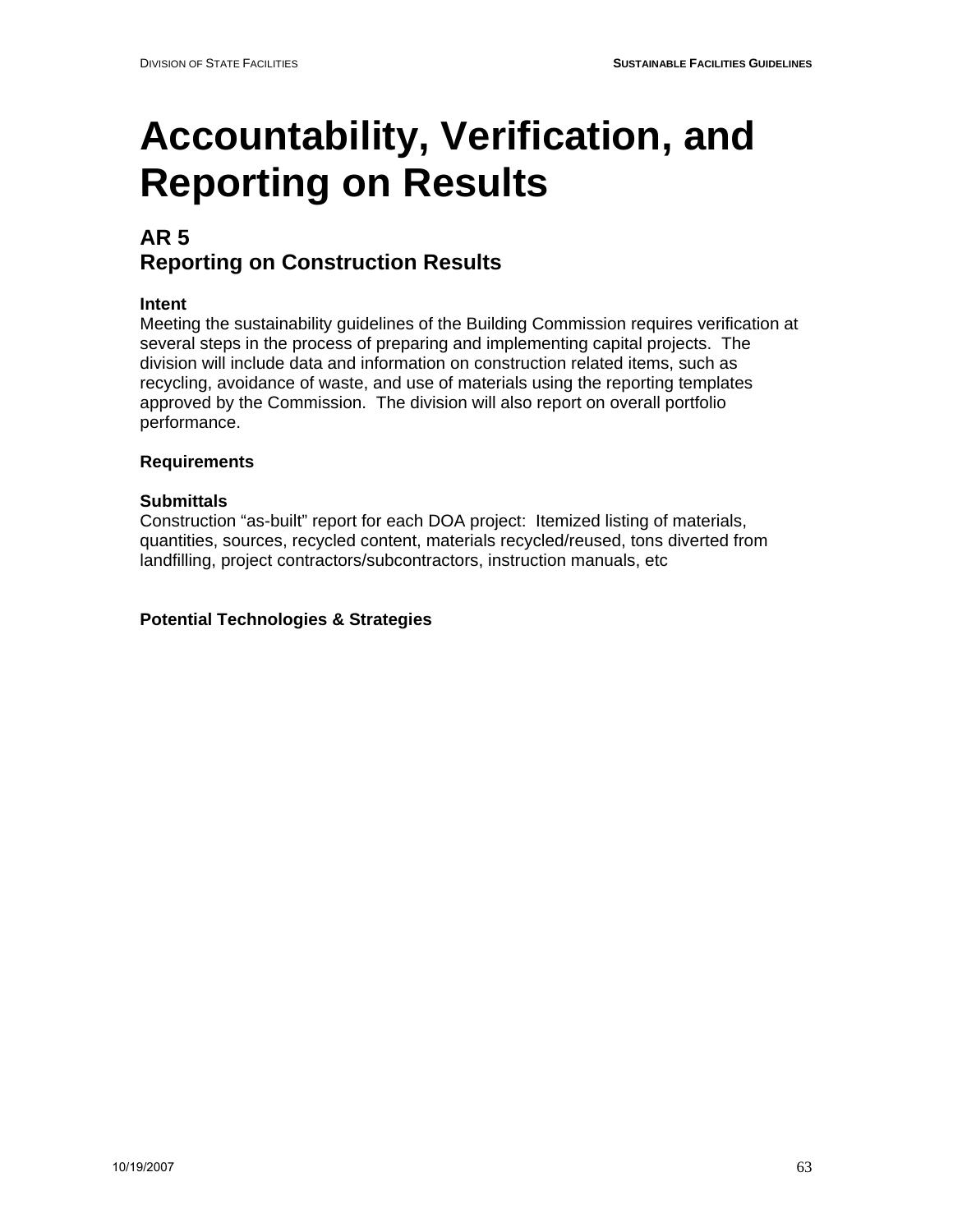# Accountability, Verification, and Reporting on Results

## AR 5
## Reporting on Construction Results

**Intent**
Meeting the sustainability guidelines of the Building Commission requires verification at several steps in the process of preparing and implementing capital projects. The division will include data and information on construction related items, such as recycling, avoidance of waste, and use of materials using the reporting templates approved by the Commission. The division will also report on overall portfolio performance.

**Requirements**

**Submittals**
Construction "as-built" report for each DOA project: Itemized listing of materials, quantities, sources, recycled content, materials recycled/reused, tons diverted from landfilling, project contractors/subcontractors, instruction manuals, etc

**Potential Technologies & Strategies**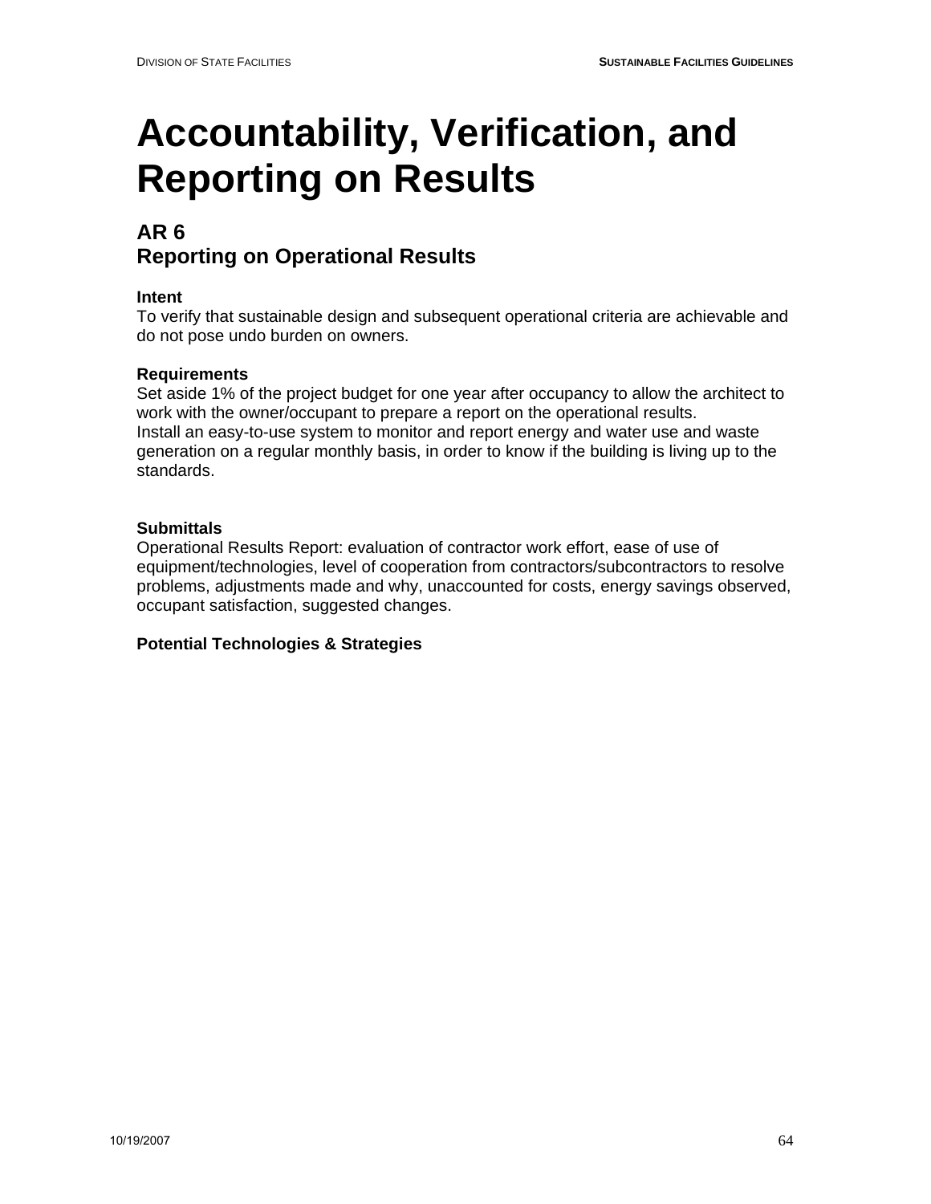# Accountability, Verification, and Reporting on Results

## AR 6
## Reporting on Operational Results

**Intent**
To verify that sustainable design and subsequent operational criteria are achievable and do not pose undo burden on owners.

**Requirements**
Set aside 1% of the project budget for one year after occupancy to allow the architect to work with the owner/occupant to prepare a report on the operational results.
Install an easy-to-use system to monitor and report energy and water use and waste generation on a regular monthly basis, in order to know if the building is living up to the standards.

**Submittals**
Operational Results Report: evaluation of contractor work effort, ease of use of equipment/technologies, level of cooperation from contractors/subcontractors to resolve problems, adjustments made and why, unaccounted for costs, energy savings observed, occupant satisfaction, suggested changes.

**Potential Technologies & Strategies**